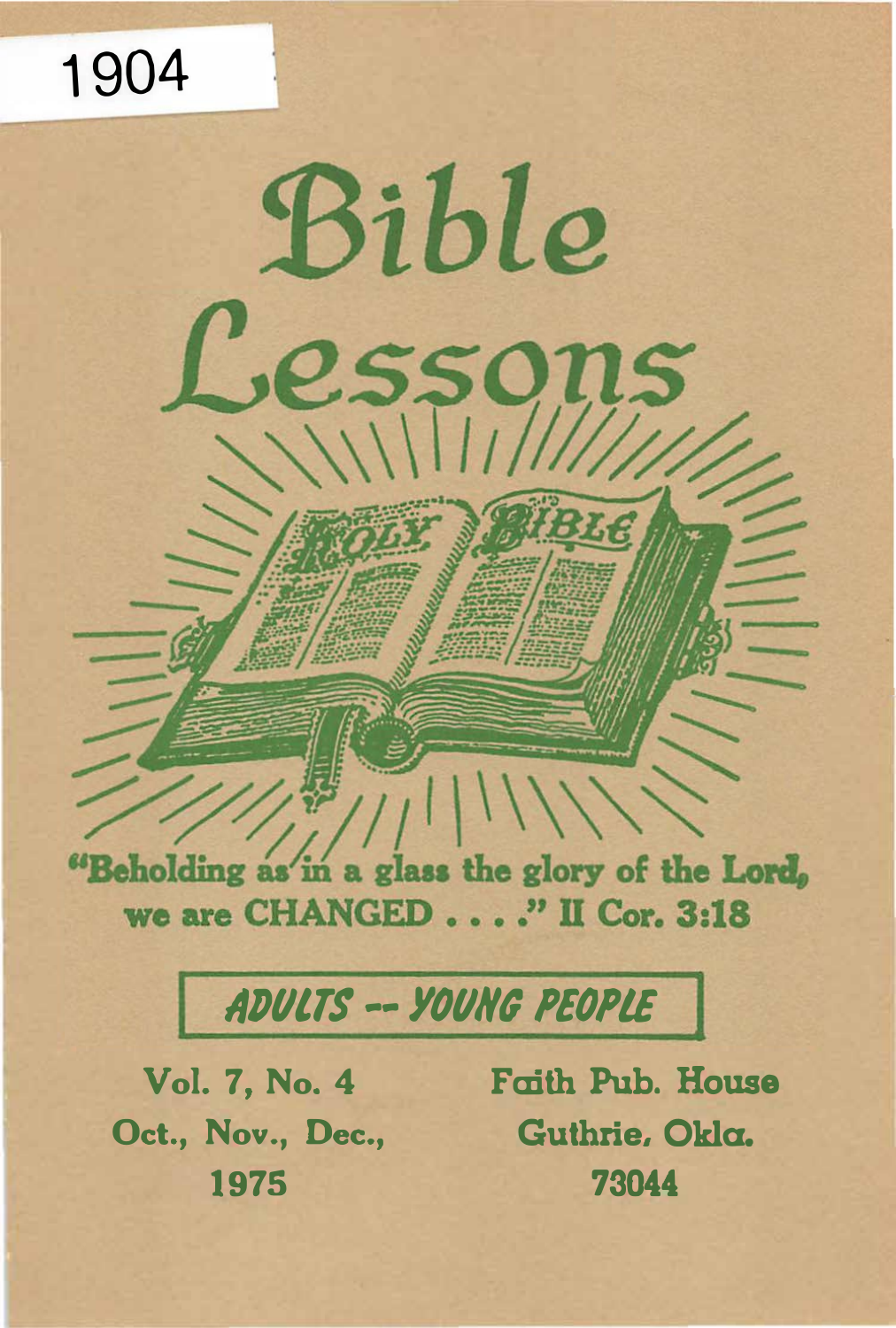1904

# Bible Lessons

"Beholding as in a glass the glory of the Lord, we are CHANGED . . . ." II Cor. 3:18

ADULTS -- YOUNG PEOPLE

Vol. 7, No. 4
Oct., Nov., Dec.,
1975

Faith Pub. House
Guthrie, Okla.
73044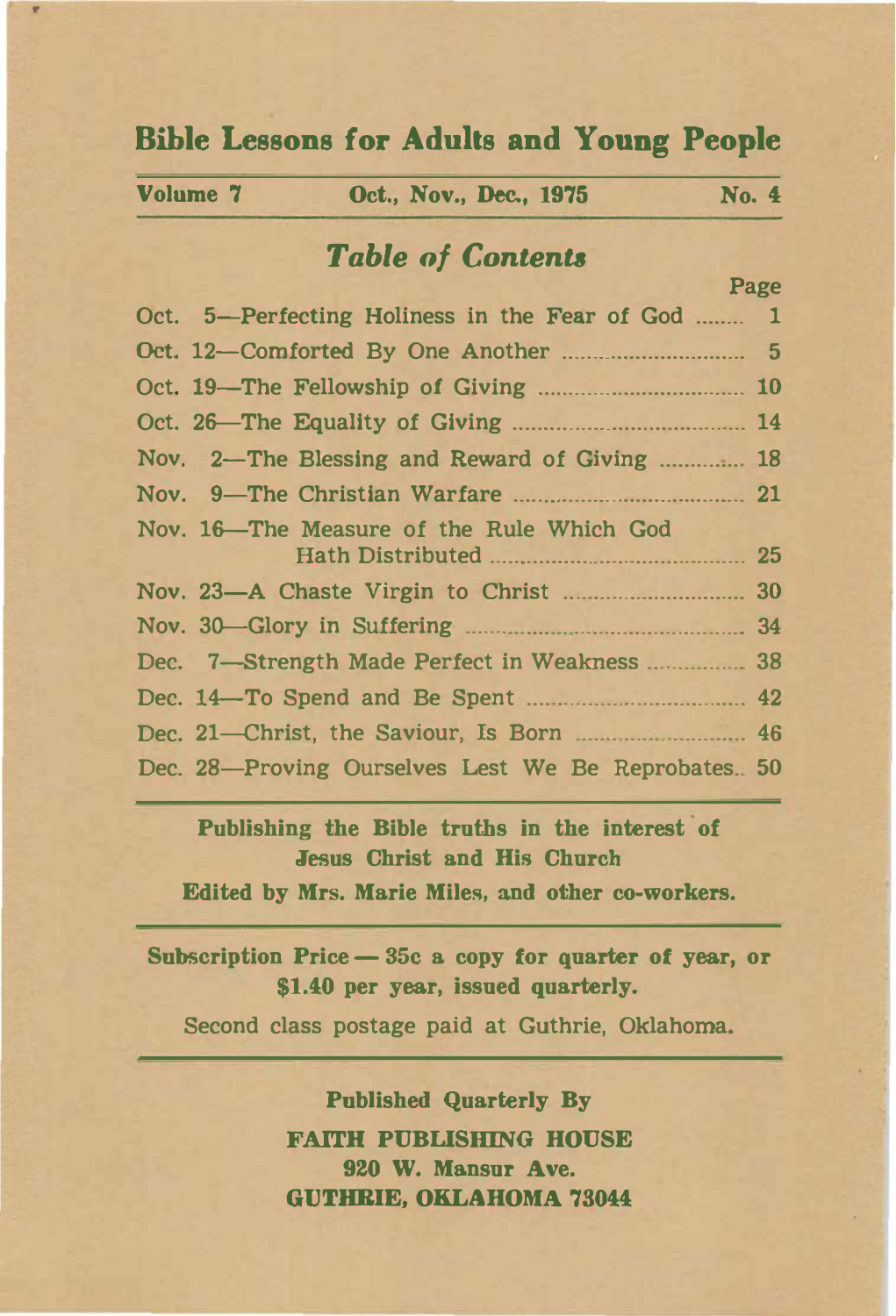# Bible Lessons for Adults and Young People

**Volume 7** **Oct., Nov., Dec., 1975** **No. 4**

## *Table of Contents*

| | Page |
|---|---|
| Oct. 5—Perfecting Holiness in the Fear of God | 1 |
| Oct. 12—Comforted By One Another | 5 |
| Oct. 19—The Fellowship of Giving | 10 |
| Oct. 26—The Equality of Giving | 14 |
| Nov. 2—The Blessing and Reward of Giving | 18 |
| Nov. 9—The Christian Warfare | 21 |
| Nov. 16—The Measure of the Rule Which God Hath Distributed | 25 |
| Nov. 23—A Chaste Virgin to Christ | 30 |
| Nov. 30—Glory in Suffering | 34 |
| Dec. 7—Strength Made Perfect in Weakness | 38 |
| Dec. 14—To Spend and Be Spent | 42 |
| Dec. 21—Christ, the Saviour, Is Born | 46 |
| Dec. 28—Proving Ourselves Lest We Be Reprobates | 50 |

**Publishing the Bible truths in the interest of Jesus Christ and His Church**

**Edited by Mrs. Marie Miles, and other co-workers.**

**Subscription Price — 35c a copy for quarter of year, or $1.40 per year, issued quarterly.**

Second class postage paid at Guthrie, Oklahoma.

**Published Quarterly By**

**FAITH PUBLISHING HOUSE**
**920 W. Mansur Ave.**
**GUTHRIE, OKLAHOMA 73044**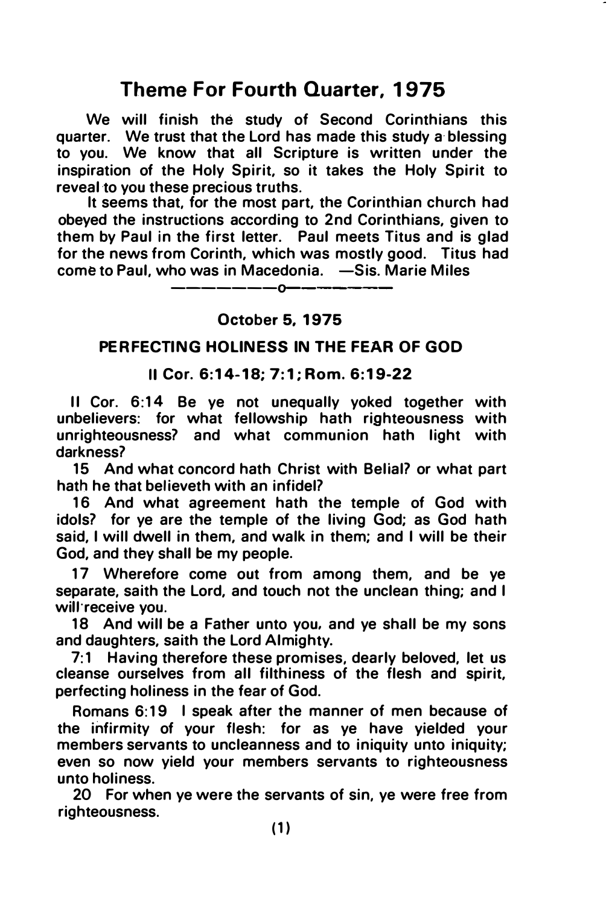# Theme For Fourth Quarter, 1975

We will finish the study of Second Corinthians this quarter. We trust that the Lord has made this study a blessing to you. We know that all Scripture is written under the inspiration of the Holy Spirit, so it takes the Holy Spirit to reveal to you these precious truths.

It seems that, for the most part, the Corinthian church had obeyed the instructions according to 2nd Corinthians, given to them by Paul in the first letter. Paul meets Titus and is glad for the news from Corinth, which was mostly good. Titus had come to Paul, who was in Macedonia. —Sis. Marie Miles

—————o—————

### October 5, 1975

## PERFECTING HOLINESS IN THE FEAR OF GOD

### II Cor. 6:14-18; 7:1; Rom. 6:19-22

II Cor. 6:14 Be ye not unequally yoked together with unbelievers: for what fellowship hath righteousness with unrighteousness? and what communion hath light with darkness?

15 And what concord hath Christ with Belial? or what part hath he that believeth with an infidel?

16 And what agreement hath the temple of God with idols? for ye are the temple of the living God; as God hath said, I will dwell in them, and walk in them; and I will be their God, and they shall be my people.

17 Wherefore come out from among them, and be ye separate, saith the Lord, and touch not the unclean thing; and I will receive you.

18 And will be a Father unto you, and ye shall be my sons and daughters, saith the Lord Almighty.

7:1 Having therefore these promises, dearly beloved, let us cleanse ourselves from all filthiness of the flesh and spirit, perfecting holiness in the fear of God.

Romans 6:19 I speak after the manner of men because of the infirmity of your flesh: for as ye have yielded your members servants to uncleanness and to iniquity unto iniquity; even so now yield your members servants to righteousness unto holiness.

20 For when ye were the servants of sin, ye were free from righteousness.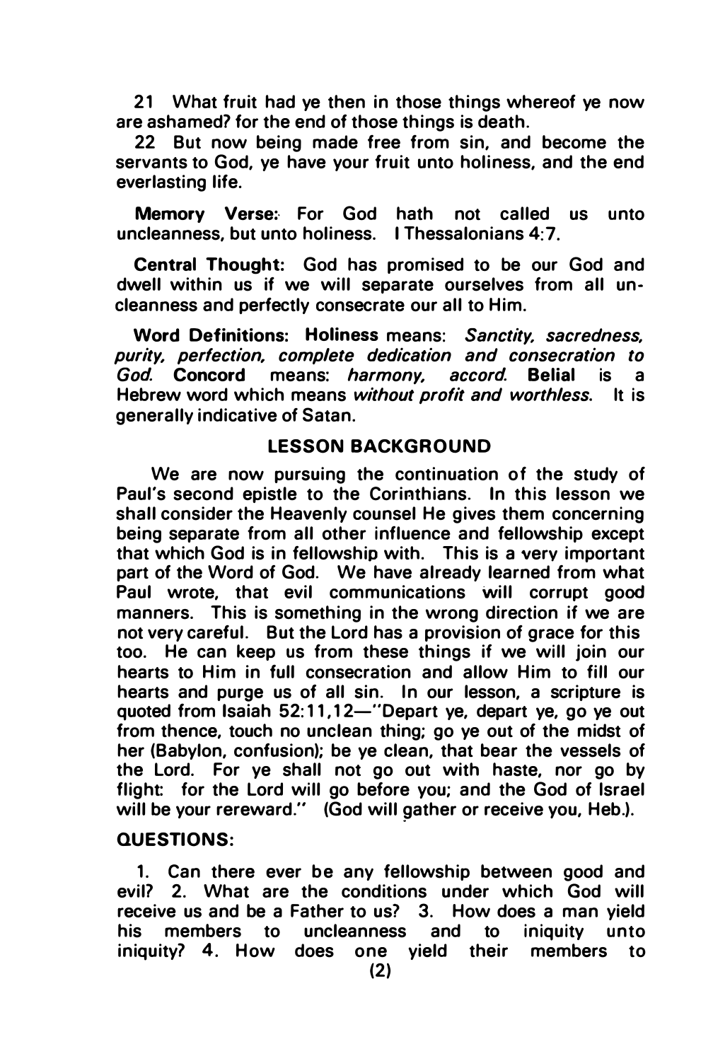21 What fruit had ye then in those things whereof ye now are ashamed? for the end of those things is death.

22 But now being made free from sin, and become the servants to God, ye have your fruit unto holiness, and the end everlasting life.

**Memory Verse:** For God hath not called us unto uncleanness, but unto holiness. I Thessalonians 4:7.

**Central Thought:** God has promised to be our God and dwell within us if we will separate ourselves from all uncleanness and perfectly consecrate our all to Him.

**Word Definitions:** **Holiness** means: *Sanctity, sacredness, purity, perfection, complete dedication and consecration to God.* **Concord** means: *harmony, accord.* **Belial** is a Hebrew word which means *without profit and worthless.* It is generally indicative of Satan.

## LESSON BACKGROUND

We are now pursuing the continuation of the study of Paul's second epistle to the Corinthians. In this lesson we shall consider the Heavenly counsel He gives them concerning being separate from all other influence and fellowship except that which God is in fellowship with. This is a very important part of the Word of God. We have already learned from what Paul wrote, that evil communications will corrupt good manners. This is something in the wrong direction if we are not very careful. But the Lord has a provision of grace for this too. He can keep us from these things if we will join our hearts to Him in full consecration and allow Him to fill our hearts and purge us of all sin. In our lesson, a scripture is quoted from Isaiah 52:11,12—"Depart ye, depart ye, go ye out from thence, touch no unclean thing; go ye out of the midst of her (Babylon, confusion); be ye clean, that bear the vessels of the Lord. For ye shall not go out with haste, nor go by flight: for the Lord will go before you; and the God of Israel will be your rereward." (God will gather or receive you, Heb.).

**QUESTIONS:**

1. Can there ever be any fellowship between good and evil? 2. What are the conditions under which God will receive us and be a Father to us? 3. How does a man yield his members to uncleanness and to iniquity unto iniquity? 4. How does one yield their members to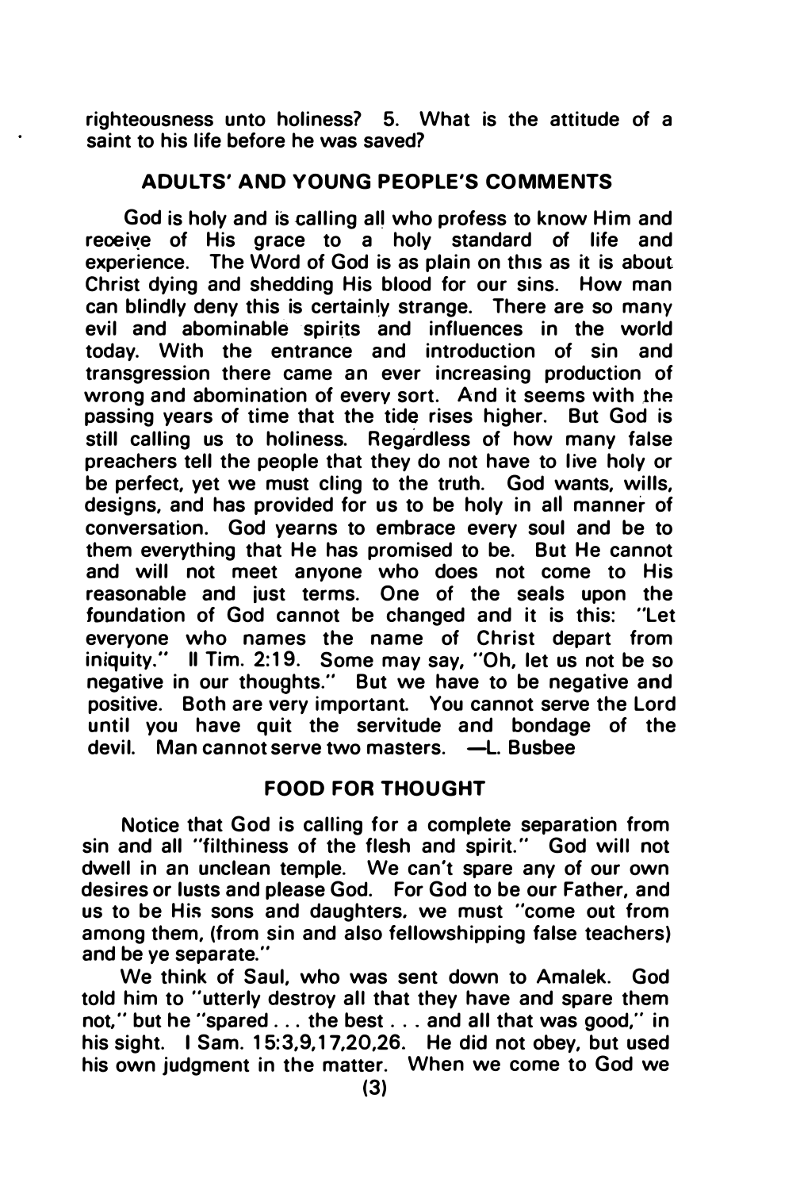righteousness unto holiness? 5. What is the attitude of a saint to his life before he was saved?

## ADULTS' AND YOUNG PEOPLE'S COMMENTS

God is holy and is calling all who profess to know Him and receive of His grace to a holy standard of life and experience. The Word of God is as plain on this as it is about Christ dying and shedding His blood for our sins. How man can blindly deny this is certainly strange. There are so many evil and abominable spirits and influences in the world today. With the entrance and introduction of sin and transgression there came an ever increasing production of wrong and abomination of every sort. And it seems with the passing years of time that the tide rises higher. But God is still calling us to holiness. Regardless of how many false preachers tell the people that they do not have to live holy or be perfect, yet we must cling to the truth. God wants, wills, designs, and has provided for us to be holy in all manner of conversation. God yearns to embrace every soul and be to them everything that He has promised to be. But He cannot and will not meet anyone who does not come to His reasonable and just terms. One of the seals upon the foundation of God cannot be changed and it is this: "Let everyone who names the name of Christ depart from iniquity." II Tim. 2:19. Some may say, "Oh, let us not be so negative in our thoughts." But we have to be negative and positive. Both are very important. You cannot serve the Lord until you have quit the servitude and bondage of the devil. Man cannot serve two masters. —L. Busbee

## FOOD FOR THOUGHT

Notice that God is calling for a complete separation from sin and all "filthiness of the flesh and spirit." God will not dwell in an unclean temple. We can't spare any of our own desires or lusts and please God. For God to be our Father, and us to be His sons and daughters, we must "come out from among them, (from sin and also fellowshipping false teachers) and be ye separate."

We think of Saul, who was sent down to Amalek. God told him to "utterly destroy all that they have and spare them not," but he "spared . . . the best . . . and all that was good," in his sight. I Sam. 15:3,9,17,20,26. He did not obey, but used his own judgment in the matter. When we come to God we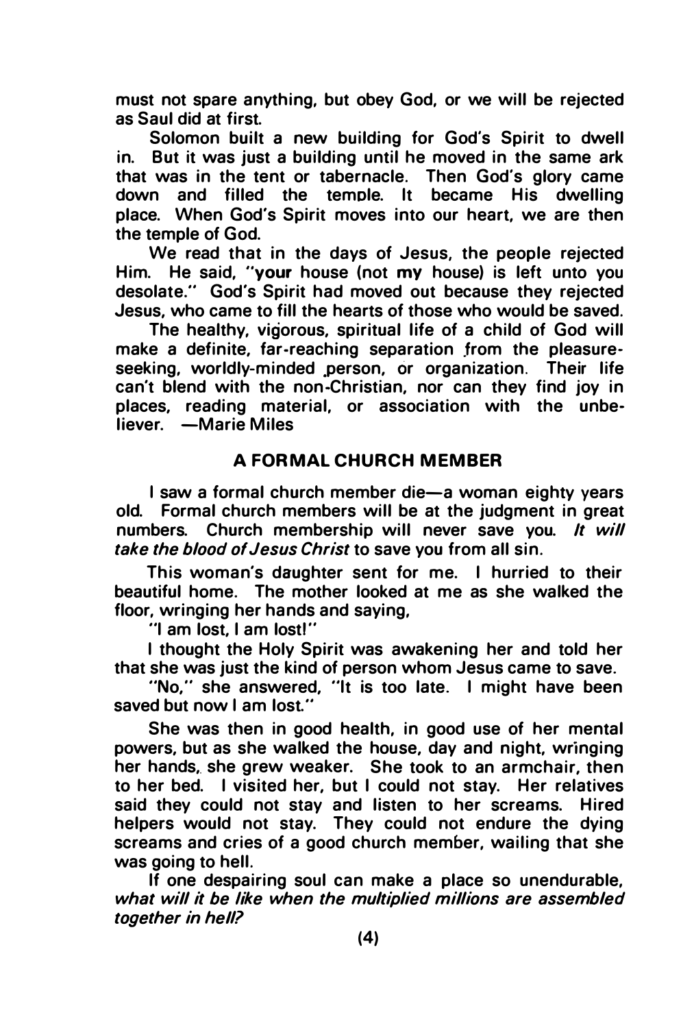must not spare anything, but obey God, or we will be rejected as Saul did at first.

Solomon built a new building for God's Spirit to dwell in. But it was just a building until he moved in the same ark that was in the tent or tabernacle. Then God's glory came down and filled the temple. It became His dwelling place. When God's Spirit moves into our heart, we are then the temple of God.

We read that in the days of Jesus, the people rejected Him. He said, "**your** house (not **my** house) is left unto you desolate." God's Spirit had moved out because they rejected Jesus, who came to fill the hearts of those who would be saved.

The healthy, vigorous, spiritual life of a child of God will make a definite, far-reaching separation from the pleasure-seeking, worldly-minded person, or organization. Their life can't blend with the non-Christian, nor can they find joy in places, reading material, or association with the unbeliever. —Marie Miles

## A FORMAL CHURCH MEMBER

I saw a formal church member die—a woman eighty years old. Formal church members will be at the judgment in great numbers. Church membership will never save you. *It will take the blood of Jesus Christ* to save you from all sin.

This woman's daughter sent for me. I hurried to their beautiful home. The mother looked at me as she walked the floor, wringing her hands and saying,

"I am lost, I am lost!"

I thought the Holy Spirit was awakening her and told her that she was just the kind of person whom Jesus came to save.

"No," she answered, "It is too late. I might have been saved but now I am lost."

She was then in good health, in good use of her mental powers, but as she walked the house, day and night, wringing her hands, she grew weaker. She took to an armchair, then to her bed. I visited her, but I could not stay. Her relatives said they could not stay and listen to her screams. Hired helpers would not stay. They could not endure the dying screams and cries of a good church member, wailing that she was going to hell.

If one despairing soul can make a place so unendurable, *what will it be like when the multiplied millions are assembled together in hell?*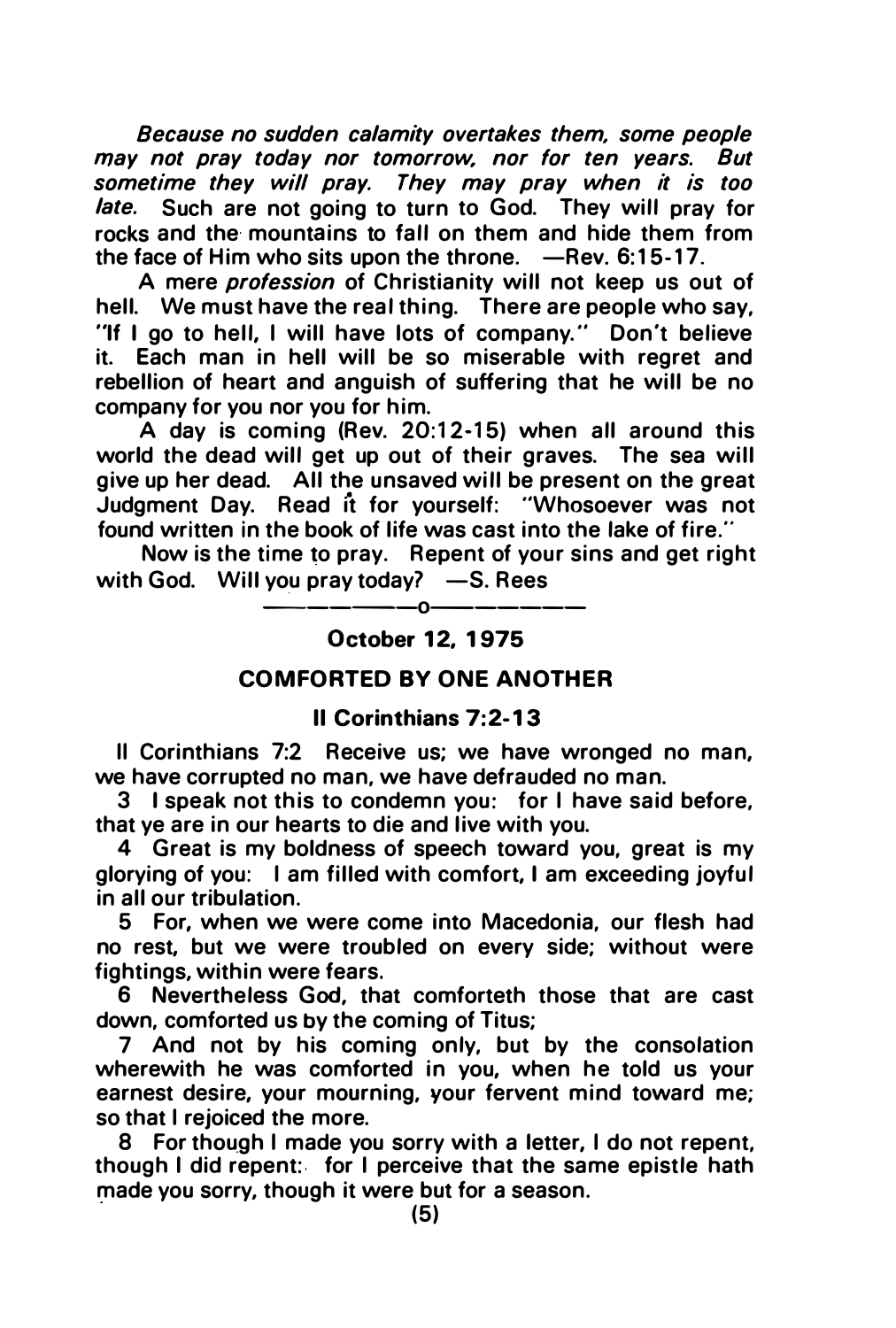*Because no sudden calamity overtakes them, some people may not pray today nor tomorrow, nor for ten years. But sometime they will pray. They may pray when it is too late.* Such are not going to turn to God. They will pray for rocks and the mountains to fall on them and hide them from the face of Him who sits upon the throne. —Rev. 6:15-17.

A mere *profession* of Christianity will not keep us out of hell. We must have the real thing. There are people who say, "If I go to hell, I will have lots of company." Don't believe it. Each man in hell will be so miserable with regret and rebellion of heart and anguish of suffering that he will be no company for you nor you for him.

A day is coming (Rev. 20:12-15) when all around this world the dead will get up out of their graves. The sea will give up her dead. All the unsaved will be present on the great Judgment Day. Read it for yourself: "Whosoever was not found written in the book of life was cast into the lake of fire."

Now is the time to pray. Repent of your sins and get right with God. Will you pray today? —S. Rees

---

**October 12, 1975**

## COMFORTED BY ONE ANOTHER

### II Corinthians 7:2-13

II Corinthians 7:2 Receive us; we have wronged no man, we have corrupted no man, we have defrauded no man.

3 I speak not this to condemn you: for I have said before, that ye are in our hearts to die and live with you.

4 Great is my boldness of speech toward you, great is my glorying of you: I am filled with comfort, I am exceeding joyful in all our tribulation.

5 For, when we were come into Macedonia, our flesh had no rest, but we were troubled on every side; without were fightings, within were fears.

6 Nevertheless God, that comforteth those that are cast down, comforted us by the coming of Titus;

7 And not by his coming only, but by the consolation wherewith he was comforted in you, when he told us your earnest desire, your mourning, your fervent mind toward me; so that I rejoiced the more.

8 For though I made you sorry with a letter, I do not repent, though I did repent: for I perceive that the same epistle hath made you sorry, though it were but for a season.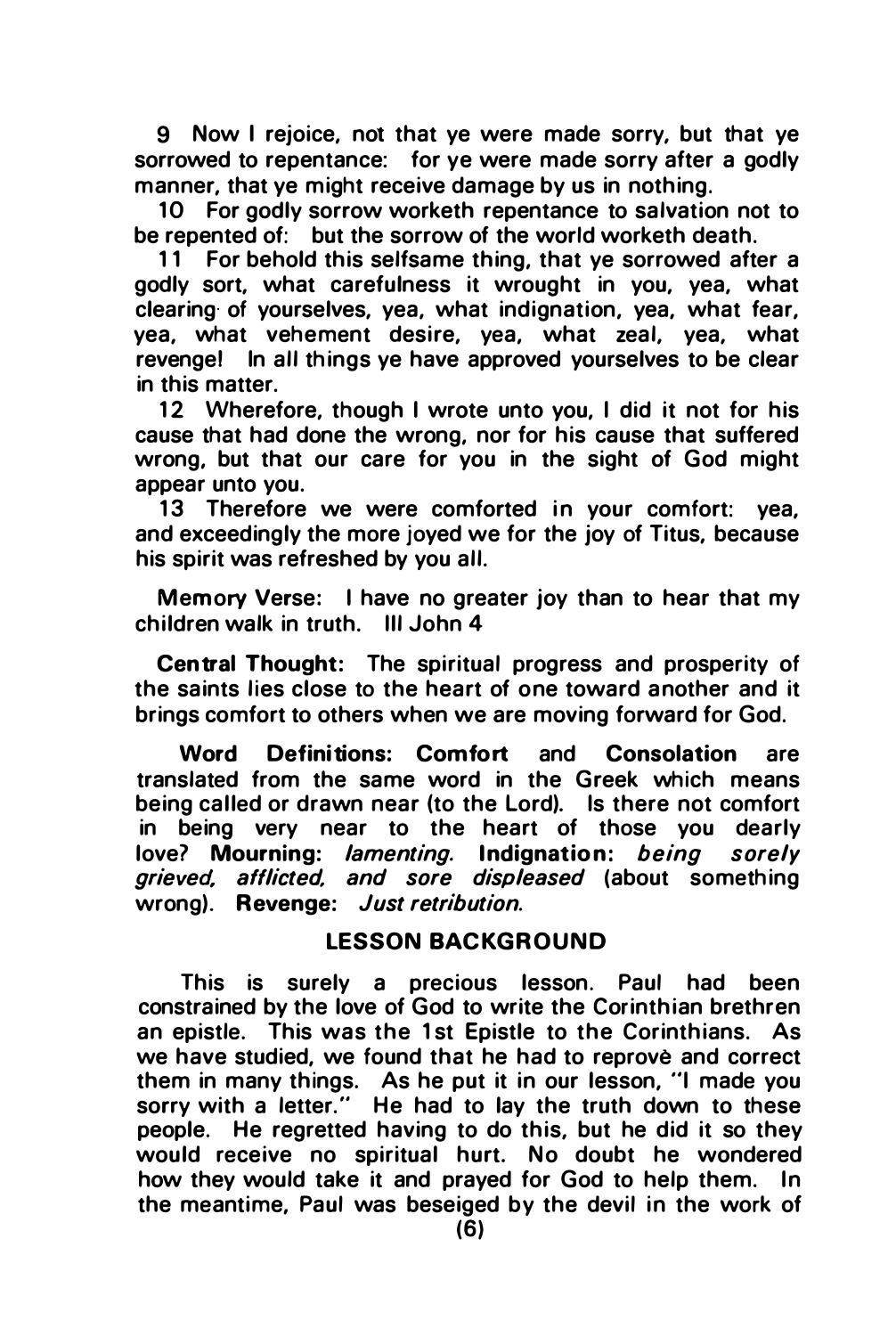9 Now I rejoice, not that ye were made sorry, but that ye sorrowed to repentance: for ye were made sorry after a godly manner, that ye might receive damage by us in nothing.

10 For godly sorrow worketh repentance to salvation not to be repented of: but the sorrow of the world worketh death.

11 For behold this selfsame thing, that ye sorrowed after a godly sort, what carefulness it wrought in you, yea, what clearing of yourselves, yea, what indignation, yea, what fear, yea, what vehement desire, yea, what zeal, yea, what revenge! In all things ye have approved yourselves to be clear in this matter.

12 Wherefore, though I wrote unto you, I did it not for his cause that had done the wrong, nor for his cause that suffered wrong, but that our care for you in the sight of God might appear unto you.

13 Therefore we were comforted in your comfort: yea, and exceedingly the more joyed we for the joy of Titus, because his spirit was refreshed by you all.

**Memory Verse:** I have no greater joy than to hear that my children walk in truth. III John 4

**Central Thought:** The spiritual progress and prosperity of the saints lies close to the heart of one toward another and it brings comfort to others when we are moving forward for God.

**Word Definitions: Comfort** and **Consolation** are translated from the same word in the Greek which means being called or drawn near (to the Lord). Is there not comfort in being very near to the heart of those you dearly love? **Mourning:** *lamenting.* **Indignation:** *being sorely grieved, afflicted, and sore displeased* (about something wrong). **Revenge:** *Just retribution.*

## LESSON BACKGROUND

This is surely a precious lesson. Paul had been constrained by the love of God to write the Corinthian brethren an epistle. This was the 1st Epistle to the Corinthians. As we have studied, we found that he had to reprovè and correct them in many things. As he put it in our lesson, "I made you sorry with a letter." He had to lay the truth down to these people. He regretted having to do this, but he did it so they would receive no spiritual hurt. No doubt he wondered how they would take it and prayed for God to help them. In the meantime, Paul was beseiged by the devil in the work of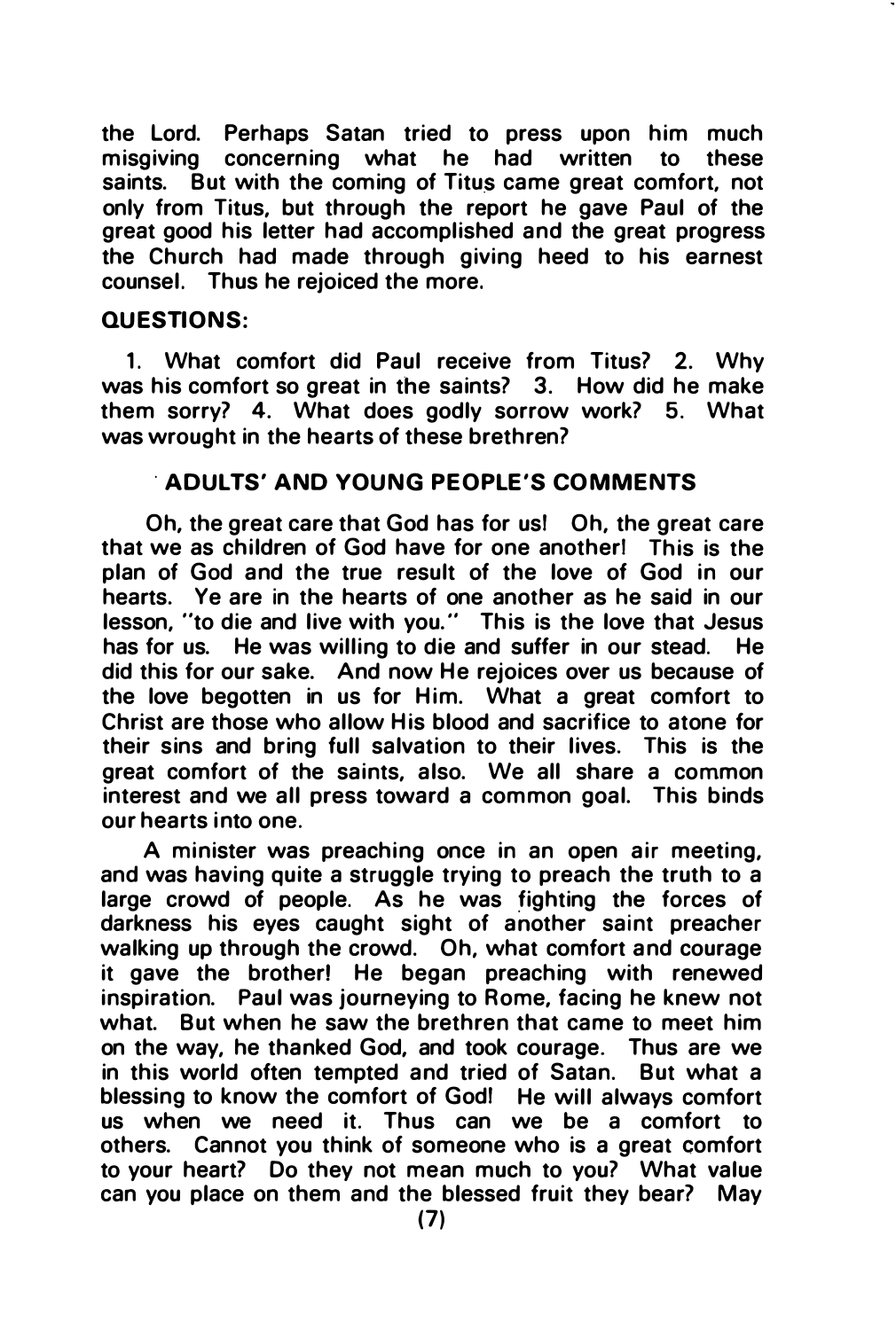the Lord. Perhaps Satan tried to press upon him much misgiving concerning what he had written to these saints. But with the coming of Titus came great comfort, not only from Titus, but through the report he gave Paul of the great good his letter had accomplished and the great progress the Church had made through giving heed to his earnest counsel. Thus he rejoiced the more.

**QUESTIONS:**

1. What comfort did Paul receive from Titus? 2. Why was his comfort so great in the saints? 3. How did he make them sorry? 4. What does godly sorrow work? 5. What was wrought in the hearts of these brethren?

## ADULTS' AND YOUNG PEOPLE'S COMMENTS

Oh, the great care that God has for us! Oh, the great care that we as children of God have for one another! This is the plan of God and the true result of the love of God in our hearts. Ye are in the hearts of one another as he said in our lesson, "to die and live with you." This is the love that Jesus has for us. He was willing to die and suffer in our stead. He did this for our sake. And now He rejoices over us because of the love begotten in us for Him. What a great comfort to Christ are those who allow His blood and sacrifice to atone for their sins and bring full salvation to their lives. This is the great comfort of the saints, also. We all share a common interest and we all press toward a common goal. This binds our hearts into one.

A minister was preaching once in an open air meeting, and was having quite a struggle trying to preach the truth to a large crowd of people. As he was fighting the forces of darkness his eyes caught sight of another saint preacher walking up through the crowd. Oh, what comfort and courage it gave the brother! He began preaching with renewed inspiration. Paul was journeying to Rome, facing he knew not what. But when he saw the brethren that came to meet him on the way, he thanked God, and took courage. Thus are we in this world often tempted and tried of Satan. But what a blessing to know the comfort of God! He will always comfort us when we need it. Thus can we be a comfort to others. Cannot you think of someone who is a great comfort to your heart? Do they not mean much to you? What value can you place on them and the blessed fruit they bear? May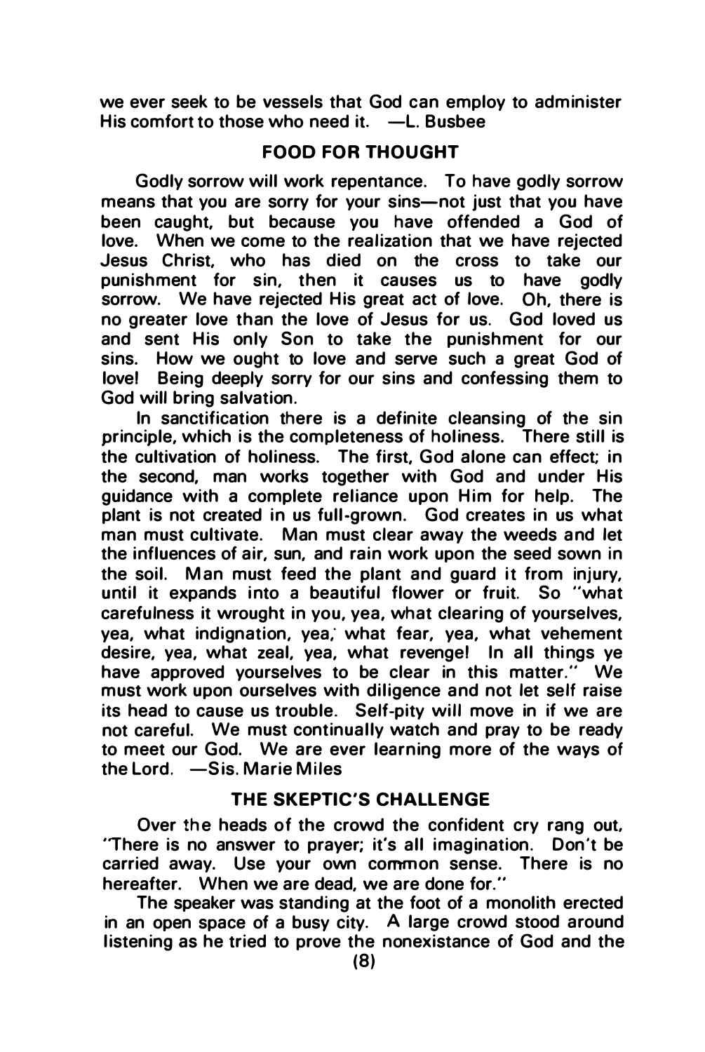we ever seek to be vessels that God can employ to administer His comfort to those who need it. —L. Busbee

### FOOD FOR THOUGHT

Godly sorrow will work repentance. To have godly sorrow means that you are sorry for your sins—not just that you have been caught, but because you have offended a God of love. When we come to the realization that we have rejected Jesus Christ, who has died on the cross to take our punishment for sin, then it causes us to have godly sorrow. We have rejected His great act of love. Oh, there is no greater love than the love of Jesus for us. God loved us and sent His only Son to take the punishment for our sins. How we ought to love and serve such a great God of love! Being deeply sorry for our sins and confessing them to God will bring salvation.

In sanctification there is a definite cleansing of the sin principle, which is the completeness of holiness. There still is the cultivation of holiness. The first, God alone can effect; in the second, man works together with God and under His guidance with a complete reliance upon Him for help. The plant is not created in us full-grown. God creates in us what man must cultivate. Man must clear away the weeds and let the influences of air, sun, and rain work upon the seed sown in the soil. Man must feed the plant and guard it from injury, until it expands into a beautiful flower or fruit. So "what carefulness it wrought in you, yea, what clearing of yourselves, yea, what indignation, yea, what fear, yea, what vehement desire, yea, what zeal, yea, what revenge! In all things ye have approved yourselves to be clear in this matter." We must work upon ourselves with diligence and not let self raise its head to cause us trouble. Self-pity will move in if we are not careful. We must continually watch and pray to be ready to meet our God. We are ever learning more of the ways of the Lord. —Sis. Marie Miles

### THE SKEPTIC'S CHALLENGE

Over the heads of the crowd the confident cry rang out, "There is no answer to prayer; it's all imagination. Don't be carried away. Use your own common sense. There is no hereafter. When we are dead, we are done for."

The speaker was standing at the foot of a monolith erected in an open space of a busy city. A large crowd stood around listening as he tried to prove the nonexistance of God and the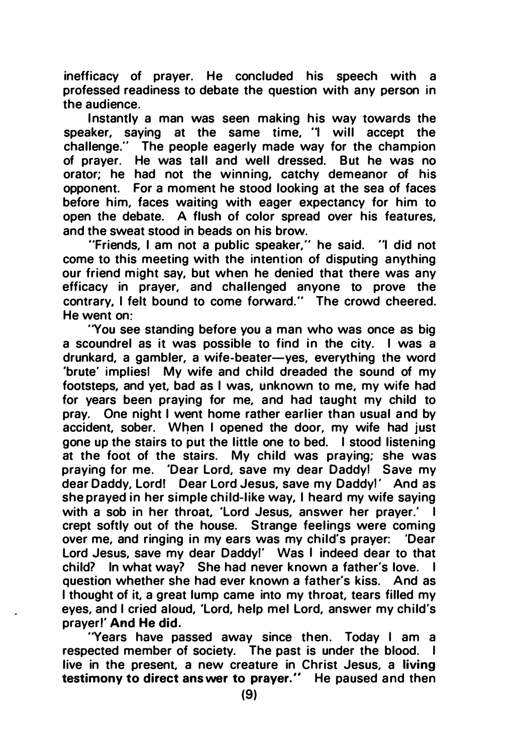inefficacy of prayer. He concluded his speech with a professed readiness to debate the question with any person in the audience.

Instantly a man was seen making his way towards the speaker, saying at the same time, "I will accept the challenge." The people eagerly made way for the champion of prayer. He was tall and well dressed. But he was no orator; he had not the winning, catchy demeanor of his opponent. For a moment he stood looking at the sea of faces before him, faces waiting with eager expectancy for him to open the debate. A flush of color spread over his features, and the sweat stood in beads on his brow.

"Friends, I am not a public speaker," he said. "I did not come to this meeting with the intention of disputing anything our friend might say, but when he denied that there was any efficacy in prayer, and challenged anyone to prove the contrary, I felt bound to come forward." The crowd cheered. He went on:

"You see standing before you a man who was once as big a scoundrel as it was possible to find in the city. I was a drunkard, a gambler, a wife-beater—yes, everything the word 'brute' implies! My wife and child dreaded the sound of my footsteps, and yet, bad as I was, unknown to me, my wife had for years been praying for me, and had taught my child to pray. One night I went home rather earlier than usual and by accident, sober. When I opened the door, my wife had just gone up the stairs to put the little one to bed. I stood listening at the foot of the stairs. My child was praying; she was praying for me. 'Dear Lord, save my dear Daddy! Save my dear Daddy, Lord! Dear Lord Jesus, save my Daddy!' And as she prayed in her simple child-like way, I heard my wife saying with a sob in her throat, 'Lord Jesus, answer her prayer.' I crept softly out of the house. Strange feelings were coming over me, and ringing in my ears was my child's prayer: 'Dear Lord Jesus, save my dear Daddy!' Was I indeed dear to that child? In what way? She had never known a father's love. I question whether she had ever known a father's kiss. And as I thought of it, a great lump came into my throat, tears filled my eyes, and I cried aloud, 'Lord, help me! Lord, answer my child's prayer!' **And He did.**

"Years have passed away since then. Today I am a respected member of society. The past is under the blood. I live in the present, a new creature in Christ Jesus, a **living testimony to direct answer to prayer.**" He paused and then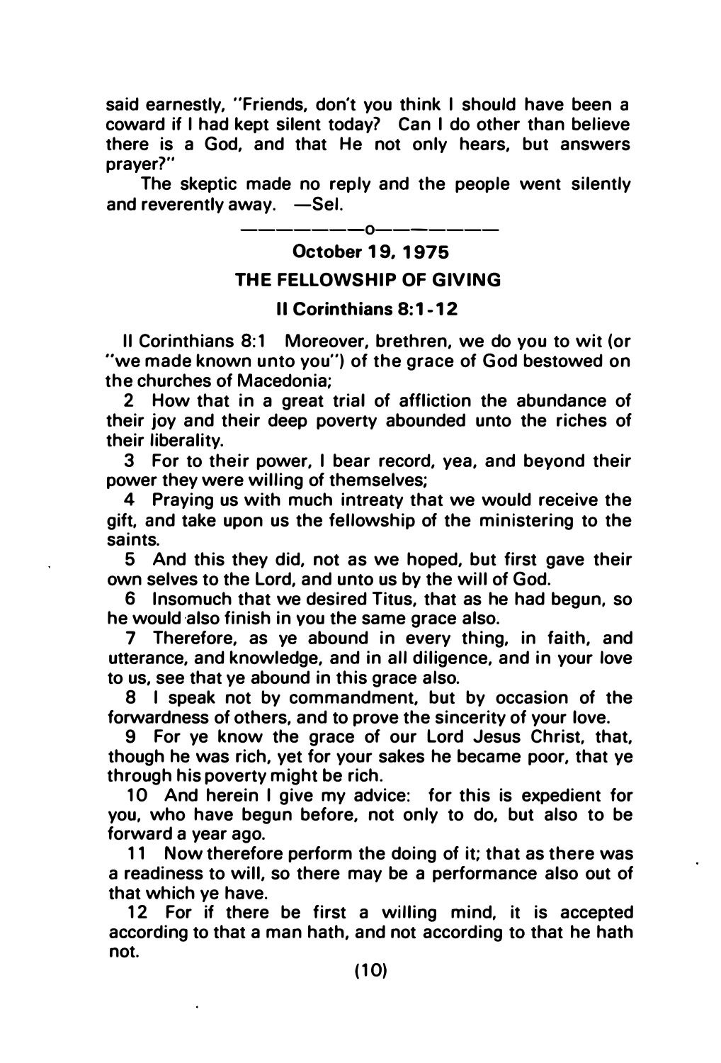said earnestly, "Friends, don't you think I should have been a coward if I had kept silent today? Can I do other than believe there is a God, and that He not only hears, but answers prayer?"

The skeptic made no reply and the people went silently and reverently away. —Sel.

---

### October 19, 1975

### THE FELLOWSHIP OF GIVING

### II Corinthians 8:1-12

II Corinthians 8:1 Moreover, brethren, we do you to wit (or "we made known unto you") of the grace of God bestowed on the churches of Macedonia;

2 How that in a great trial of affliction the abundance of their joy and their deep poverty abounded unto the riches of their liberality.

3 For to their power, I bear record, yea, and beyond their power they were willing of themselves;

4 Praying us with much intreaty that we would receive the gift, and take upon us the fellowship of the ministering to the saints.

5 And this they did, not as we hoped, but first gave their own selves to the Lord, and unto us by the will of God.

6 Insomuch that we desired Titus, that as he had begun, so he would also finish in you the same grace also.

7 Therefore, as ye abound in every thing, in faith, and utterance, and knowledge, and in all diligence, and in your love to us, see that ye abound in this grace also.

8 I speak not by commandment, but by occasion of the forwardness of others, and to prove the sincerity of your love.

9 For ye know the grace of our Lord Jesus Christ, that, though he was rich, yet for your sakes he became poor, that ye through his poverty might be rich.

10 And herein I give my advice: for this is expedient for you, who have begun before, not only to do, but also to be forward a year ago.

11 Now therefore perform the doing of it; that as there was a readiness to will, so there may be a performance also out of that which ye have.

12 For if there be first a willing mind, it is accepted according to that a man hath, and not according to that he hath not.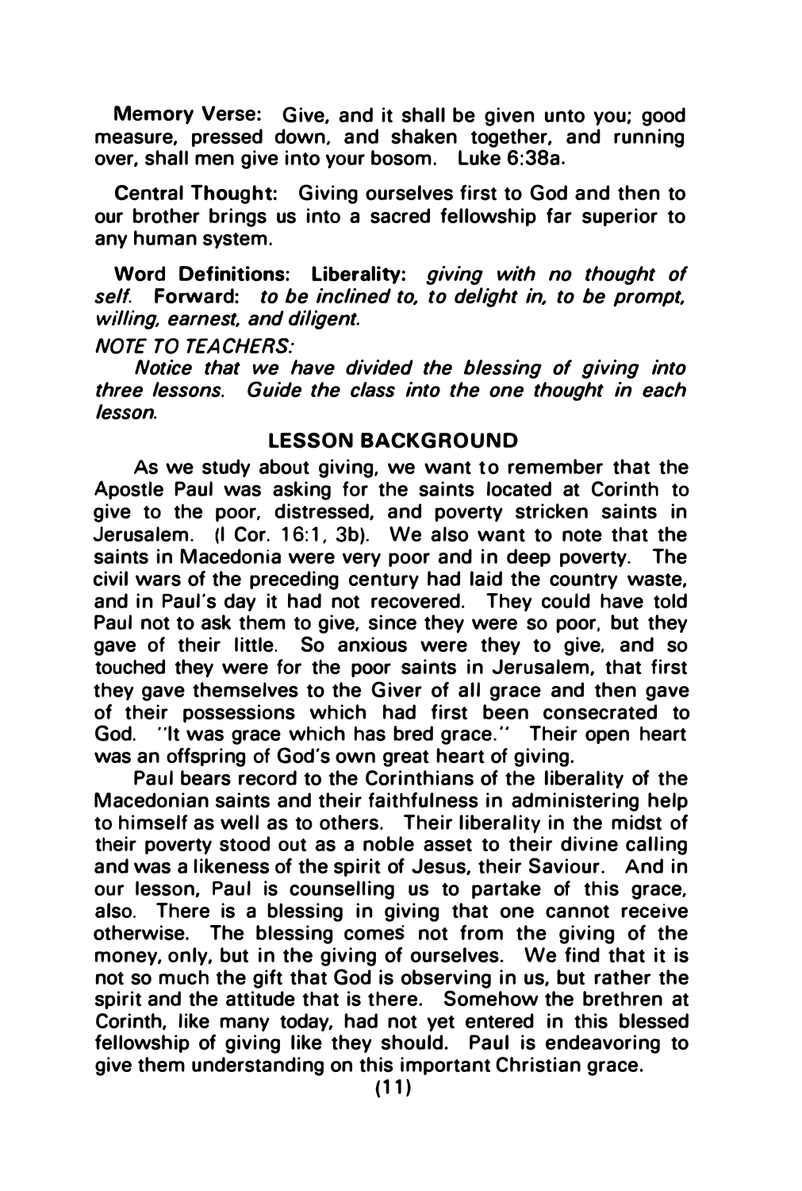**Memory Verse:** Give, and it shall be given unto you; good measure, pressed down, and shaken together, and running over, shall men give into your bosom. Luke 6:38a.

**Central Thought:** Giving ourselves first to God and then to our brother brings us into a sacred fellowship far superior to any human system.

**Word Definitions:** **Liberality:** *giving with no thought of self.* **Forward:** *to be inclined to, to delight in, to be prompt, willing, earnest, and diligent.*

*NOTE TO TEACHERS:*

*Notice that we have divided the blessing of giving into three lessons. Guide the class into the one thought in each lesson.*

## LESSON BACKGROUND

As we study about giving, we want to remember that the Apostle Paul was asking for the saints located at Corinth to give to the poor, distressed, and poverty stricken saints in Jerusalem. (I Cor. 16:1, 3b). We also want to note that the saints in Macedonia were very poor and in deep poverty. The civil wars of the preceding century had laid the country waste, and in Paul's day it had not recovered. They could have told Paul not to ask them to give, since they were so poor, but they gave of their little. So anxious were they to give, and so touched they were for the poor saints in Jerusalem, that first they gave themselves to the Giver of all grace and then gave of their possessions which had first been consecrated to God. "It was grace which has bred grace." Their open heart was an offspring of God's own great heart of giving.

Paul bears record to the Corinthians of the liberality of the Macedonian saints and their faithfulness in administering help to himself as well as to others. Their liberality in the midst of their poverty stood out as a noble asset to their divine calling and was a likeness of the spirit of Jesus, their Saviour. And in our lesson, Paul is counselling us to partake of this grace, also. There is a blessing in giving that one cannot receive otherwise. The blessing comes not from the giving of the money, only, but in the giving of ourselves. We find that it is not so much the gift that God is observing in us, but rather the spirit and the attitude that is there. Somehow the brethren at Corinth, like many today, had not yet entered in this blessed fellowship of giving like they should. Paul is endeavoring to give them understanding on this important Christian grace.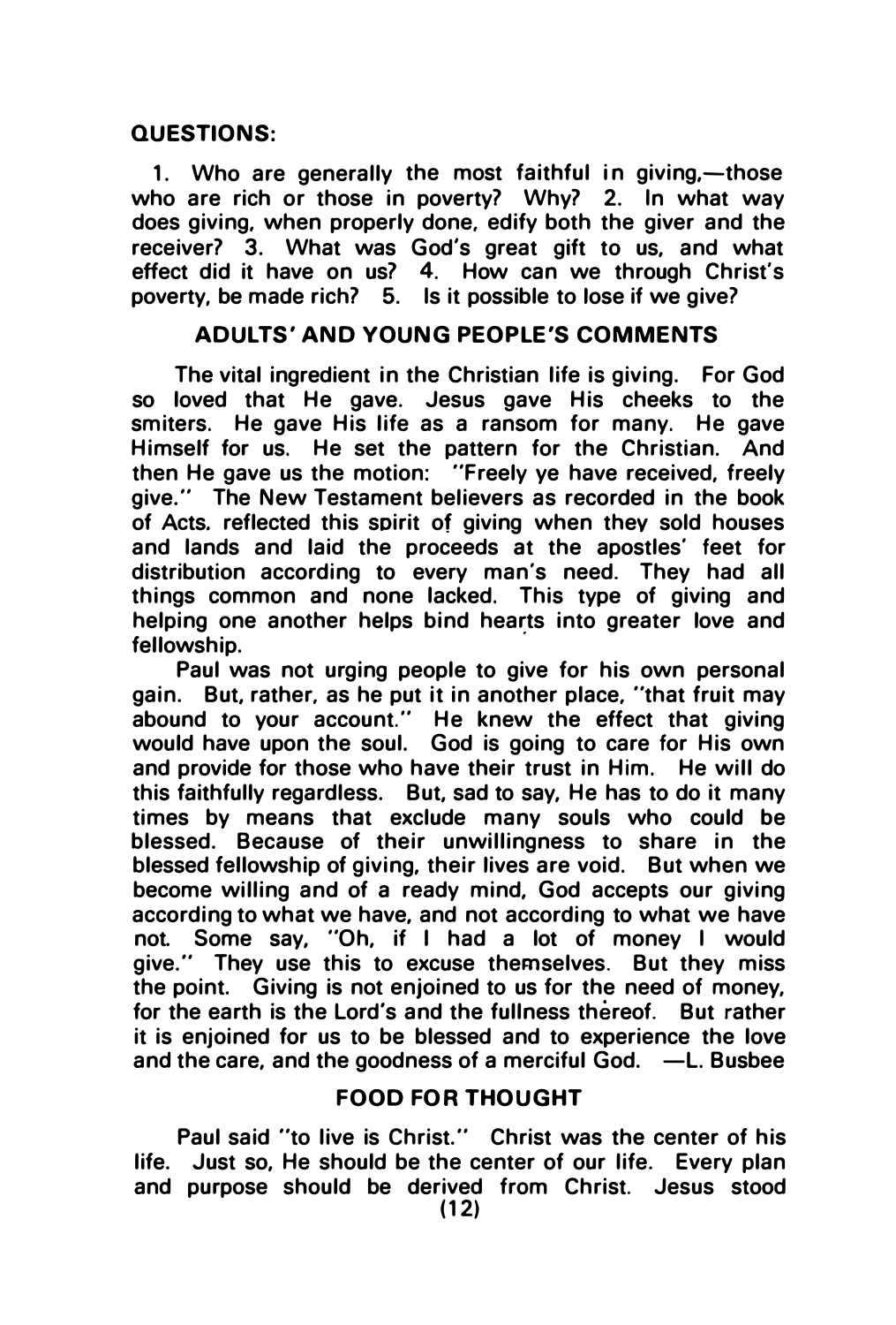**QUESTIONS:**

1. Who are generally the most faithful in giving,—those who are rich or those in poverty? Why? 2. In what way does giving, when properly done, edify both the giver and the receiver? 3. What was God's great gift to us, and what effect did it have on us? 4. How can we through Christ's poverty, be made rich? 5. Is it possible to lose if we give?

## ADULTS' AND YOUNG PEOPLE'S COMMENTS

The vital ingredient in the Christian life is giving. For God so loved that He gave. Jesus gave His cheeks to the smiters. He gave His life as a ransom for many. He gave Himself for us. He set the pattern for the Christian. And then He gave us the motion: "Freely ye have received, freely give." The New Testament believers as recorded in the book of Acts, reflected this spirit of giving when they sold houses and lands and laid the proceeds at the apostles' feet for distribution according to every man's need. They had all things common and none lacked. This type of giving and helping one another helps bind hearts into greater love and fellowship.

Paul was not urging people to give for his own personal gain. But, rather, as he put it in another place, "that fruit may abound to your account." He knew the effect that giving would have upon the soul. God is going to care for His own and provide for those who have their trust in Him. He will do this faithfully regardless. But, sad to say, He has to do it many times by means that exclude many souls who could be blessed. Because of their unwillingness to share in the blessed fellowship of giving, their lives are void. But when we become willing and of a ready mind, God accepts our giving according to what we have, and not according to what we have not. Some say, "Oh, if I had a lot of money I would give." They use this to excuse themselves. But they miss the point. Giving is not enjoined to us for the need of money, for the earth is the Lord's and the fullness thereof. But rather it is enjoined for us to be blessed and to experience the love and the care, and the goodness of a merciful God. —L. Busbee

## FOOD FOR THOUGHT

Paul said "to live is Christ." Christ was the center of his life. Just so, He should be the center of our life. Every plan and purpose should be derived from Christ. Jesus stood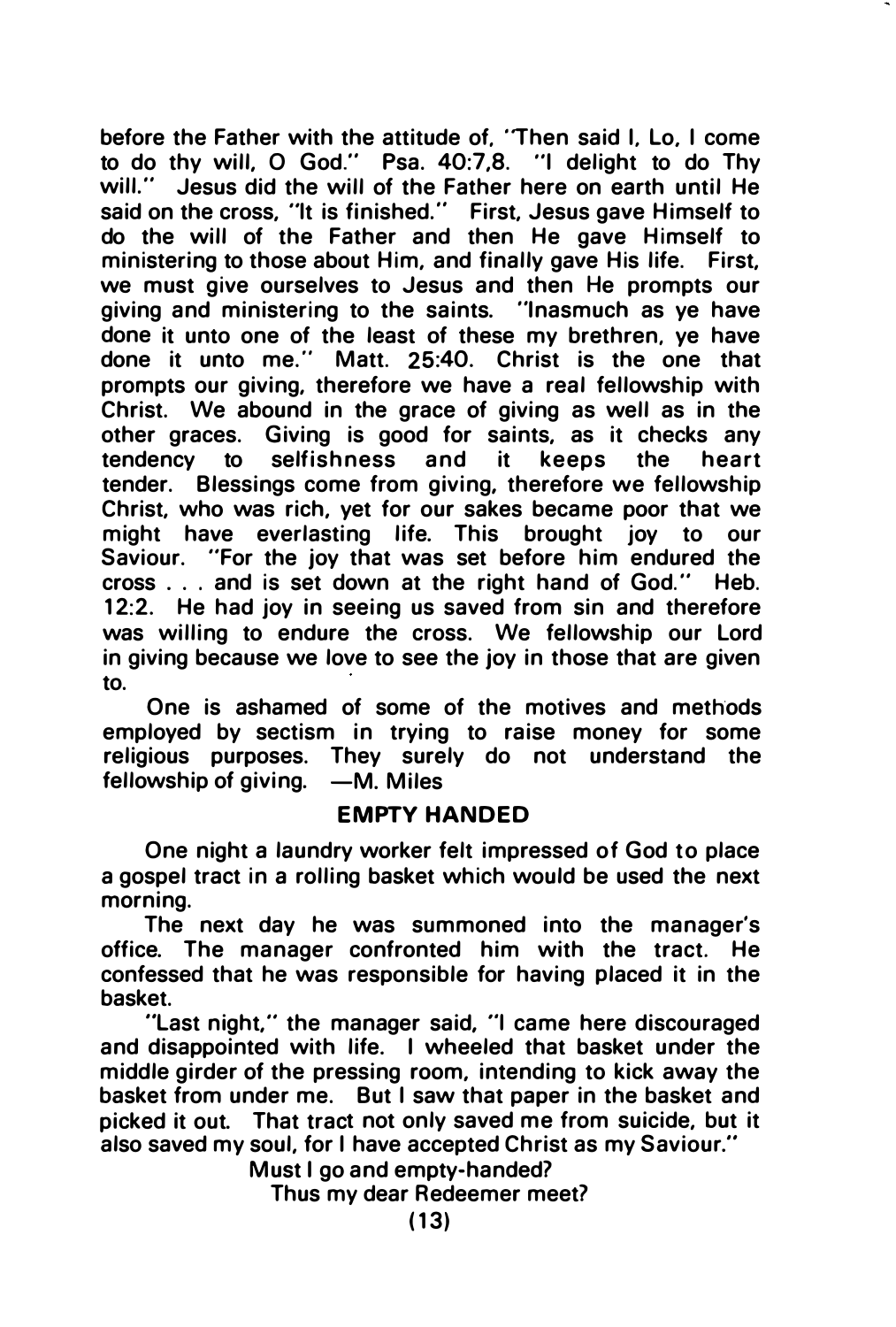before the Father with the attitude of, "Then said I, Lo, I come to do thy will, O God." Psa. 40:7,8. "I delight to do Thy will." Jesus did the will of the Father here on earth until He said on the cross, "It is finished." First, Jesus gave Himself to do the will of the Father and then He gave Himself to ministering to those about Him, and finally gave His life. First, we must give ourselves to Jesus and then He prompts our giving and ministering to the saints. "Inasmuch as ye have done it unto one of the least of these my brethren, ye have done it unto me." Matt. 25:40. Christ is the one that prompts our giving, therefore we have a real fellowship with Christ. We abound in the grace of giving as well as in the other graces. Giving is good for saints, as it checks any tendency to selfishness and it keeps the heart tender. Blessings come from giving, therefore we fellowship Christ, who was rich, yet for our sakes became poor that we might have everlasting life. This brought joy to our Saviour. "For the joy that was set before him endured the cross . . . and is set down at the right hand of God." Heb. 12:2. He had joy in seeing us saved from sin and therefore was willing to endure the cross. We fellowship our Lord in giving because we love to see the joy in those that are given to.

One is ashamed of some of the motives and methods employed by sectism in trying to raise money for some religious purposes. They surely do not understand the fellowship of giving. —M. Miles

## EMPTY HANDED

One night a laundry worker felt impressed of God to place a gospel tract in a rolling basket which would be used the next morning.

The next day he was summoned into the manager's office. The manager confronted him with the tract. He confessed that he was responsible for having placed it in the basket.

"Last night," the manager said, "I came here discouraged and disappointed with life. I wheeled that basket under the middle girder of the pressing room, intending to kick away the basket from under me. But I saw that paper in the basket and picked it out. That tract not only saved me from suicide, but it also saved my soul, for I have accepted Christ as my Saviour."

Must I go and empty-handed?
Thus my dear Redeemer meet?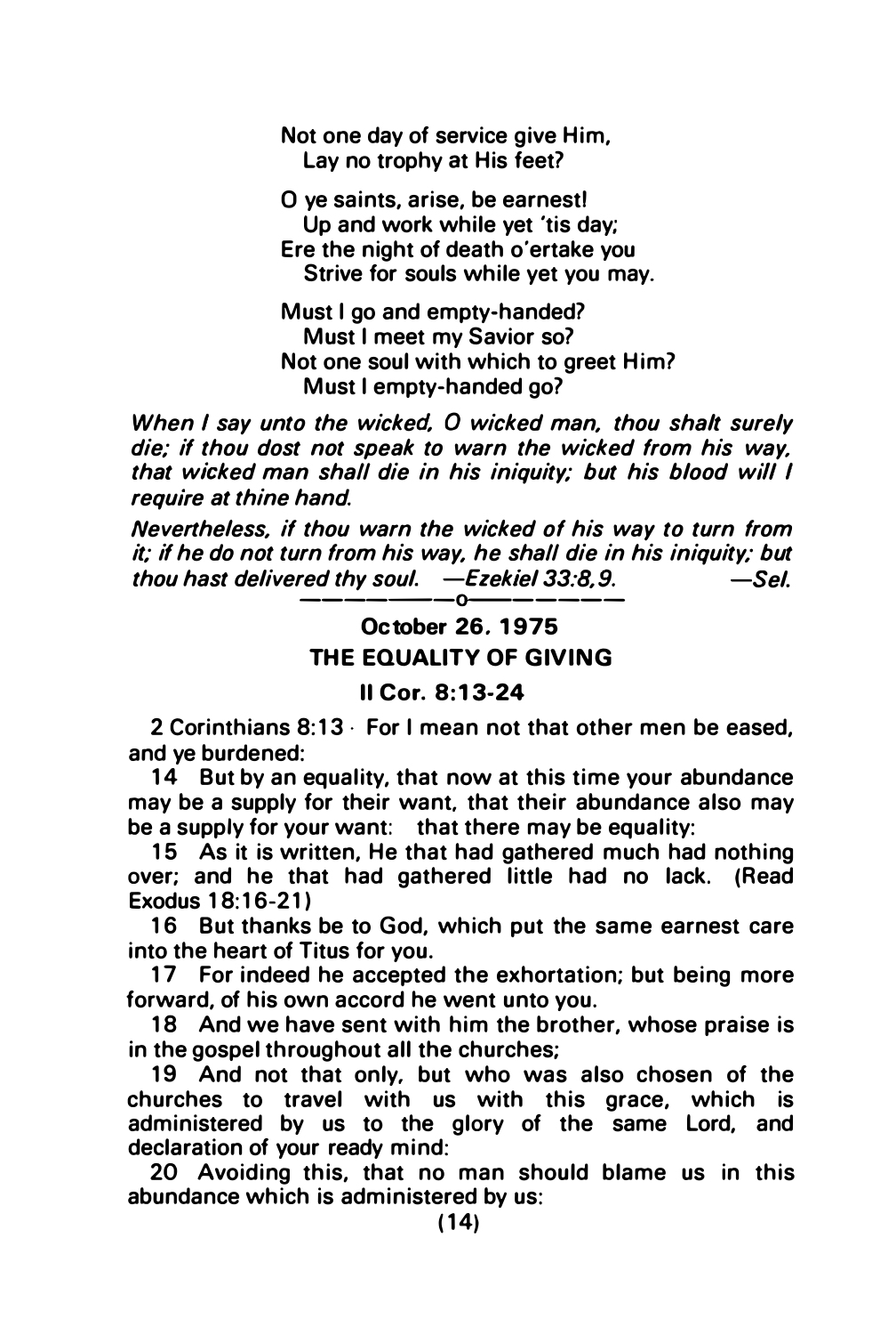Not one day of service give Him,
  Lay no trophy at His feet?

O ye saints, arise, be earnest!
  Up and work while yet 'tis day;
Ere the night of death o'ertake you
  Strive for souls while yet you may.

Must I go and empty-handed?
  Must I meet my Savior so?
Not one soul with which to greet Him?
  Must I empty-handed go?

*When I say unto the wicked, O wicked man, thou shalt surely die; if thou dost not speak to warn the wicked from his way, that wicked man shall die in his iniquity; but his blood will I require at thine hand.*

*Nevertheless, if thou warn the wicked of his way to turn from it; if he do not turn from his way, he shall die in his iniquity; but thou hast delivered thy soul. —Ezekiel 33:8,9.* —*Sel.*

———————o———————

**October 26, 1975**

## THE EQUALITY OF GIVING

**II Cor. 8:13-24**

2 Corinthians 8:13 · For I mean not that other men be eased, and ye burdened:

14 But by an equality, that now at this time your abundance may be a supply for their want, that their abundance also may be a supply for your want: that there may be equality:

15 As it is written, He that had gathered much had nothing over; and he that had gathered little had no lack. (Read Exodus 18:16-21)

16 But thanks be to God, which put the same earnest care into the heart of Titus for you.

17 For indeed he accepted the exhortation; but being more forward, of his own accord he went unto you.

18 And we have sent with him the brother, whose praise is in the gospel throughout all the churches;

19 And not that only, but who was also chosen of the churches to travel with us with this grace, which is administered by us to the glory of the same Lord, and declaration of your ready mind:

20 Avoiding this, that no man should blame us in this abundance which is administered by us: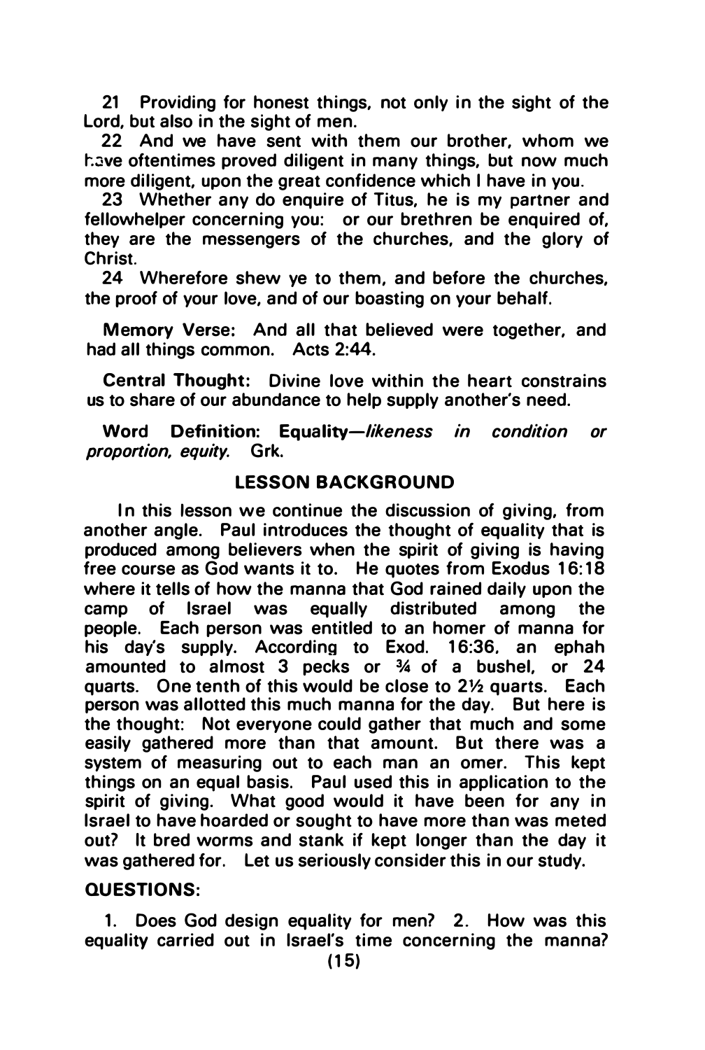21 Providing for honest things, not only in the sight of the Lord, but also in the sight of men.

22 And we have sent with them our brother, whom we have oftentimes proved diligent in many things, but now much more diligent, upon the great confidence which I have in you.

23 Whether any do enquire of Titus, he is my partner and fellowhelper concerning you: or our brethren be enquired of, they are the messengers of the churches, and the glory of Christ.

24 Wherefore shew ye to them, and before the churches, the proof of your love, and of our boasting on your behalf.

**Memory Verse:** And all that believed were together, and had all things common. Acts 2:44.

**Central Thought:** Divine love within the heart constrains us to share of our abundance to help supply another's need.

**Word Definition:** **Equality**—*likeness in condition or proportion, equity.* Grk.

## LESSON BACKGROUND

In this lesson we continue the discussion of giving, from another angle. Paul introduces the thought of equality that is produced among believers when the spirit of giving is having free course as God wants it to. He quotes from Exodus 16:18 where it tells of how the manna that God rained daily upon the camp of Israel was equally distributed among the people. Each person was entitled to an homer of manna for his day's supply. According to Exod. 16:36, an ephah amounted to almost 3 pecks or ¾ of a bushel, or 24 quarts. One tenth of this would be close to 2½ quarts. Each person was allotted this much manna for the day. But here is the thought: Not everyone could gather that much and some easily gathered more than that amount. But there was a system of measuring out to each man an omer. This kept things on an equal basis. Paul used this in application to the spirit of giving. What good would it have been for any in Israel to have hoarded or sought to have more than was meted out? It bred worms and stank if kept longer than the day it was gathered for. Let us seriously consider this in our study.

## QUESTIONS:

1. Does God design equality for men? 2. How was this equality carried out in Israel's time concerning the manna?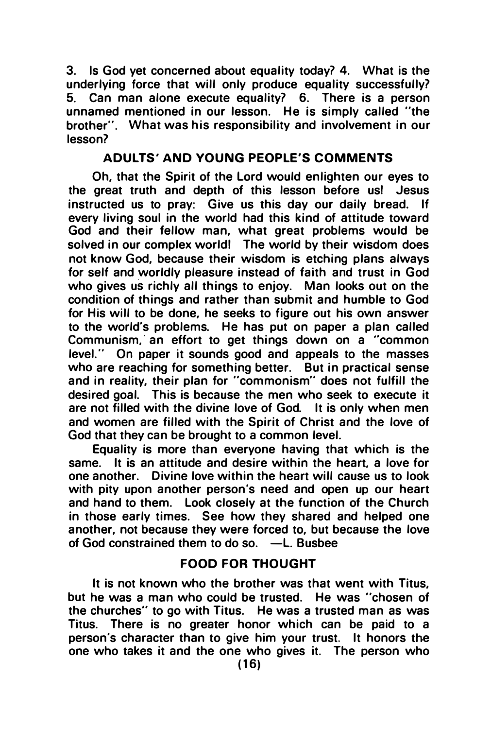3. Is God yet concerned about equality today? 4. What is the underlying force that will only produce equality successfully? 5. Can man alone execute equality? 6. There is a person unnamed mentioned in our lesson. He is simply called "the brother". What was his responsibility and involvement in our lesson?

### ADULTS' AND YOUNG PEOPLE'S COMMENTS

Oh, that the Spirit of the Lord would enlighten our eyes to the great truth and depth of this lesson before us! Jesus instructed us to pray: Give us this day our daily bread. If every living soul in the world had this kind of attitude toward God and their fellow man, what great problems would be solved in our complex world! The world by their wisdom does not know God, because their wisdom is etching plans always for self and worldly pleasure instead of faith and trust in God who gives us richly all things to enjoy. Man looks out on the condition of things and rather than submit and humble to God for His will to be done, he seeks to figure out his own answer to the world's problems. He has put on paper a plan called Communism, an effort to get things down on a "common level." On paper it sounds good and appeals to the masses who are reaching for something better. But in practical sense and in reality, their plan for "commonism" does not fulfill the desired goal. This is because the men who seek to execute it are not filled with the divine love of God. It is only when men and women are filled with the Spirit of Christ and the love of God that they can be brought to a common level.

Equality is more than everyone having that which is the same. It is an attitude and desire within the heart, a love for one another. Divine love within the heart will cause us to look with pity upon another person's need and open up our heart and hand to them. Look closely at the function of the Church in those early times. See how they shared and helped one another, not because they were forced to, but because the love of God constrained them to do so. —L. Busbee

### FOOD FOR THOUGHT

It is not known who the brother was that went with Titus, but he was a man who could be trusted. He was "chosen of the churches" to go with Titus. He was a trusted man as was Titus. There is no greater honor which can be paid to a person's character than to give him your trust. It honors the one who takes it and the one who gives it. The person who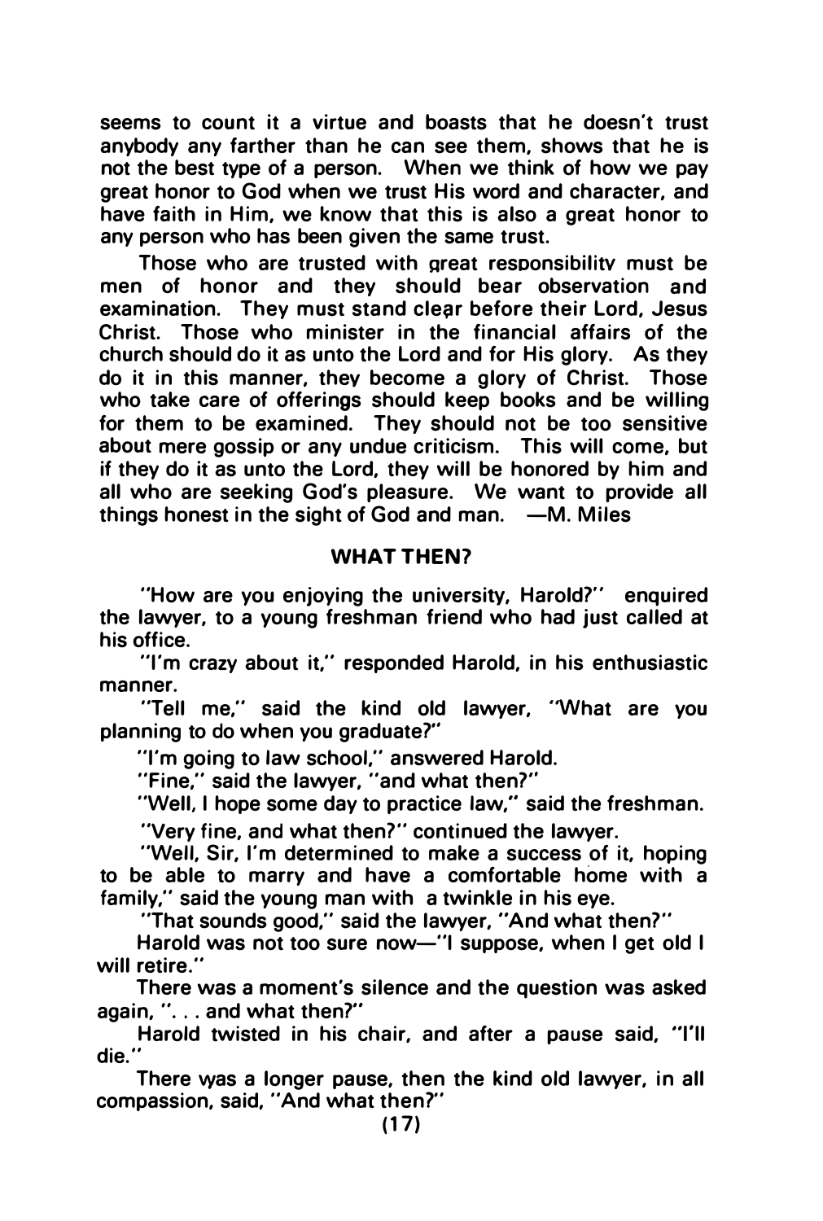seems to count it a virtue and boasts that he doesn't trust anybody any farther than he can see them, shows that he is not the best type of a person. When we think of how we pay great honor to God when we trust His word and character, and have faith in Him, we know that this is also a great honor to any person who has been given the same trust.

Those who are trusted with great responsibility must be men of honor and they should bear observation and examination. They must stand clear before their Lord, Jesus Christ. Those who minister in the financial affairs of the church should do it as unto the Lord and for His glory. As they do it in this manner, they become a glory of Christ. Those who take care of offerings should keep books and be willing for them to be examined. They should not be too sensitive about mere gossip or any undue criticism. This will come, but if they do it as unto the Lord, they will be honored by him and all who are seeking God's pleasure. We want to provide all things honest in the sight of God and man. —M. Miles

## WHAT THEN?

"How are you enjoying the university, Harold?" enquired the lawyer, to a young freshman friend who had just called at his office.

"I'm crazy about it," responded Harold, in his enthusiastic manner.

"Tell me," said the kind old lawyer, "What are you planning to do when you graduate?"

"I'm going to law school," answered Harold.

"Fine," said the lawyer, "and what then?"

"Well, I hope some day to practice law," said the freshman.

"Very fine, and what then?" continued the lawyer.

"Well, Sir, I'm determined to make a success of it, hoping to be able to marry and have a comfortable home with a family," said the young man with a twinkle in his eye.

"That sounds good," said the lawyer, "And what then?"

Harold was not too sure now—"I suppose, when I get old I will retire."

There was a moment's silence and the question was asked again, ". . . and what then?"

Harold twisted in his chair, and after a pause said, "I'll die."

There was a longer pause, then the kind old lawyer, in all compassion, said, "And what then?"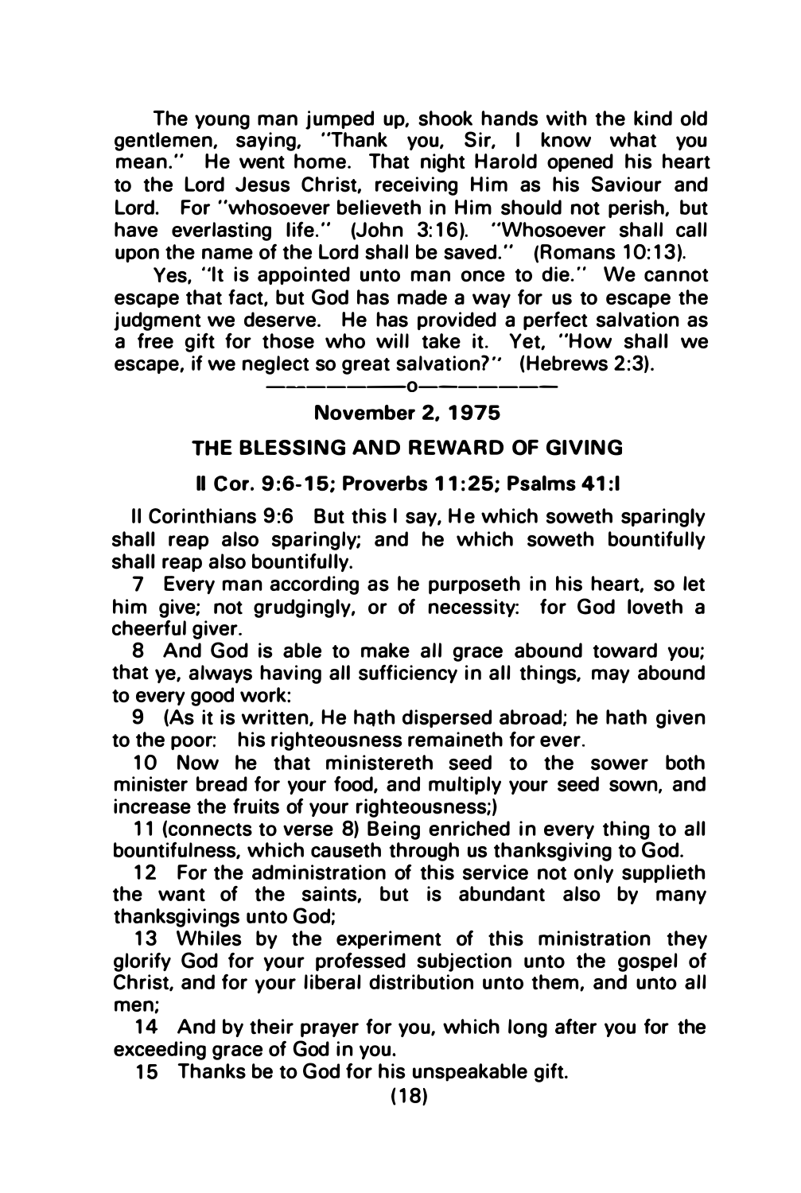The young man jumped up, shook hands with the kind old gentlemen, saying, "Thank you, Sir, I know what you mean." He went home. That night Harold opened his heart to the Lord Jesus Christ, receiving Him as his Saviour and Lord. For "whosoever believeth in Him should not perish, but have everlasting life." (John 3:16). "Whosoever shall call upon the name of the Lord shall be saved." (Romans 10:13).

Yes, "It is appointed unto man once to die." We cannot escape that fact, but God has made a way for us to escape the judgment we deserve. He has provided a perfect salvation as a free gift for those who will take it. Yet, "How shall we escape, if we neglect so great salvation?" (Hebrews 2:3).

——————o——————

**November 2, 1975**

## THE BLESSING AND REWARD OF GIVING

**II Cor. 9:6-15; Proverbs 11:25; Psalms 41:l**

II Corinthians 9:6 But this I say, He which soweth sparingly shall reap also sparingly; and he which soweth bountifully shall reap also bountifully.

7 Every man according as he purposeth in his heart, so let him give; not grudgingly, or of necessity: for God loveth a cheerful giver.

8 And God is able to make all grace abound toward you; that ye, always having all sufficiency in all things, may abound to every good work:

9 (As it is written, He hath dispersed abroad; he hath given to the poor: his righteousness remaineth for ever.

10 Now he that ministereth seed to the sower both minister bread for your food, and multiply your seed sown, and increase the fruits of your righteousness;)

11 (connects to verse 8) Being enriched in every thing to all bountifulness, which causeth through us thanksgiving to God.

12 For the administration of this service not only supplieth the want of the saints, but is abundant also by many thanksgivings unto God;

13 Whiles by the experiment of this ministration they glorify God for your professed subjection unto the gospel of Christ, and for your liberal distribution unto them, and unto all men;

14 And by their prayer for you, which long after you for the exceeding grace of God in you.

15 Thanks be to God for his unspeakable gift.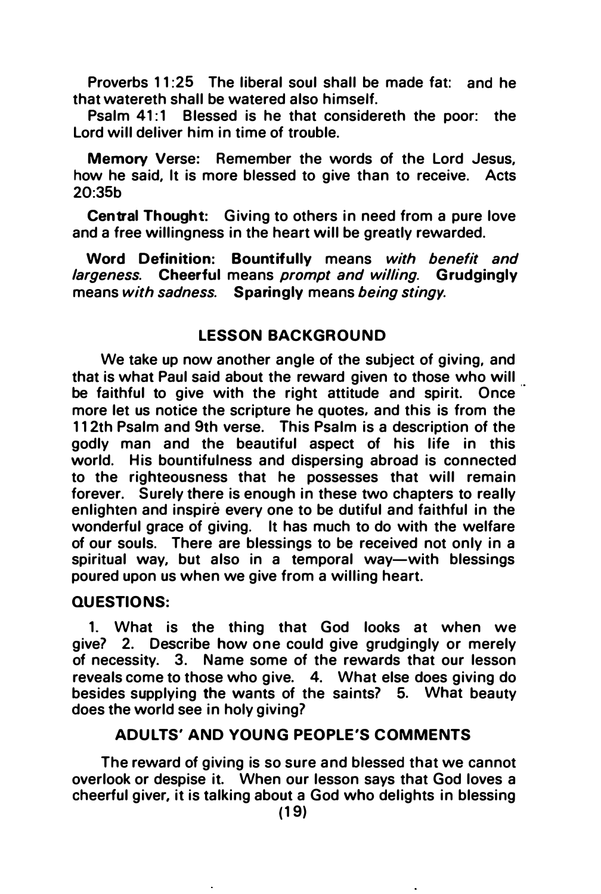Proverbs 11:25 The liberal soul shall be made fat: and he that watereth shall be watered also himself.

Psalm 41:1 Blessed is he that considereth the poor: the Lord will deliver him in time of trouble.

**Memory Verse:** Remember the words of the Lord Jesus, how he said, It is more blessed to give than to receive. Acts 20:35b

**Central Thought:** Giving to others in need from a pure love and a free willingness in the heart will be greatly rewarded.

**Word Definition:** **Bountifully** means *with benefit and largeness.* **Cheerful** means *prompt and willing.* **Grudgingly** means *with sadness.* **Sparingly** means *being stingy.*

## LESSON BACKGROUND

We take up now another angle of the subject of giving, and that is what Paul said about the reward given to those who will be faithful to give with the right attitude and spirit. Once more let us notice the scripture he quotes, and this is from the 112th Psalm and 9th verse. This Psalm is a description of the godly man and the beautiful aspect of his life in this world. His bountifulness and dispersing abroad is connected to the righteousness that he possesses that will remain forever. Surely there is enough in these two chapters to really enlighten and inspire every one to be dutiful and faithful in the wonderful grace of giving. It has much to do with the welfare of our souls. There are blessings to be received not only in a spiritual way, but also in a temporal way—with blessings poured upon us when we give from a willing heart.

### QUESTIONS:

1. What is the thing that God looks at when we give? 2. Describe how one could give grudgingly or merely of necessity. 3. Name some of the rewards that our lesson reveals come to those who give. 4. What else does giving do besides supplying the wants of the saints? 5. What beauty does the world see in holy giving?

## ADULTS' AND YOUNG PEOPLE'S COMMENTS

The reward of giving is so sure and blessed that we cannot overlook or despise it. When our lesson says that God loves a cheerful giver, it is talking about a God who delights in blessing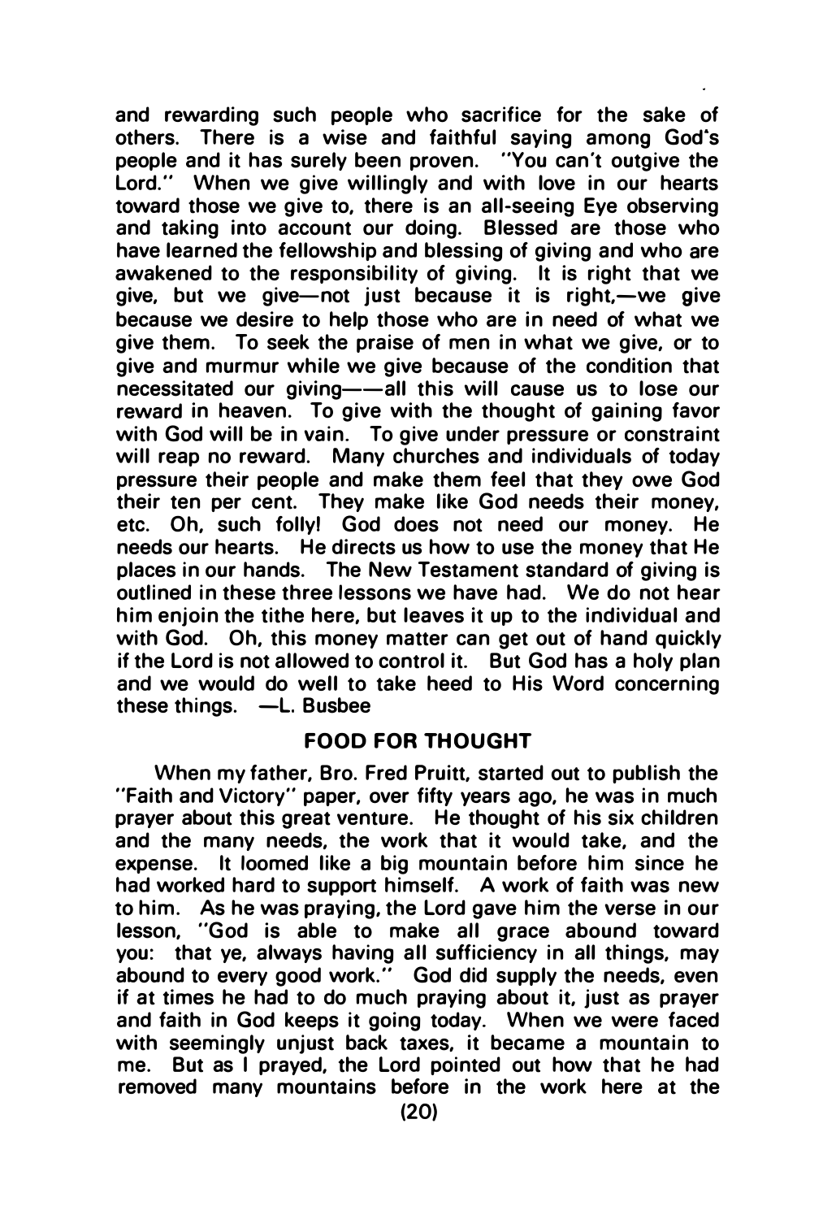and rewarding such people who sacrifice for the sake of others. There is a wise and faithful saying among God's people and it has surely been proven. "You can't outgive the Lord." When we give willingly and with love in our hearts toward those we give to, there is an all-seeing Eye observing and taking into account our doing. Blessed are those who have learned the fellowship and blessing of giving and who are awakened to the responsibility of giving. It is right that we give, but we give—not just because it is right,—we give because we desire to help those who are in need of what we give them. To seek the praise of men in what we give, or to give and murmur while we give because of the condition that necessitated our giving——all this will cause us to lose our reward in heaven. To give with the thought of gaining favor with God will be in vain. To give under pressure or constraint will reap no reward. Many churches and individuals of today pressure their people and make them feel that they owe God their ten per cent. They make like God needs their money, etc. Oh, such folly! God does not need our money. He needs our hearts. He directs us how to use the money that He places in our hands. The New Testament standard of giving is outlined in these three lessons we have had. We do not hear him enjoin the tithe here, but leaves it up to the individual and with God. Oh, this money matter can get out of hand quickly if the Lord is not allowed to control it. But God has a holy plan and we would do well to take heed to His Word concerning these things. —L. Busbee

## FOOD FOR THOUGHT

When my father, Bro. Fred Pruitt, started out to publish the "Faith and Victory" paper, over fifty years ago, he was in much prayer about this great venture. He thought of his six children and the many needs, the work that it would take, and the expense. It loomed like a big mountain before him since he had worked hard to support himself. A work of faith was new to him. As he was praying, the Lord gave him the verse in our lesson, "God is able to make all grace abound toward you: that ye, always having all sufficiency in all things, may abound to every good work." God did supply the needs, even if at times he had to do much praying about it, just as prayer and faith in God keeps it going today. When we were faced with seemingly unjust back taxes, it became a mountain to me. But as I prayed, the Lord pointed out how that he had removed many mountains before in the work here at the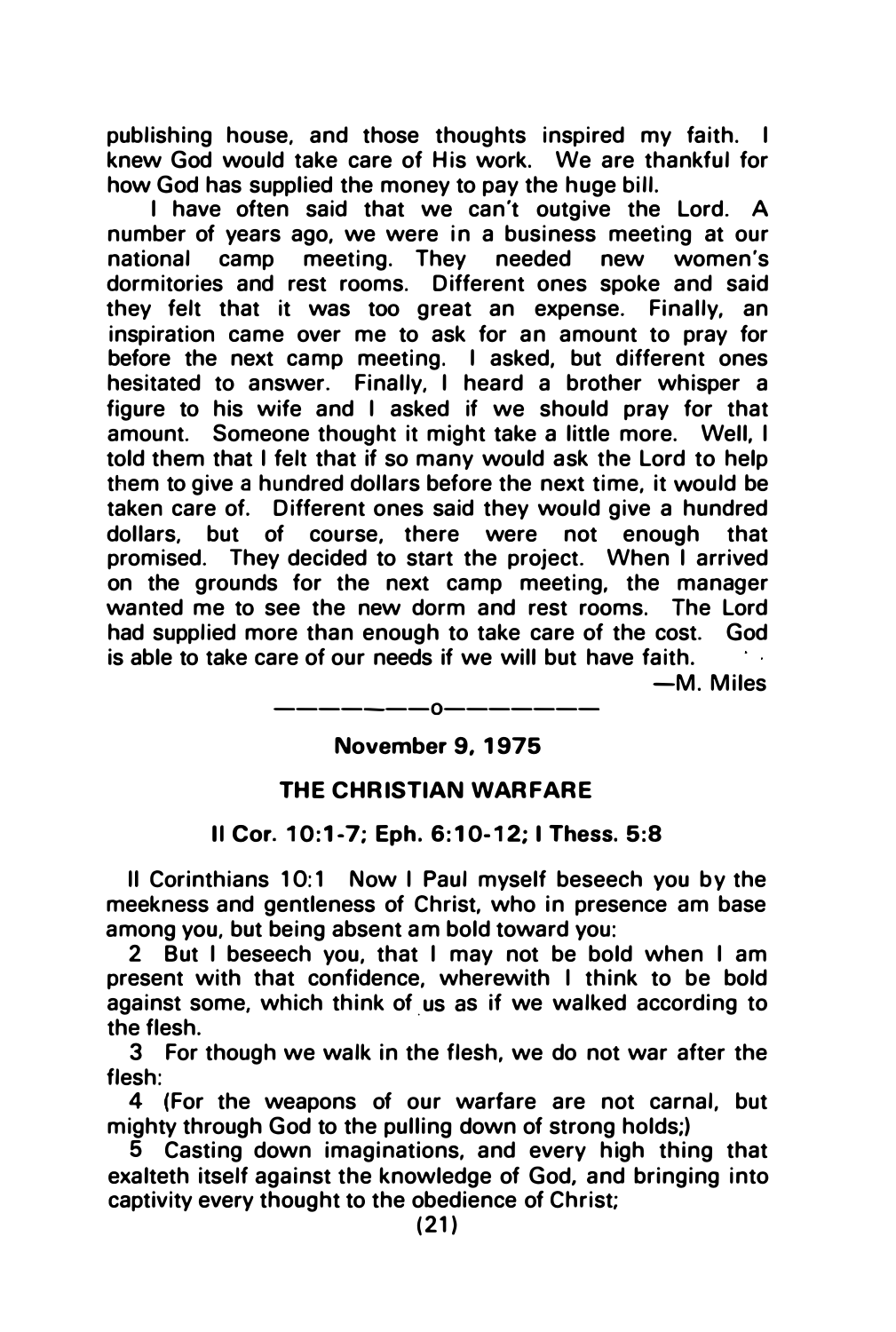publishing house, and those thoughts inspired my faith. I knew God would take care of His work. We are thankful for how God has supplied the money to pay the huge bill.

I have often said that we can't outgive the Lord. A number of years ago, we were in a business meeting at our national camp meeting. They needed new women's dormitories and rest rooms. Different ones spoke and said they felt that it was too great an expense. Finally, an inspiration came over me to ask for an amount to pray for before the next camp meeting. I asked, but different ones hesitated to answer. Finally, I heard a brother whisper a figure to his wife and I asked if we should pray for that amount. Someone thought it might take a little more. Well, I told them that I felt that if so many would ask the Lord to help them to give a hundred dollars before the next time, it would be taken care of. Different ones said they would give a hundred dollars, but of course, there were not enough that promised. They decided to start the project. When I arrived on the grounds for the next camp meeting, the manager wanted me to see the new dorm and rest rooms. The Lord had supplied more than enough to take care of the cost. God is able to take care of our needs if we will but have faith.

—M. Miles

—————o—————

**November 9, 1975**

## THE CHRISTIAN WARFARE

**II Cor. 10:1-7; Eph. 6:10-12; I Thess. 5:8**

II Corinthians 10:1 Now I Paul myself beseech you by the meekness and gentleness of Christ, who in presence am base among you, but being absent am bold toward you:

2 But I beseech you, that I may not be bold when I am present with that confidence, wherewith I think to be bold against some, which think of us as if we walked according to the flesh.

3 For though we walk in the flesh, we do not war after the flesh:

4 (For the weapons of our warfare are not carnal, but mighty through God to the pulling down of strong holds;)

5 Casting down imaginations, and every high thing that exalteth itself against the knowledge of God, and bringing into captivity every thought to the obedience of Christ;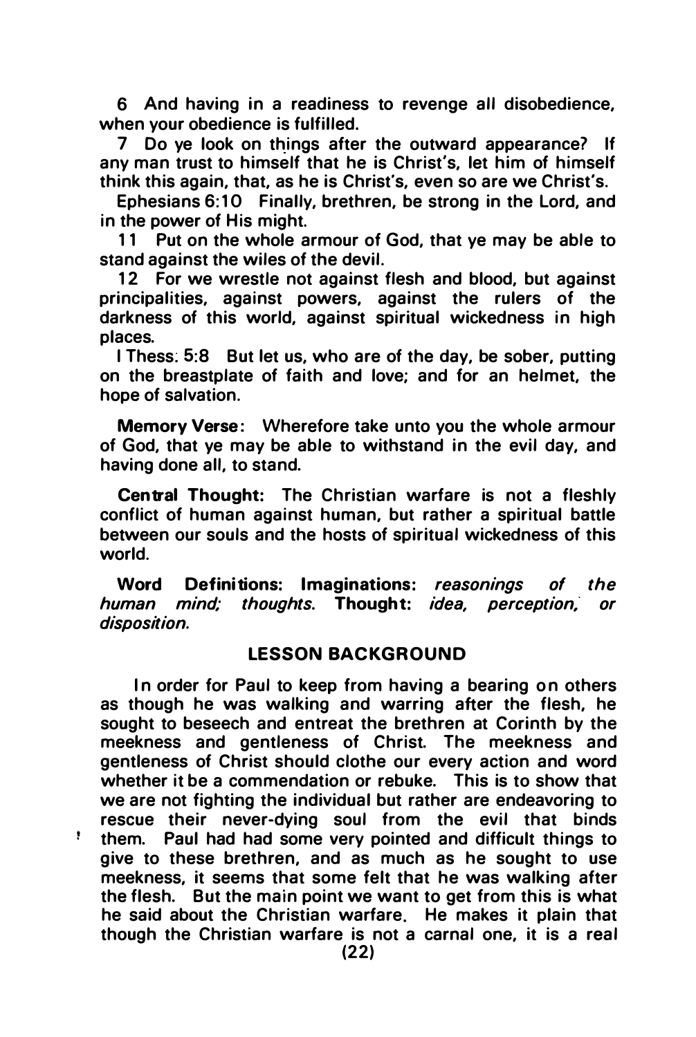6 And having in a readiness to revenge all disobedience, when your obedience is fulfilled.

7 Do ye look on things after the outward appearance? If any man trust to himself that he is Christ's, let him of himself think this again, that, as he is Christ's, even so are we Christ's.

Ephesians 6:10 Finally, brethren, be strong in the Lord, and in the power of His might.

11 Put on the whole armour of God, that ye may be able to stand against the wiles of the devil.

12 For we wrestle not against flesh and blood, but against principalities, against powers, against the rulers of the darkness of this world, against spiritual wickedness in high places.

I Thess. 5:8 But let us, who are of the day, be sober, putting on the breastplate of faith and love; and for an helmet, the hope of salvation.

**Memory Verse:** Wherefore take unto you the whole armour of God, that ye may be able to withstand in the evil day, and having done all, to stand.

**Central Thought:** The Christian warfare is not a fleshly conflict of human against human, but rather a spiritual battle between our souls and the hosts of spiritual wickedness of this world.

**Word Definitions: Imaginations:** *reasonings of the human mind; thoughts.* **Thought:** *idea, perception, or disposition.*

## LESSON BACKGROUND

In order for Paul to keep from having a bearing on others as though he was walking and warring after the flesh, he sought to beseech and entreat the brethren at Corinth by the meekness and gentleness of Christ. The meekness and gentleness of Christ should clothe our every action and word whether it be a commendation or rebuke. This is to show that we are not fighting the individual but rather are endeavoring to rescue their never-dying soul from the evil that binds them. Paul had had some very pointed and difficult things to give to these brethren, and as much as he sought to use meekness, it seems that some felt that he was walking after the flesh. But the main point we want to get from this is what he said about the Christian warfare. He makes it plain that though the Christian warfare is not a carnal one, it is a real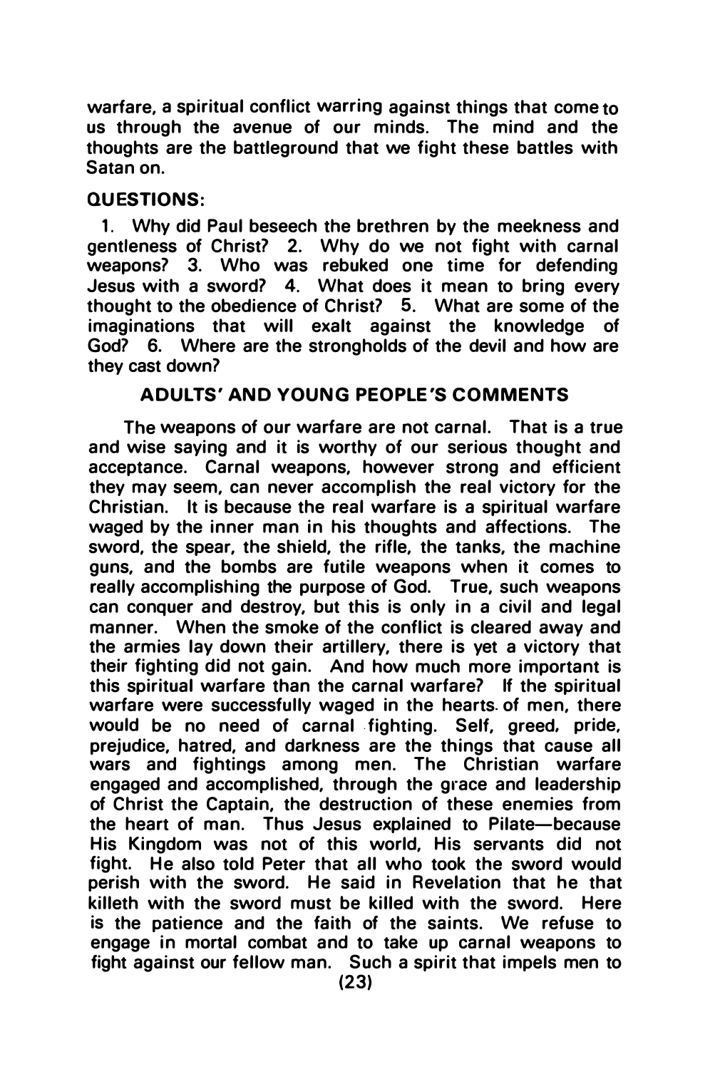warfare, a spiritual conflict warring against things that come to us through the avenue of our minds. The mind and the thoughts are the battleground that we fight these battles with Satan on.

**QUESTIONS:**

1. Why did Paul beseech the brethren by the meekness and gentleness of Christ? 2. Why do we not fight with carnal weapons? 3. Who was rebuked one time for defending Jesus with a sword? 4. What does it mean to bring every thought to the obedience of Christ? 5. What are some of the imaginations that will exalt against the knowledge of God? 6. Where are the strongholds of the devil and how are they cast down?

## ADULTS' AND YOUNG PEOPLE'S COMMENTS

The weapons of our warfare are not carnal. That is a true and wise saying and it is worthy of our serious thought and acceptance. Carnal weapons, however strong and efficient they may seem, can never accomplish the real victory for the Christian. It is because the real warfare is a spiritual warfare waged by the inner man in his thoughts and affections. The sword, the spear, the shield, the rifle, the tanks, the machine guns, and the bombs are futile weapons when it comes to really accomplishing the purpose of God. True, such weapons can conquer and destroy, but this is only in a civil and legal manner. When the smoke of the conflict is cleared away and the armies lay down their artillery, there is yet a victory that their fighting did not gain. And how much more important is this spiritual warfare than the carnal warfare? If the spiritual warfare were successfully waged in the hearts of men, there would be no need of carnal fighting. Self, greed, pride, prejudice, hatred, and darkness are the things that cause all wars and fightings among men. The Christian warfare engaged and accomplished, through the grace and leadership of Christ the Captain, the destruction of these enemies from the heart of man. Thus Jesus explained to Pilate—because His Kingdom was not of this world, His servants did not fight. He also told Peter that all who took the sword would perish with the sword. He said in Revelation that he that killeth with the sword must be killed with the sword. Here is the patience and the faith of the saints. We refuse to engage in mortal combat and to take up carnal weapons to fight against our fellow man. Such a spirit that impels men to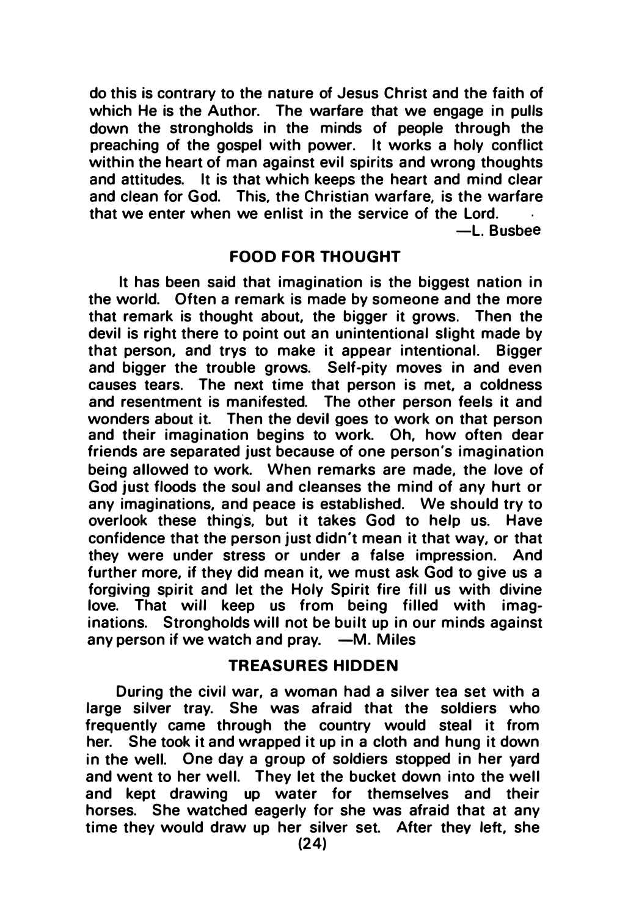do this is contrary to the nature of Jesus Christ and the faith of which He is the Author. The warfare that we engage in pulls down the strongholds in the minds of people through the preaching of the gospel with power. It works a holy conflict within the heart of man against evil spirits and wrong thoughts and attitudes. It is that which keeps the heart and mind clear and clean for God. This, the Christian warfare, is the warfare that we enter when we enlist in the service of the Lord.

—L. Busbee

## FOOD FOR THOUGHT

It has been said that imagination is the biggest nation in the world. Often a remark is made by someone and the more that remark is thought about, the bigger it grows. Then the devil is right there to point out an unintentional slight made by that person, and trys to make it appear intentional. Bigger and bigger the trouble grows. Self-pity moves in and even causes tears. The next time that person is met, a coldness and resentment is manifested. The other person feels it and wonders about it. Then the devil goes to work on that person and their imagination begins to work. Oh, how often dear friends are separated just because of one person's imagination being allowed to work. When remarks are made, the love of God just floods the soul and cleanses the mind of any hurt or any imaginations, and peace is established. We should try to overlook these things, but it takes God to help us. Have confidence that the person just didn't mean it that way, or that they were under stress or under a false impression. And further more, if they did mean it, we must ask God to give us a forgiving spirit and let the Holy Spirit fire fill us with divine love. That will keep us from being filled with imaginations. Strongholds will not be built up in our minds against any person if we watch and pray. —M. Miles

## TREASURES HIDDEN

During the civil war, a woman had a silver tea set with a large silver tray. She was afraid that the soldiers who frequently came through the country would steal it from her. She took it and wrapped it up in a cloth and hung it down in the well. One day a group of soldiers stopped in her yard and went to her well. They let the bucket down into the well and kept drawing up water for themselves and their horses. She watched eagerly for she was afraid that at any time they would draw up her silver set. After they left, she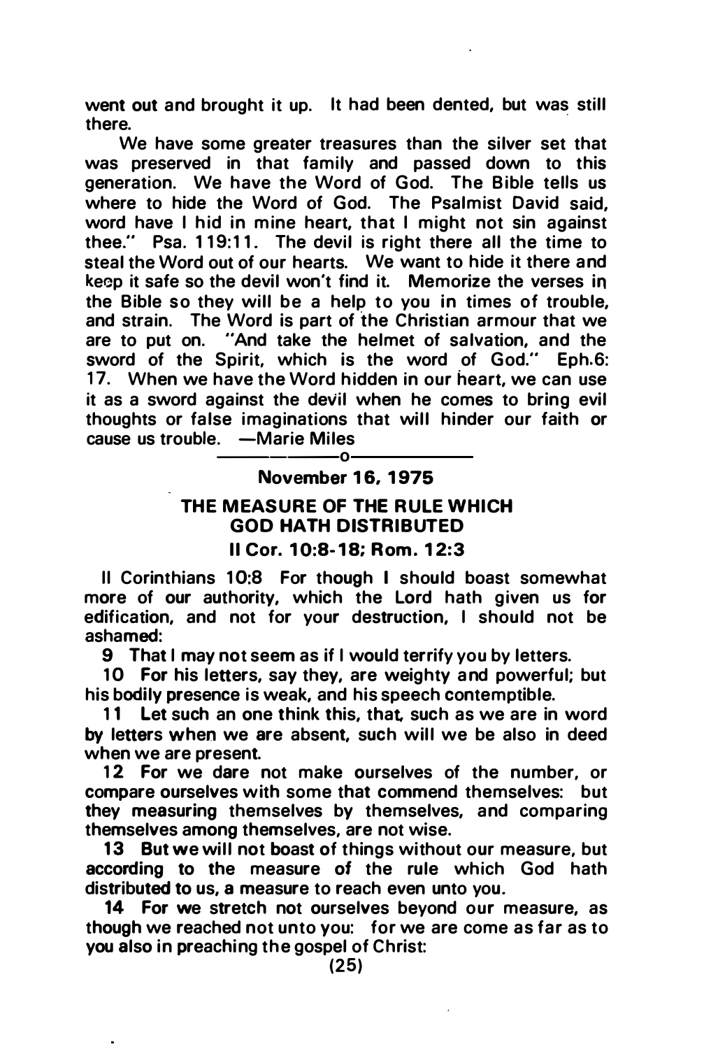went out and brought it up. It had been dented, but was still there.

We have some greater treasures than the silver set that was preserved in that family and passed down to this generation. We have the Word of God. The Bible tells us where to hide the Word of God. The Psalmist David said, word have I hid in mine heart, that I might not sin against thee." Psa. 119:11. The devil is right there all the time to steal the Word out of our hearts. We want to hide it there and keep it safe so the devil won't find it. Memorize the verses in the Bible so they will be a help to you in times of trouble, and strain. The Word is part of the Christian armour that we are to put on. "And take the helmet of salvation, and the sword of the Spirit, which is the word of God." Eph.6: 17. When we have the Word hidden in our heart, we can use it as a sword against the devil when he comes to bring evil thoughts or false imaginations that will hinder our faith or cause us trouble. —Marie Miles

o

**November 16, 1975**

## THE MEASURE OF THE RULE WHICH GOD HATH DISTRIBUTED

**II Cor. 10:8-18; Rom. 12:3**

**II Corinthians 10:8 For though I should boast somewhat more of our authority, which the Lord hath given us for edification, and not for your destruction, I should not be ashamed:**

**9 That I may not seem as if I would terrify you by letters.**

**10 For his letters, say they, are weighty and powerful; but his bodily presence is weak, and his speech contemptible.**

**11 Let such an one think this, that, such as we are in word by letters when we are absent, such will we be also in deed when we are present.**

**12 For we dare not make ourselves of the number, or compare ourselves with some that commend themselves: but they measuring themselves by themselves, and comparing themselves among themselves, are not wise.**

**13 But we will not boast of things without our measure, but according to the measure of the rule which God hath distributed to us, a measure to reach even unto you.**

**14 For we stretch not ourselves beyond our measure, as though we reached not unto you: for we are come as far as to you also in preaching the gospel of Christ:**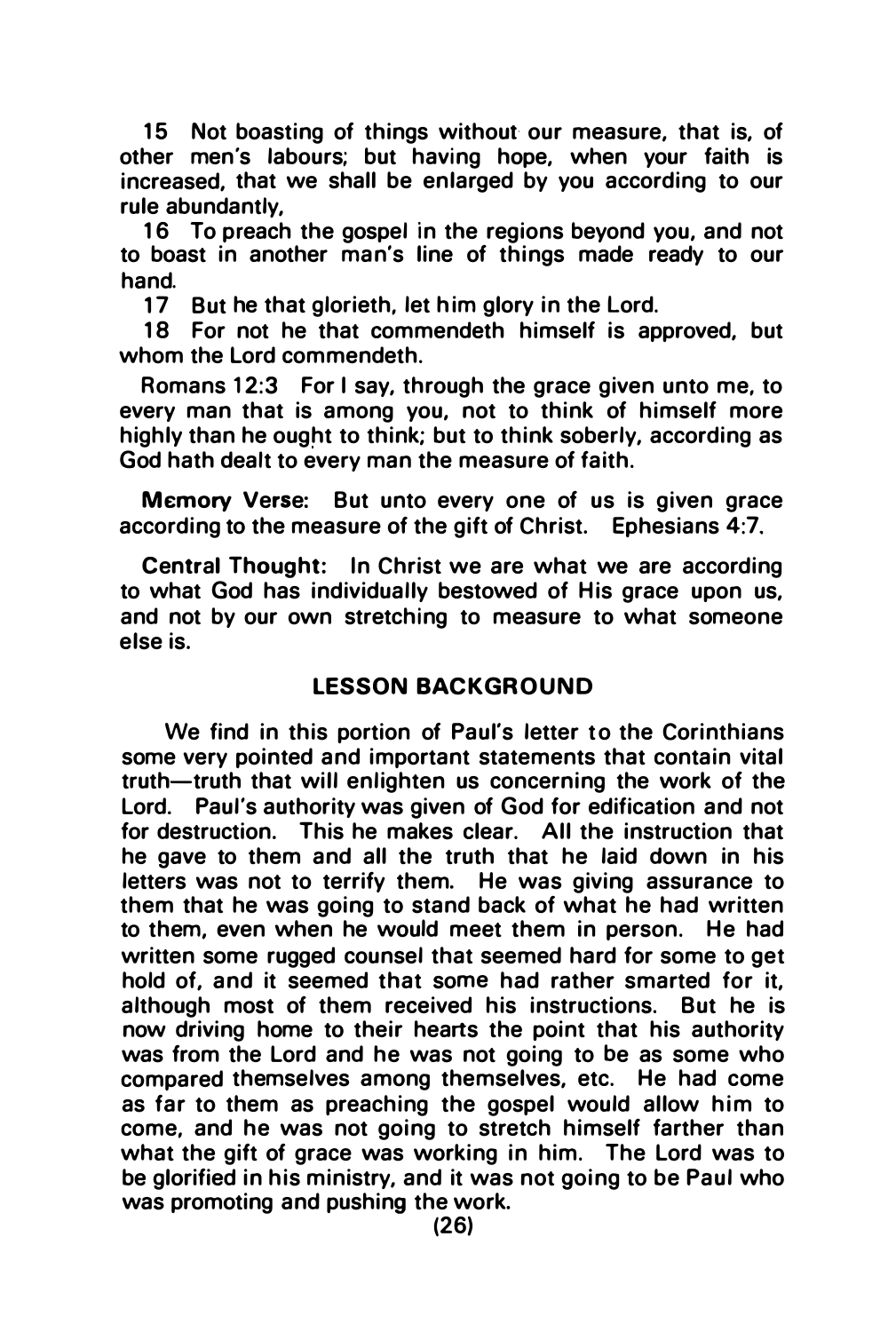15 Not boasting of things without our measure, that is, of other men's labours; but having hope, when your faith is increased, that we shall be enlarged by you according to our rule abundantly,

16 To preach the gospel in the regions beyond you, and not to boast in another man's line of things made ready to our hand.

17 But he that glorieth, let him glory in the Lord.

18 For not he that commendeth himself is approved, but whom the Lord commendeth.

Romans 12:3 For I say, through the grace given unto me, to every man that is among you, not to think of himself more highly than he ought to think; but to think soberly, according as God hath dealt to every man the measure of faith.

**Memory Verse:** But unto every one of us is given grace according to the measure of the gift of Christ. Ephesians 4:7.

**Central Thought:** In Christ we are what we are according to what God has individually bestowed of His grace upon us, and not by our own stretching to measure to what someone else is.

## LESSON BACKGROUND

We find in this portion of Paul's letter to the Corinthians some very pointed and important statements that contain vital truth—truth that will enlighten us concerning the work of the Lord. Paul's authority was given of God for edification and not for destruction. This he makes clear. All the instruction that he gave to them and all the truth that he laid down in his letters was not to terrify them. He was giving assurance to them that he was going to stand back of what he had written to them, even when he would meet them in person. He had written some rugged counsel that seemed hard for some to get hold of, and it seemed that some had rather smarted for it, although most of them received his instructions. But he is now driving home to their hearts the point that his authority was from the Lord and he was not going to be as some who compared themselves among themselves, etc. He had come as far to them as preaching the gospel would allow him to come, and he was not going to stretch himself farther than what the gift of grace was working in him. The Lord was to be glorified in his ministry, and it was not going to be Paul who was promoting and pushing the work.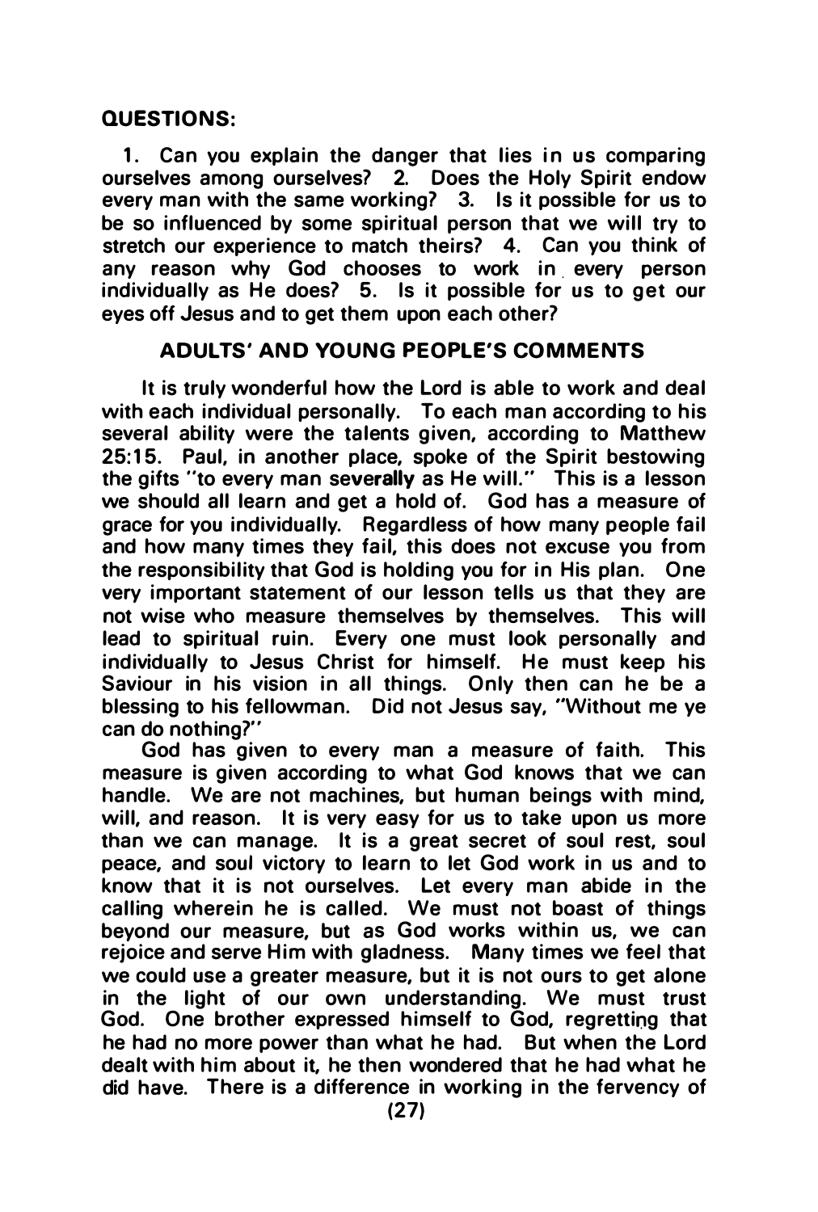**QUESTIONS:**

1. Can you explain the danger that lies in us comparing ourselves among ourselves? 2. Does the Holy Spirit endow every man with the same working? 3. Is it possible for us to be so influenced by some spiritual person that we will try to stretch our experience to match theirs? 4. Can you think of any reason why God chooses to work in every person individually as He does? 5. Is it possible for us to get our eyes off Jesus and to get them upon each other?

## ADULTS' AND YOUNG PEOPLE'S COMMENTS

It is truly wonderful how the Lord is able to work and deal with each individual personally. To each man according to his several ability were the talents given, according to Matthew 25:15. Paul, in another place, spoke of the Spirit bestowing the gifts "to every man **severally** as He will." This is a lesson we should all learn and get a hold of. God has a measure of grace for you individually. Regardless of how many people fail and how many times they fail, this does not excuse you from the responsibility that God is holding you for in His plan. One very important statement of our lesson tells us that they are not wise who measure themselves by themselves. This will lead to spiritual ruin. Every one must look personally and individually to Jesus Christ for himself. He must keep his Saviour in his vision in all things. Only then can he be a blessing to his fellowman. Did not Jesus say, "Without me ye can do nothing?"

God has given to every man a measure of faith. This measure is given according to what God knows that we can handle. We are not machines, but human beings with mind, will, and reason. It is very easy for us to take upon us more than we can manage. It is a great secret of soul rest, soul peace, and soul victory to learn to let God work in us and to know that it is not ourselves. Let every man abide in the calling wherein he is called. We must not boast of things beyond our measure, but as God works within us, we can rejoice and serve Him with gladness. Many times we feel that we could use a greater measure, but it is not ours to get alone in the light of our own understanding. We must trust God. One brother expressed himself to God, regretting that he had no more power than what he had. But when the Lord dealt with him about it, he then wondered that he had what he did have. There is a difference in working in the fervency of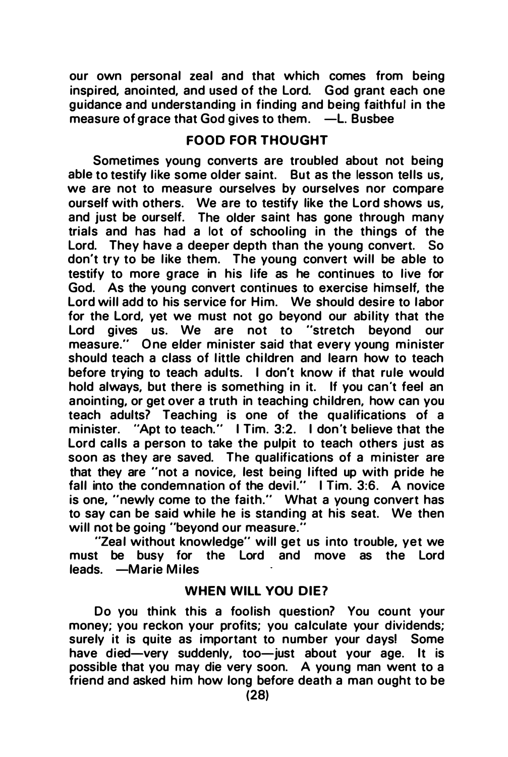our own personal zeal and that which comes from being inspired, anointed, and used of the Lord. God grant each one guidance and understanding in finding and being faithful in the measure of grace that God gives to them. —L. Busbee

## FOOD FOR THOUGHT

Sometimes young converts are troubled about not being able to testify like some older saint. But as the lesson tells us, we are not to measure ourselves by ourselves nor compare ourself with others. We are to testify like the Lord shows us, and just be ourself. The older saint has gone through many trials and has had a lot of schooling in the things of the Lord. They have a deeper depth than the young convert. So don't try to be like them. The young convert will be able to testify to more grace in his life as he continues to live for God. As the young convert continues to exercise himself, the Lord will add to his service for Him. We should desire to labor for the Lord, yet we must not go beyond our ability that the Lord gives us. We are not to "stretch beyond our measure." One elder minister said that every young minister should teach a class of little children and learn how to teach before trying to teach adults. I don't know if that rule would hold always, but there is something in it. If you can't feel an anointing, or get over a truth in teaching children, how can you teach adults? Teaching is one of the qualifications of a minister. "Apt to teach." I Tim. 3:2. I don't believe that the Lord calls a person to take the pulpit to teach others just as soon as they are saved. The qualifications of a minister are that they are "not a novice, lest being lifted up with pride he fall into the condemnation of the devil." I Tim. 3:6. A novice is one, "newly come to the faith." What a young convert has to say can be said while he is standing at his seat. We then will not be going "beyond our measure."

"Zeal without knowledge" will get us into trouble, yet we must be busy for the Lord and move as the Lord leads. —Marie Miles

## WHEN WILL YOU DIE?

Do you think this a foolish question? You count your money; you reckon your profits; you calculate your dividends; surely it is quite as important to number your days! Some have died—very suddenly, too—just about your age. It is possible that you may die very soon. A young man went to a friend and asked him how long before death a man ought to be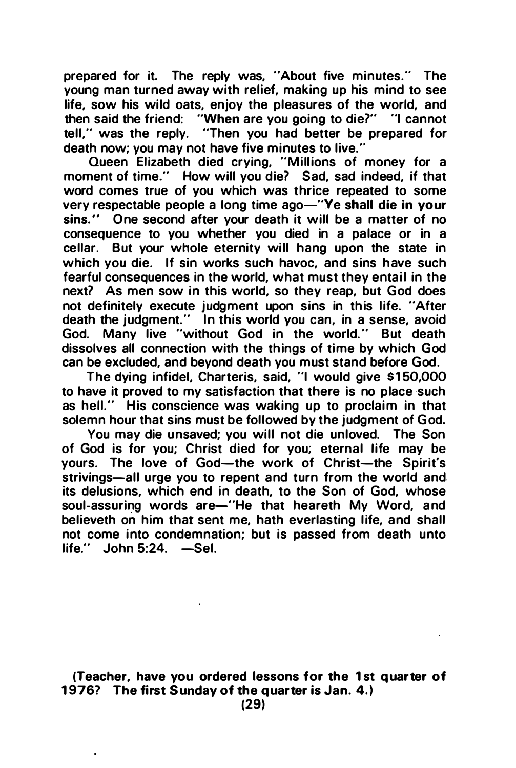prepared for it. The reply was, "About five minutes." The young man turned away with relief, making up his mind to see life, sow his wild oats, enjoy the pleasures of the world, and then said the friend: "**When** are you going to die?" "I cannot tell," was the reply. "Then you had better be prepared for death now; you may not have five minutes to live."

Queen Elizabeth died crying, "Millions of money for a moment of time." How will you die? Sad, sad indeed, if that word comes true of you which was thrice repeated to some very respectable people a long time ago—"**Ye shall die in your sins.**" One second after your death it will be a matter of no consequence to you whether you died in a palace or in a cellar. But your whole eternity will hang upon the state in which you die. If sin works such havoc, and sins have such fearful consequences in the world, what must they entail in the next? As men sow in this world, so they reap, but God does not definitely execute judgment upon sins in this life. "After death the judgment." In this world you can, in a sense, avoid God. Many live "without God in the world." But death dissolves all connection with the things of time by which God can be excluded, and beyond death you must stand before God.

The dying infidel, Charteris, said, "I would give $150,000 to have it proved to my satisfaction that there is no place such as hell." His conscience was waking up to proclaim in that solemn hour that sins must be followed by the judgment of God.

You may die unsaved; you will not die unloved. The Son of God is for you; Christ died for you; eternal life may be yours. The love of God—the work of Christ—the Spirit's strivings—all urge you to repent and turn from the world and its delusions, which end in death, to the Son of God, whose soul-assuring words are—"He that heareth My Word, and believeth on him that sent me, hath everlasting life, and shall not come into condemnation; but is passed from death unto life." John 5:24. —Sel.

**(Teacher, have you ordered lessons for the 1st quarter of 1976? The first Sunday of the quarter is Jan. 4.)**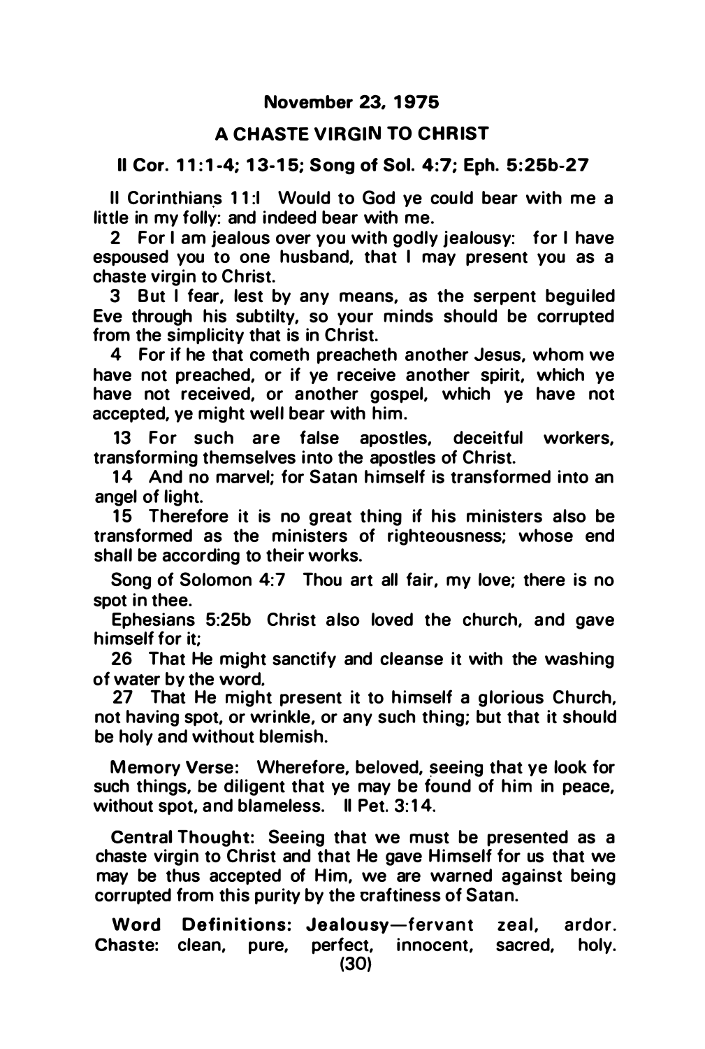**November 23, 1975**

## A CHASTE VIRGIN TO CHRIST

**II Cor. 11:1-4; 13-15; Song of Sol. 4:7; Eph. 5:25b-27**

II Corinthians 11:l Would to God ye could bear with me a little in my folly: and indeed bear with me.

2 For I am jealous over you with godly jealousy: for I have espoused you to one husband, that I may present you as a chaste virgin to Christ.

3 But I fear, lest by any means, as the serpent beguiled Eve through his subtilty, so your minds should be corrupted from the simplicity that is in Christ.

4 For if he that cometh preacheth another Jesus, whom we have not preached, or if ye receive another spirit, which ye have not received, or another gospel, which ye have not accepted, ye might well bear with him.

13 For such are false apostles, deceitful workers, transforming themselves into the apostles of Christ.

14 And no marvel; for Satan himself is transformed into an angel of light.

15 Therefore it is no great thing if his ministers also be transformed as the ministers of righteousness; whose end shall be according to their works.

Song of Solomon 4:7 Thou art all fair, my love; there is no spot in thee.

Ephesians 5:25b Christ also loved the church, and gave himself for it;

26 That He might sanctify and cleanse it with the washing of water by the word.

27 That He might present it to himself a glorious Church, not having spot, or wrinkle, or any such thing; but that it should be holy and without blemish.

**Memory Verse:** Wherefore, beloved, seeing that ye look for such things, be diligent that ye may be found of him in peace, without spot, and blameless. II Pet. 3:14.

**Central Thought:** Seeing that we must be presented as a chaste virgin to Christ and that He gave Himself for us that we may be thus accepted of Him, we are warned against being corrupted from this purity by the craftiness of Satan.

**Word Definitions: Jealousy**—fervant zeal, ardor. **Chaste:** clean, pure, perfect, innocent, sacred, holy.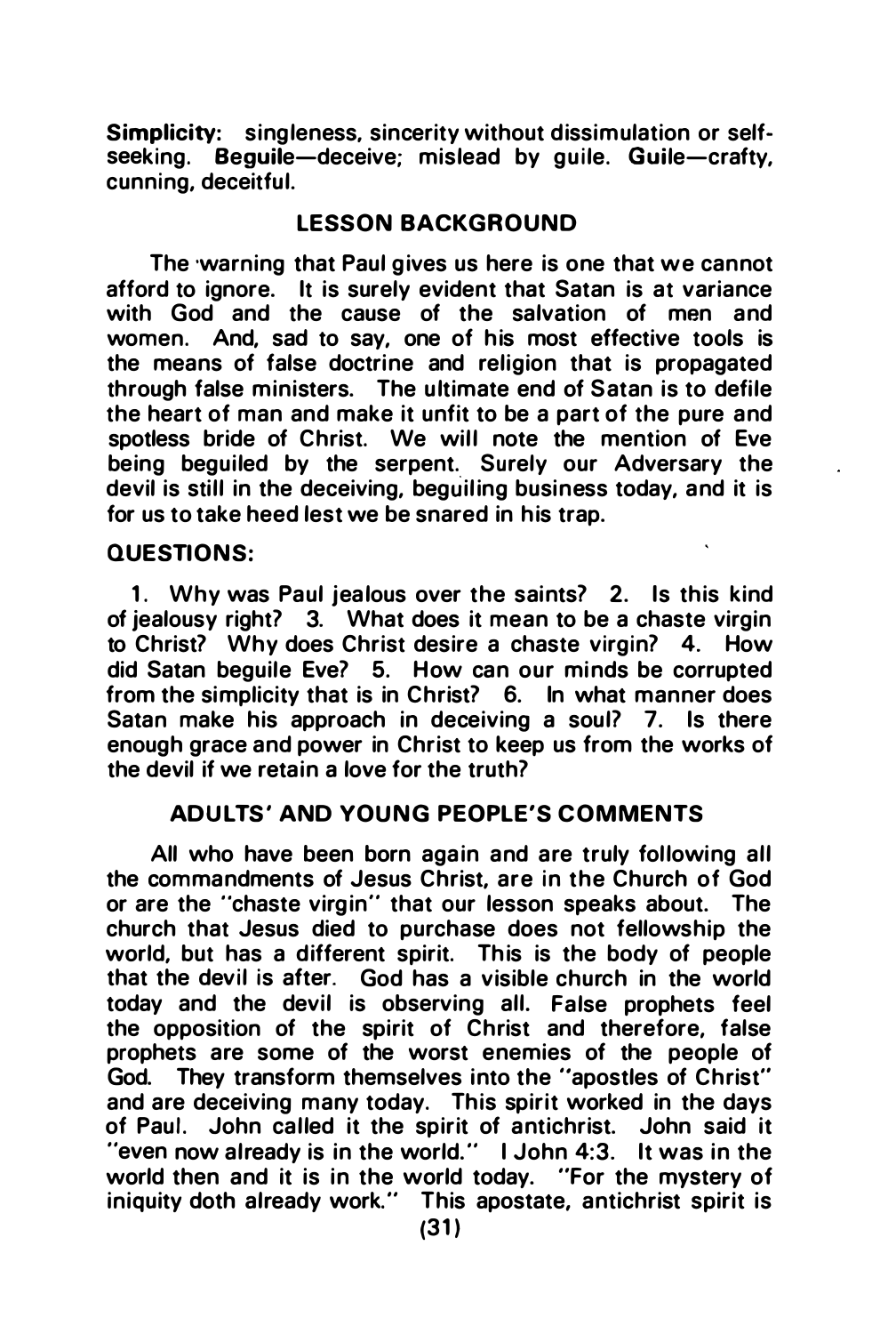**Simplicity:** singleness, sincerity without dissimulation or self-seeking. **Beguile**—deceive; mislead by guile. **Guile**—crafty, cunning, deceitful.

## LESSON BACKGROUND

The warning that Paul gives us here is one that we cannot afford to ignore. It is surely evident that Satan is at variance with God and the cause of the salvation of men and women. And, sad to say, one of his most effective tools is the means of false doctrine and religion that is propagated through false ministers. The ultimate end of Satan is to defile the heart of man and make it unfit to be a part of the pure and spotless bride of Christ. We will note the mention of Eve being beguiled by the serpent. Surely our Adversary the devil is still in the deceiving, beguiling business today, and it is for us to take heed lest we be snared in his trap.

## QUESTIONS:

1. Why was Paul jealous over the saints? 2. Is this kind of jealousy right? 3. What does it mean to be a chaste virgin to Christ? Why does Christ desire a chaste virgin? 4. How did Satan beguile Eve? 5. How can our minds be corrupted from the simplicity that is in Christ? 6. In what manner does Satan make his approach in deceiving a soul? 7. Is there enough grace and power in Christ to keep us from the works of the devil if we retain a love for the truth?

## ADULTS' AND YOUNG PEOPLE'S COMMENTS

All who have been born again and are truly following all the commandments of Jesus Christ, are in the Church of God or are the "chaste virgin" that our lesson speaks about. The church that Jesus died to purchase does not fellowship the world, but has a different spirit. This is the body of people that the devil is after. God has a visible church in the world today and the devil is observing all. False prophets feel the opposition of the spirit of Christ and therefore, false prophets are some of the worst enemies of the people of God. They transform themselves into the "apostles of Christ" and are deceiving many today. This spirit worked in the days of Paul. John called it the spirit of antichrist. John said it "even now already is in the world." I John 4:3. It was in the world then and it is in the world today. "For the mystery of iniquity doth already work." This apostate, antichrist spirit is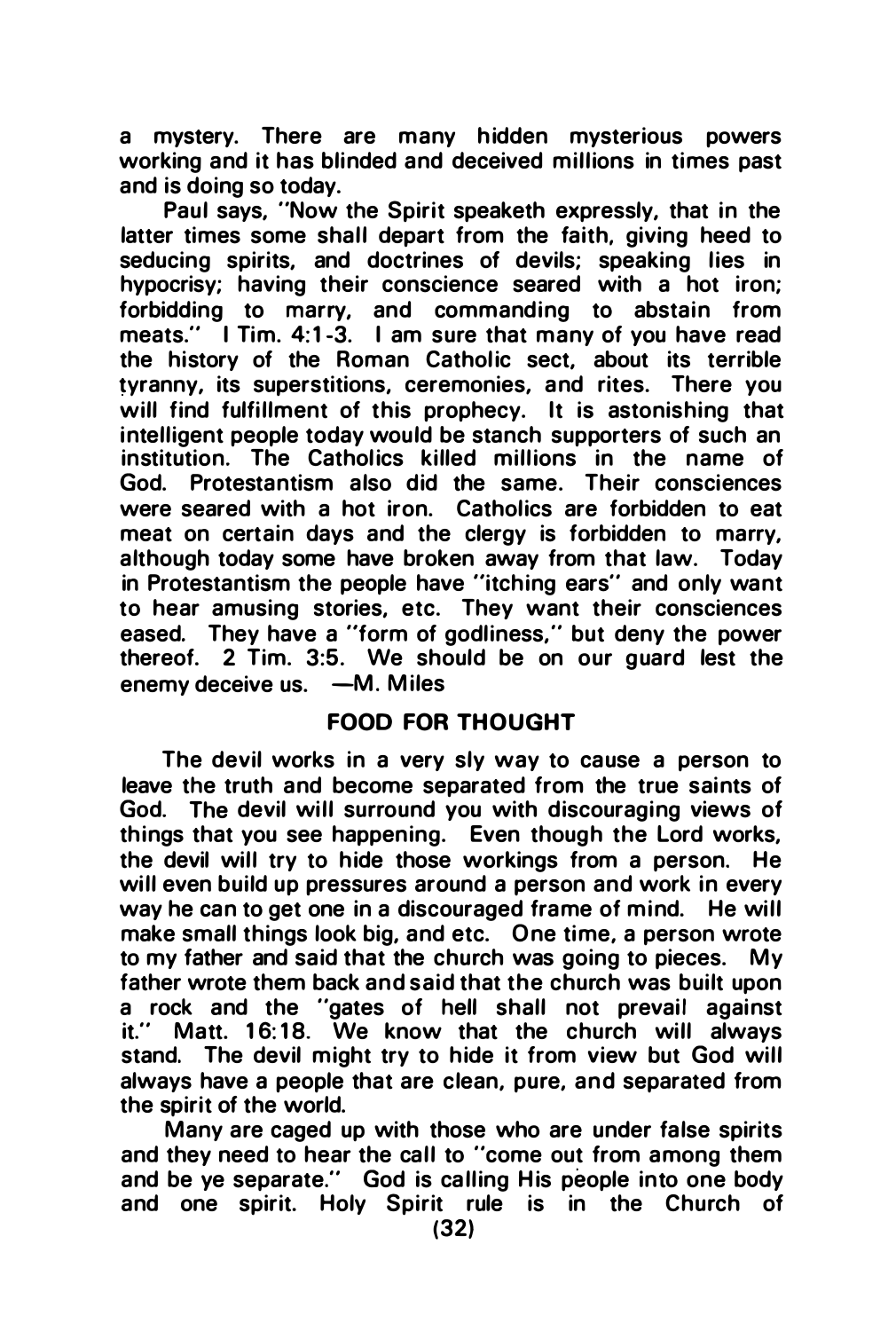a mystery. There are many hidden mysterious powers working and it has blinded and deceived millions in times past and is doing so today.

Paul says, "Now the Spirit speaketh expressly, that in the latter times some shall depart from the faith, giving heed to seducing spirits, and doctrines of devils; speaking lies in hypocrisy; having their conscience seared with a hot iron; forbidding to marry, and commanding to abstain from meats." I Tim. 4:1-3. I am sure that many of you have read the history of the Roman Catholic sect, about its terrible tyranny, its superstitions, ceremonies, and rites. There you will find fulfillment of this prophecy. It is astonishing that intelligent people today would be stanch supporters of such an institution. The Catholics killed millions in the name of God. Protestantism also did the same. Their consciences were seared with a hot iron. Catholics are forbidden to eat meat on certain days and the clergy is forbidden to marry, although today some have broken away from that law. Today in Protestantism the people have "itching ears" and only want to hear amusing stories, etc. They want their consciences eased. They have a "form of godliness," but deny the power thereof. 2 Tim. 3:5. We should be on our guard lest the enemy deceive us. —M. Miles

## FOOD FOR THOUGHT

The devil works in a very sly way to cause a person to leave the truth and become separated from the true saints of God. The devil will surround you with discouraging views of things that you see happening. Even though the Lord works, the devil will try to hide those workings from a person. He will even build up pressures around a person and work in every way he can to get one in a discouraged frame of mind. He will make small things look big, and etc. One time, a person wrote to my father and said that the church was going to pieces. My father wrote them back and said that the church was built upon a rock and the "gates of hell shall not prevail against it." Matt. 16:18. We know that the church will always stand. The devil might try to hide it from view but God will always have a people that are clean, pure, and separated from the spirit of the world.

Many are caged up with those who are under false spirits and they need to hear the call to "come out from among them and be ye separate." God is calling His people into one body and one spirit. Holy Spirit rule is in the Church of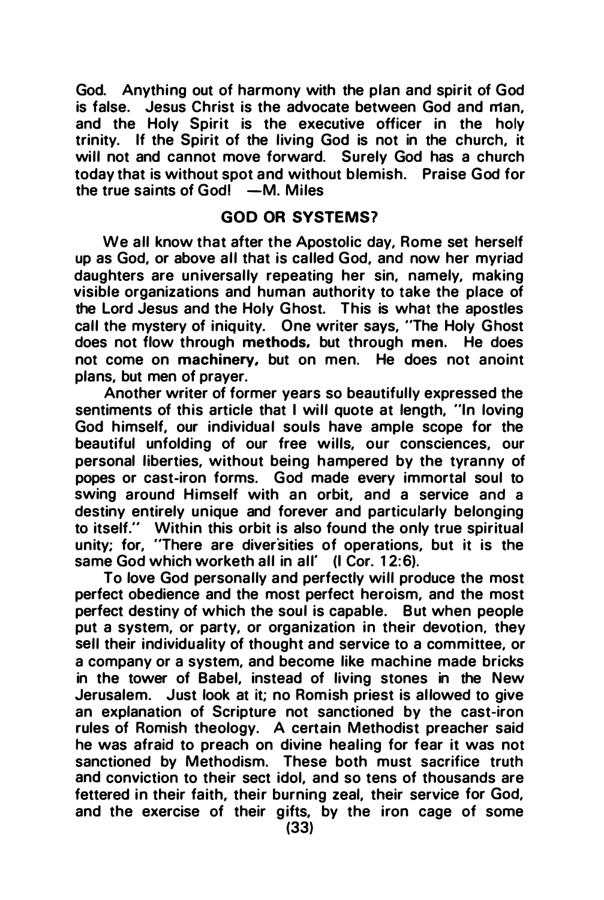God. Anything out of harmony with the plan and spirit of God is false. Jesus Christ is the advocate between God and man, and the Holy Spirit is the executive officer in the holy trinity. If the Spirit of the living God is not in the church, it will not and cannot move forward. Surely God has a church today that is without spot and without blemish. Praise God for the true saints of God! —M. Miles

## GOD OR SYSTEMS?

We all know that after the Apostolic day, Rome set herself up as God, or above all that is called God, and now her myriad daughters are universally repeating her sin, namely, making visible organizations and human authority to take the place of the Lord Jesus and the Holy Ghost. This is what the apostles call the mystery of iniquity. One writer says, "The Holy Ghost does not flow through **methods**, but through **men**. He does not come on **machinery**, but on men. He does not anoint plans, but men of prayer.

Another writer of former years so beautifully expressed the sentiments of this article that I will quote at length, "In loving God himself, our individual souls have ample scope for the beautiful unfolding of our free wills, our consciences, our personal liberties, without being hampered by the tyranny of popes or cast-iron forms. God made every immortal soul to swing around Himself with an orbit, and a service and a destiny entirely unique and forever and particularly belonging to itself." Within this orbit is also found the only true spiritual unity; for, "There are diver'sities of operations, but it is the same God which worketh all in all' (I Cor. 12:6).

To love God personally and perfectly will produce the most perfect obedience and the most perfect heroism, and the most perfect destiny of which the soul is capable. But when people put a system, or party, or organization in their devotion, they sell their individuality of thought and service to a committee, or a company or a system, and become like machine made bricks in the tower of Babel, instead of living stones in the New Jerusalem. Just look at it; no Romish priest is allowed to give an explanation of Scripture not sanctioned by the cast-iron rules of Romish theology. A certain Methodist preacher said he was afraid to preach on divine healing for fear it was not sanctioned by Methodism. These both must sacrifice truth and conviction to their sect idol, and so tens of thousands are fettered in their faith, their burning zeal, their service for God, and the exercise of their gifts, by the iron cage of some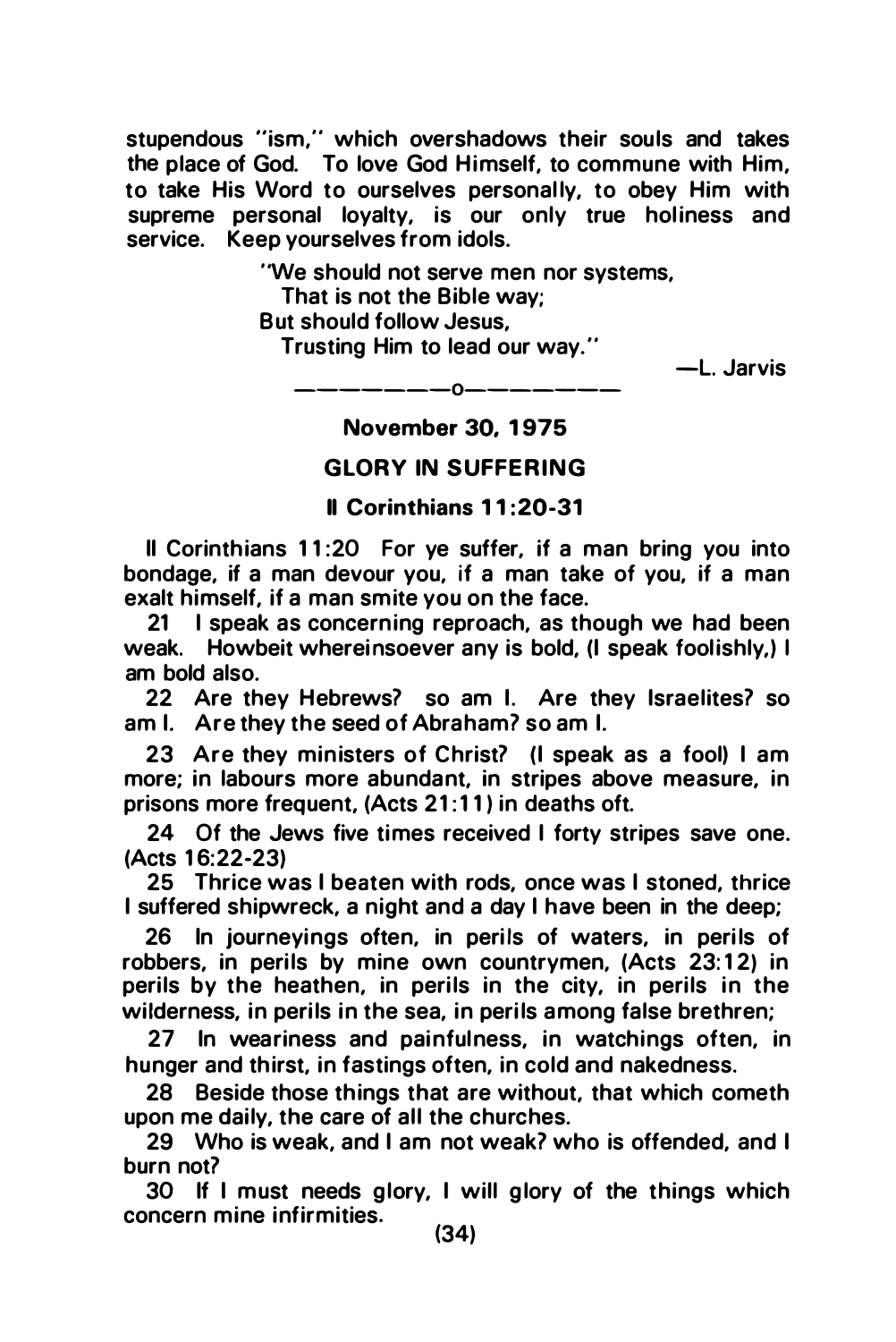stupendous "ism," which overshadows their souls and takes the place of God. To love God Himself, to commune with Him, to take His Word to ourselves personally, to obey Him with supreme personal loyalty, is our only true holiness and service. Keep yourselves from idols.

> "We should not serve men nor systems,
> That is not the Bible way;
> But should follow Jesus,
> Trusting Him to lead our way."
>
> —L. Jarvis

———————o———————

**November 30, 1975**

## GLORY IN SUFFERING

### II Corinthians 11:20-31

II Corinthians 11:20 For ye suffer, if a man bring you into bondage, if a man devour you, if a man take of you, if a man exalt himself, if a man smite you on the face.

21 I speak as concerning reproach, as though we had been weak. Howbeit whereinsoever any is bold, (I speak foolishly,) I am bold also.

22 Are they Hebrews? so am I. Are they Israelites? so am I. Are they the seed of Abraham? so am I.

23 Are they ministers of Christ? (I speak as a fool) I am more; in labours more abundant, in stripes above measure, in prisons more frequent, (Acts 21:11) in deaths oft.

24 Of the Jews five times received I forty stripes save one. (Acts 16:22-23)

25 Thrice was I beaten with rods, once was I stoned, thrice I suffered shipwreck, a night and a day I have been in the deep;

26 In journeyings often, in perils of waters, in perils of robbers, in perils by mine own countrymen, (Acts 23:12) in perils by the heathen, in perils in the city, in perils in the wilderness, in perils in the sea, in perils among false brethren;

27 In weariness and painfulness, in watchings often, in hunger and thirst, in fastings often, in cold and nakedness.

28 Beside those things that are without, that which cometh upon me daily, the care of all the churches.

29 Who is weak, and I am not weak? who is offended, and I burn not?

30 If I must needs glory, I will glory of the things which concern mine infirmities.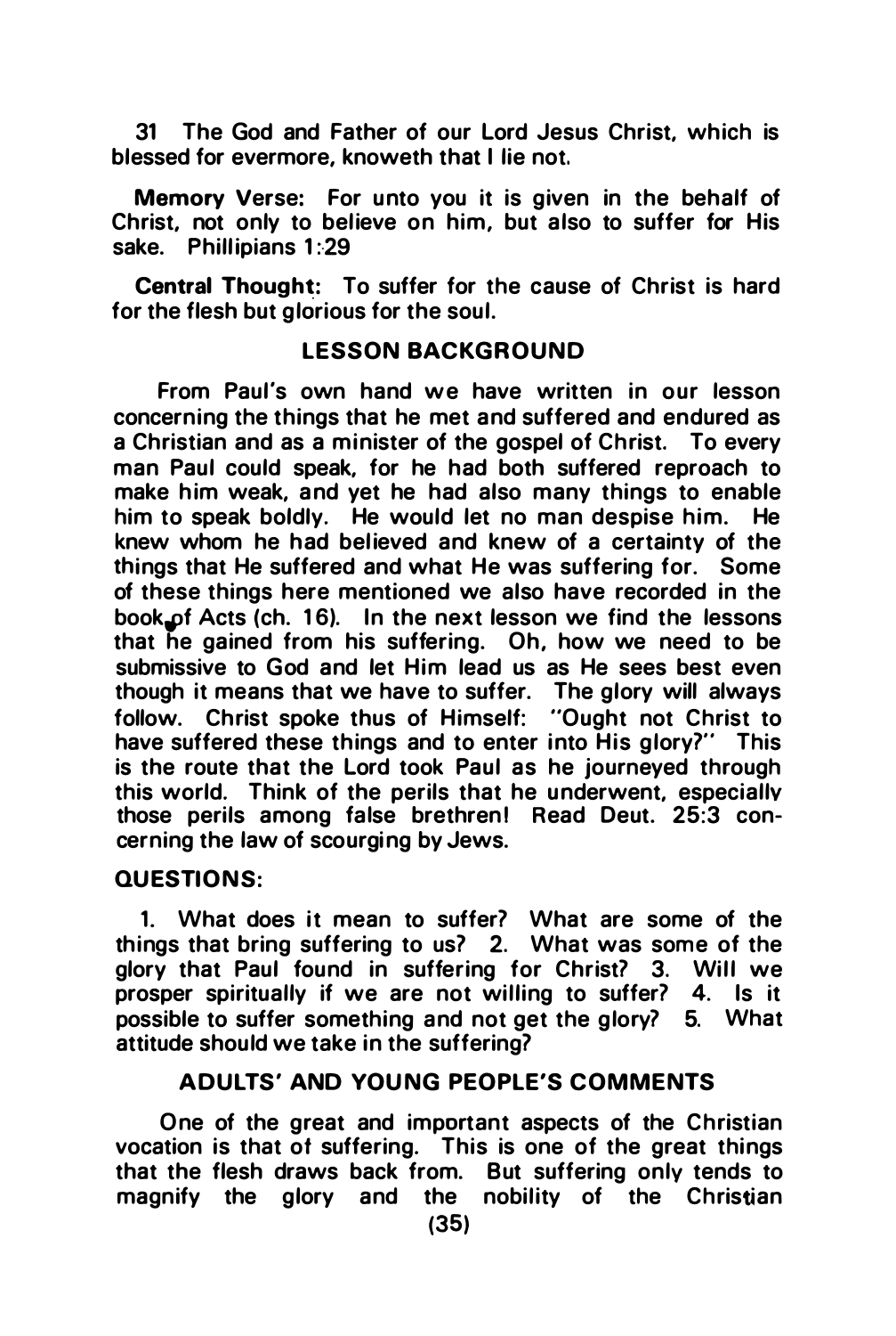31 The God and Father of our Lord Jesus Christ, which is blessed for evermore, knoweth that I lie not.

**Memory Verse:** For unto you it is given in the behalf of Christ, not only to believe on him, but also to suffer for His sake. Phillipians 1:29

**Central Thought:** To suffer for the cause of Christ is hard for the flesh but glorious for the soul.

## LESSON BACKGROUND

From Paul's own hand we have written in our lesson concerning the things that he met and suffered and endured as a Christian and as a minister of the gospel of Christ. To every man Paul could speak, for he had both suffered reproach to make him weak, and yet he had also many things to enable him to speak boldly. He would let no man despise him. He knew whom he had believed and knew of a certainty of the things that He suffered and what He was suffering for. Some of these things here mentioned we also have recorded in the book of Acts (ch. 16). In the next lesson we find the lessons that he gained from his suffering. Oh, how we need to be submissive to God and let Him lead us as He sees best even though it means that we have to suffer. The glory will always follow. Christ spoke thus of Himself: "Ought not Christ to have suffered these things and to enter into His glory?" This is the route that the Lord took Paul as he journeyed through this world. Think of the perils that he underwent, especially those perils among false brethren! Read Deut. 25:3 concerning the law of scourging by Jews.

**QUESTIONS:**

1. What does it mean to suffer? What are some of the things that bring suffering to us? 2. What was some of the glory that Paul found in suffering for Christ? 3. Will we prosper spiritually if we are not willing to suffer? 4. Is it possible to suffer something and not get the glory? 5. What attitude should we take in the suffering?

## ADULTS' AND YOUNG PEOPLE'S COMMENTS

One of the great and important aspects of the Christian vocation is that of suffering. This is one of the great things that the flesh draws back from. But suffering only tends to magnify the glory and the nobility of the Christian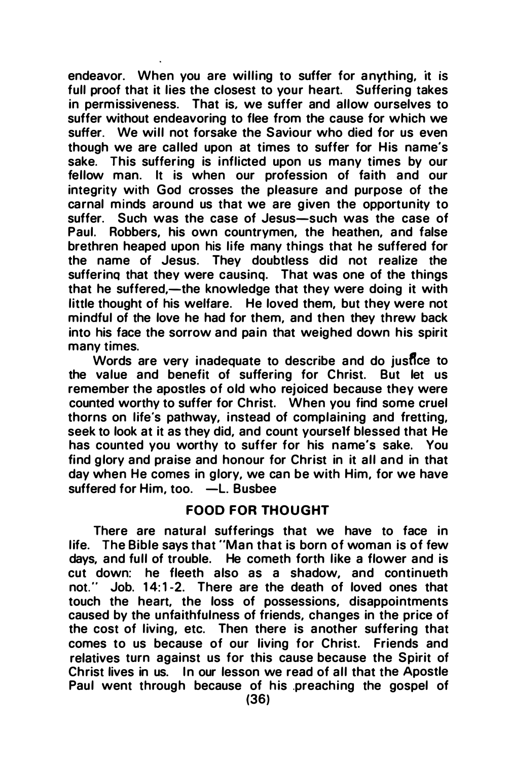endeavor. When you are willing to suffer for anything, it is full proof that it lies the closest to your heart. Suffering takes in permissiveness. That is, we suffer and allow ourselves to suffer without endeavoring to flee from the cause for which we suffer. We will not forsake the Saviour who died for us even though we are called upon at times to suffer for His name's sake. This suffering is inflicted upon us many times by our fellow man. It is when our profession of faith and our integrity with God crosses the pleasure and purpose of the carnal minds around us that we are given the opportunity to suffer. Such was the case of Jesus—such was the case of Paul. Robbers, his own countrymen, the heathen, and false brethren heaped upon his life many things that he suffered for the name of Jesus. They doubtless did not realize the suffering that they were causing. That was one of the things that he suffered,—the knowledge that they were doing it with little thought of his welfare. He loved them, but they were not mindful of the love he had for them, and then they threw back into his face the sorrow and pain that weighed down his spirit many times.

Words are very inadequate to describe and do justice to the value and benefit of suffering for Christ. But let us remember the apostles of old who rejoiced because they were counted worthy to suffer for Christ. When you find some cruel thorns on life's pathway, instead of complaining and fretting, seek to look at it as they did, and count yourself blessed that He has counted you worthy to suffer for his name's sake. You find glory and praise and honour for Christ in it all and in that day when He comes in glory, we can be with Him, for we have suffered for Him, too. —L. Busbee

## FOOD FOR THOUGHT

There are natural sufferings that we have to face in life. The Bible says that "Man that is born of woman is of few days, and full of trouble. He cometh forth like a flower and is cut down: he fleeth also as a shadow, and continueth not." Job. 14:1-2. There are the death of loved ones that touch the heart, the loss of possessions, disappointments caused by the unfaithfulness of friends, changes in the price of the cost of living, etc. Then there is another suffering that comes to us because of our living for Christ. Friends and relatives turn against us for this cause because the Spirit of Christ lives in us. In our lesson we read of all that the Apostle Paul went through because of his preaching the gospel of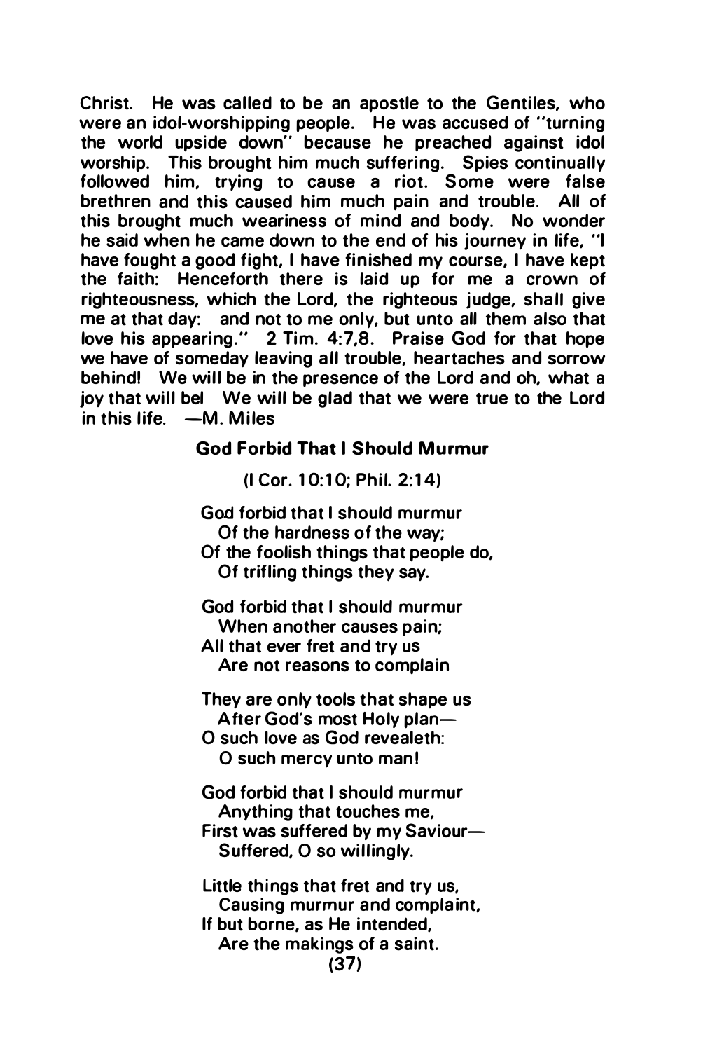Christ. He was called to be an apostle to the Gentiles, who were an idol-worshipping people. He was accused of "turning the world upside down" because he preached against idol worship. This brought him much suffering. Spies continually followed him, trying to cause a riot. Some were false brethren and this caused him much pain and trouble. All of this brought much weariness of mind and body. No wonder he said when he came down to the end of his journey in life, "I have fought a good fight, I have finished my course, I have kept the faith: Henceforth there is laid up for me a crown of righteousness, which the Lord, the righteous judge, shall give me at that day: and not to me only, but unto all them also that love his appearing." 2 Tim. 4:7,8. Praise God for that hope we have of someday leaving all trouble, heartaches and sorrow behind! We will be in the presence of the Lord and oh, what a joy that will be! We will be glad that we were true to the Lord in this life. —M. Miles

**God Forbid That I Should Murmur**

(I Cor. 10:10; Phil. 2:14)

God forbid that I should murmur
  Of the hardness of the way;
Of the foolish things that people do,
  Of trifling things they say.

God forbid that I should murmur
  When another causes pain;
All that ever fret and try us
  Are not reasons to complain

They are only tools that shape us
  After God's most Holy plan—
O such love as God revealeth:
  O such mercy unto man!

God forbid that I should murmur
  Anything that touches me,
First was suffered by my Saviour—
  Suffered, O so willingly.

Little things that fret and try us,
  Causing murmur and complaint,
If but borne, as He intended,
  Are the makings of a saint.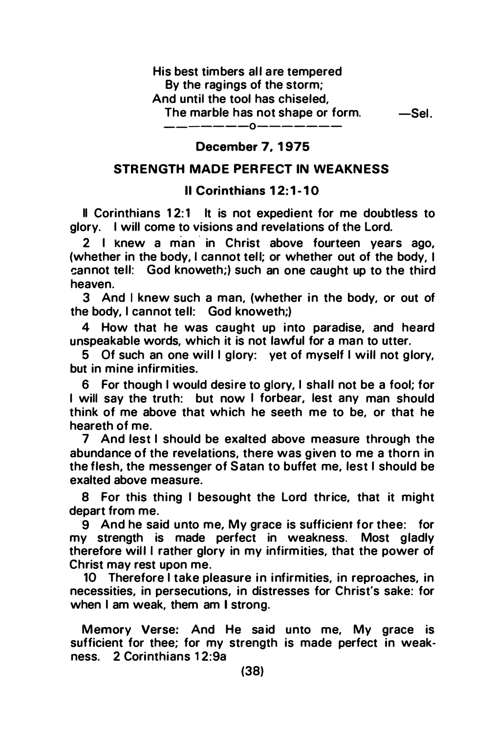His best timbers all are tempered  
By the ragings of the storm;  
And until the tool has chiseled,  
The marble has not shape or form. —Sel.

———————o———————

**December 7, 1975**

## STRENGTH MADE PERFECT IN WEAKNESS

**II Corinthians 12:1-10**

II Corinthians 12:1 It is not expedient for me doubtless to glory. I will come to visions and revelations of the Lord.

2 I knew a man in Christ above fourteen years ago, (whether in the body, I cannot tell; or whether out of the body, I cannot tell: God knoweth;) such an one caught up to the third heaven.

3 And I knew such a man, (whether in the body, or out of the body, I cannot tell: God knoweth;)

4 How that he was caught up into paradise, and heard unspeakable words, which it is not lawful for a man to utter.

5 Of such an one will I glory: yet of myself I will not glory, but in mine infirmities.

6 For though I would desire to glory, I shall not be a fool; for I will say the truth: but now I forbear, lest any man should think of me above that which he seeth me to be, or that he heareth of me.

7 And lest I should be exalted above measure through the abundance of the revelations, there was given to me a thorn in the flesh, the messenger of Satan to buffet me, lest I should be exalted above measure.

8 For this thing I besought the Lord thrice, that it might depart from me.

9 And he said unto me, My grace is sufficient for thee: for my strength is made perfect in weakness. Most gladly therefore will I rather glory in my infirmities, that the power of Christ may rest upon me.

10 Therefore I take pleasure in infirmities, in reproaches, in necessities, in persecutions, in distresses for Christ's sake: for when I am weak, them am I strong.

Memory Verse: And He said unto me, My grace is sufficient for thee; for my strength is made perfect in weakness. 2 Corinthians 12:9a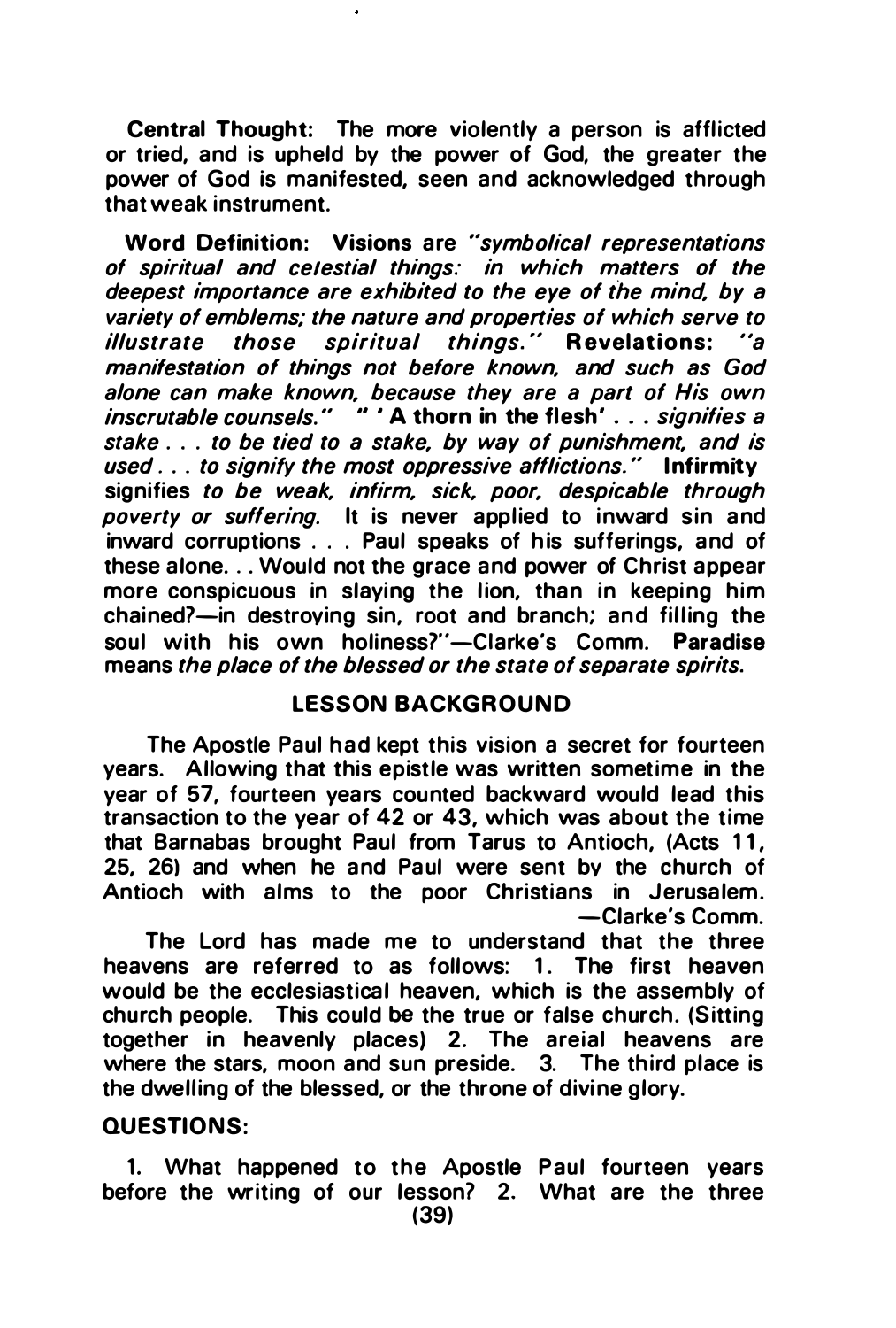**Central Thought:** The more violently a person is afflicted or tried, and is upheld by the power of God, the greater the power of God is manifested, seen and acknowledged through that weak instrument.

**Word Definition:** **Visions** are *"symbolical representations of spiritual and celestial things: in which matters of the deepest importance are exhibited to the eye of the mind, by a variety of emblems; the nature and properties of which serve to illustrate those spiritual things."* **Revelations:** *"a manifestation of things not before known, and such as God alone can make known, because they are a part of His own inscrutable counsels."* " **' A thorn in the flesh'** . . . *signifies a stake . . . to be tied to a stake, by way of punishment, and is used . . . to signify the most oppressive afflictions."* **Infirmity** signifies *to be weak, infirm, sick, poor, despicable through poverty or suffering.* It is never applied to inward sin and inward corruptions . . . Paul speaks of his sufferings, and of these alone. . . Would not the grace and power of Christ appear more conspicuous in slaying the lion, than in keeping him chained?—in destroying sin, root and branch; and filling the soul with his own holiness?"—Clarke's Comm. **Paradise** means *the place of the blessed or the state of separate spirits.*

## LESSON BACKGROUND

The Apostle Paul had kept this vision a secret for fourteen years. Allowing that this epistle was written sometime in the year of 57, fourteen years counted backward would lead this transaction to the year of 42 or 43, which was about the time that Barnabas brought Paul from Tarus to Antioch, (Acts 11, 25, 26) and when he and Paul were sent by the church of Antioch with alms to the poor Christians in Jerusalem. —Clarke's Comm.

The Lord has made me to understand that the three heavens are referred to as follows: 1. The first heaven would be the ecclesiastical heaven, which is the assembly of church people. This could be the true or false church. (Sitting together in heavenly places) 2. The areial heavens are where the stars, moon and sun preside. 3. The third place is the dwelling of the blessed, or the throne of divine glory.

## QUESTIONS:

1. What happened to the Apostle Paul fourteen years before the writing of our lesson? 2. What are the three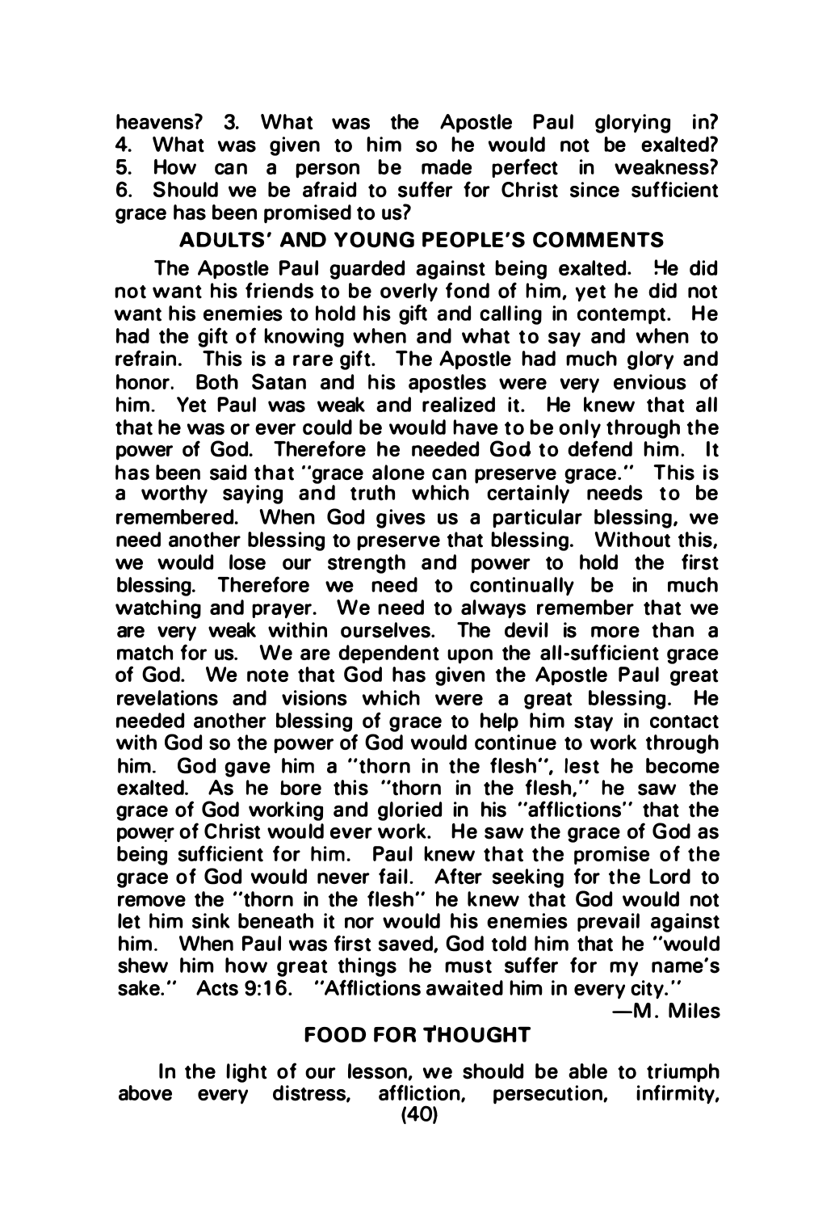heavens? 3. What was the Apostle Paul glorying in? 4. What was given to him so he would not be exalted? 5. How can a person be made perfect in weakness? 6. Should we be afraid to suffer for Christ since sufficient grace has been promised to us?

## ADULTS' AND YOUNG PEOPLE'S COMMENTS

The Apostle Paul guarded against being exalted. He did not want his friends to be overly fond of him, yet he did not want his enemies to hold his gift and calling in contempt. He had the gift of knowing when and what to say and when to refrain. This is a rare gift. The Apostle had much glory and honor. Both Satan and his apostles were very envious of him. Yet Paul was weak and realized it. He knew that all that he was or ever could be would have to be only through the power of God. Therefore he needed God to defend him. It has been said that "grace alone can preserve grace." This is a worthy saying and truth which certainly needs to be remembered. When God gives us a particular blessing, we need another blessing to preserve that blessing. Without this, we would lose our strength and power to hold the first blessing. Therefore we need to continually be in much watching and prayer. We need to always remember that we are very weak within ourselves. The devil is more than a match for us. We are dependent upon the all-sufficient grace of God. We note that God has given the Apostle Paul great revelations and visions which were a great blessing. He needed another blessing of grace to help him stay in contact with God so the power of God would continue to work through him. God gave him a "thorn in the flesh", lest he become exalted. As he bore this "thorn in the flesh," he saw the grace of God working and gloried in his "afflictions" that the power of Christ would ever work. He saw the grace of God as being sufficient for him. Paul knew that the promise of the grace of God would never fail. After seeking for the Lord to remove the "thorn in the flesh" he knew that God would not let him sink beneath it nor would his enemies prevail against him. When Paul was first saved, God told him that he "would shew him how great things he must suffer for my name's sake." Acts 9:16. "Afflictions awaited him in every city."

—M. Miles

## FOOD FOR THOUGHT

In the light of our lesson, we should be able to triumph above every distress, affliction, persecution, infirmity,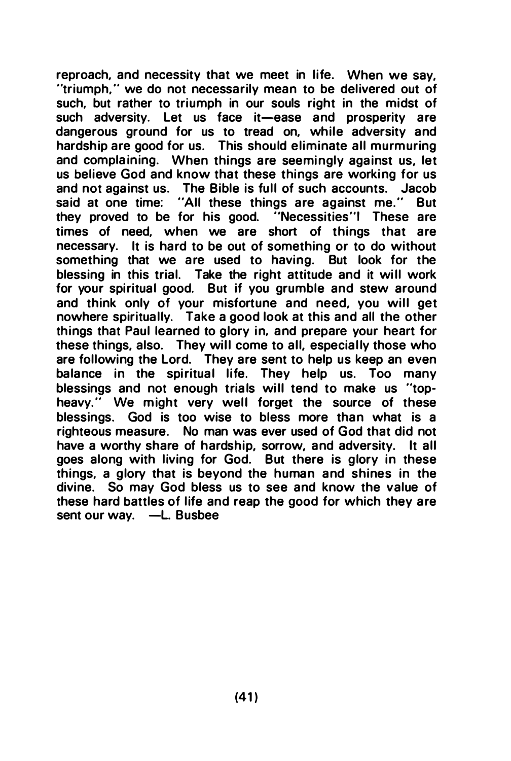reproach, and necessity that we meet in life. When we say, "triumph," we do not necessarily mean to be delivered out of such, but rather to triumph in our souls right in the midst of such adversity. Let us face it—ease and prosperity are dangerous ground for us to tread on, while adversity and hardship are good for us. This should eliminate all murmuring and complaining. When things are seemingly against us, let us believe God and know that these things are working for us and not against us. The Bible is full of such accounts. Jacob said at one time: "All these things are against me." But they proved to be for his good. "Necessities"! These are times of need, when we are short of things that are necessary. It is hard to be out of something or to do without something that we are used to having. But look for the blessing in this trial. Take the right attitude and it will work for your spiritual good. But if you grumble and stew around and think only of your misfortune and need, you will get nowhere spiritually. Take a good look at this and all the other things that Paul learned to glory in, and prepare your heart for these things, also. They will come to all, especially those who are following the Lord. They are sent to help us keep an even balance in the spiritual life. They help us. Too many blessings and not enough trials will tend to make us "top-heavy." We might very well forget the source of these blessings. God is too wise to bless more than what is a righteous measure. No man was ever used of God that did not have a worthy share of hardship, sorrow, and adversity. It all goes along with living for God. But there is glory in these things, a glory that is beyond the human and shines in the divine. So may God bless us to see and know the value of these hard battles of life and reap the good for which they are sent our way. —L. Busbee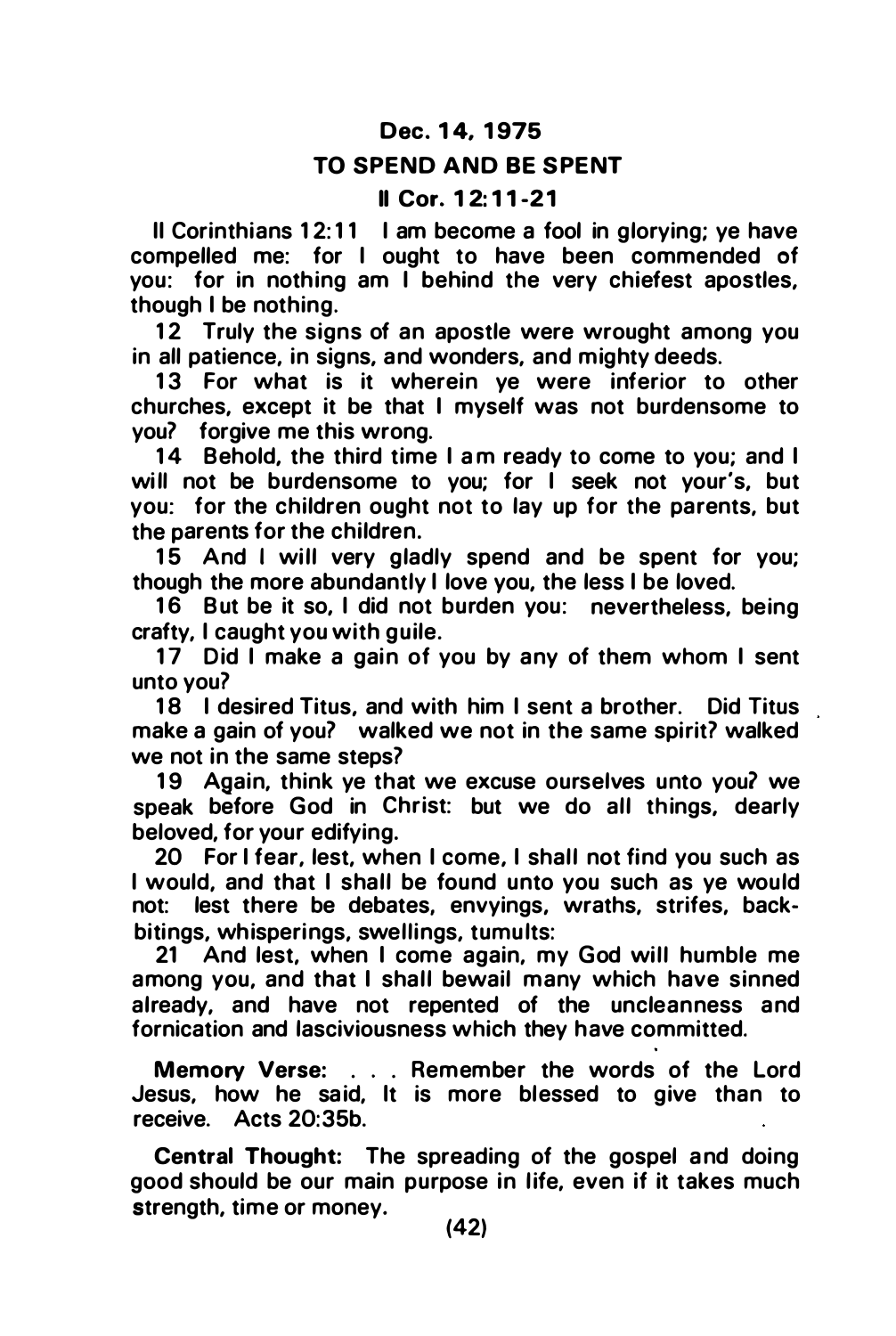**Dec. 14, 1975**

## TO SPEND AND BE SPENT

**II Cor. 12:11-21**

II Corinthians 12:11 I am become a fool in glorying; ye have compelled me: for I ought to have been commended of you: for in nothing am I behind the very chiefest apostles, though I be nothing.

12 Truly the signs of an apostle were wrought among you in all patience, in signs, and wonders, and mighty deeds.

13 For what is it wherein ye were inferior to other churches, except it be that I myself was not burdensome to you? forgive me this wrong.

14 Behold, the third time I am ready to come to you; and I will not be burdensome to you; for I seek not your's, but you: for the children ought not to lay up for the parents, but the parents for the children.

15 And I will very gladly spend and be spent for you; though the more abundantly I love you, the less I be loved.

16 But be it so, I did not burden you: nevertheless, being crafty, I caught you with guile.

17 Did I make a gain of you by any of them whom I sent unto you?

18 I desired Titus, and with him I sent a brother. Did Titus make a gain of you? walked we not in the same spirit? walked we not in the same steps?

19 Again, think ye that we excuse ourselves unto you? we speak before God in Christ: but we do all things, dearly beloved, for your edifying.

20 For I fear, lest, when I come, I shall not find you such as I would, and that I shall be found unto you such as ye would not: lest there be debates, envyings, wraths, strifes, backbitings, whisperings, swellings, tumults:

21 And lest, when I come again, my God will humble me among you, and that I shall bewail many which have sinned already, and have not repented of the uncleanness and fornication and lasciviousness which they have committed.

**Memory Verse:** . . . Remember the words of the Lord Jesus, how he said, It is more blessed to give than to receive. Acts 20:35b.

**Central Thought:** The spreading of the gospel and doing good should be our main purpose in life, even if it takes much strength, time or money.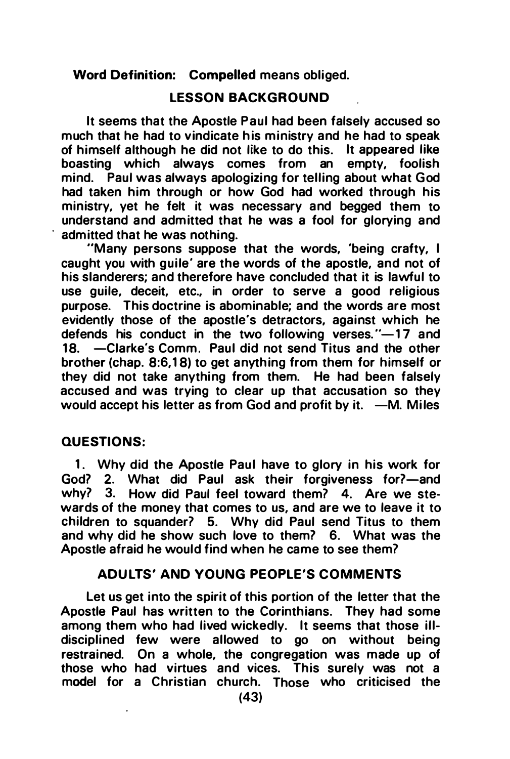**Word Definition: Compelled** means obliged.

## LESSON BACKGROUND

It seems that the Apostle Paul had been falsely accused so much that he had to vindicate his ministry and he had to speak of himself although he did not like to do this. It appeared like boasting which always comes from an empty, foolish mind. Paul was always apologizing for telling about what God had taken him through or how God had worked through his ministry, yet he felt it was necessary and begged them to understand and admitted that he was a fool for glorying and admitted that he was nothing.

"Many persons suppose that the words, 'being crafty, I caught you with guile' are the words of the apostle, and not of his slanderers; and therefore have concluded that it is lawful to use guile, deceit, etc., in order to serve a good religious purpose. This doctrine is abominable; and the words are most evidently those of the apostle's detractors, against which he defends his conduct in the two following verses."—17 and 18. —Clarke's Comm. Paul did not send Titus and the other brother (chap. 8:6,18) to get anything from them for himself or they did not take anything from them. He had been falsely accused and was trying to clear up that accusation so they would accept his letter as from God and profit by it. —M. Miles

## QUESTIONS:

1. Why did the Apostle Paul have to glory in his work for God? 2. What did Paul ask their forgiveness for?—and why? 3. How did Paul feel toward them? 4. Are we stewards of the money that comes to us, and are we to leave it to children to squander? 5. Why did Paul send Titus to them and why did he show such love to them? 6. What was the Apostle afraid he would find when he came to see them?

## ADULTS' AND YOUNG PEOPLE'S COMMENTS

Let us get into the spirit of this portion of the letter that the Apostle Paul has written to the Corinthians. They had some among them who had lived wickedly. It seems that those ill-disciplined few were allowed to go on without being restrained. On a whole, the congregation was made up of those who had virtues and vices. This surely was not a model for a Christian church. Those who criticised the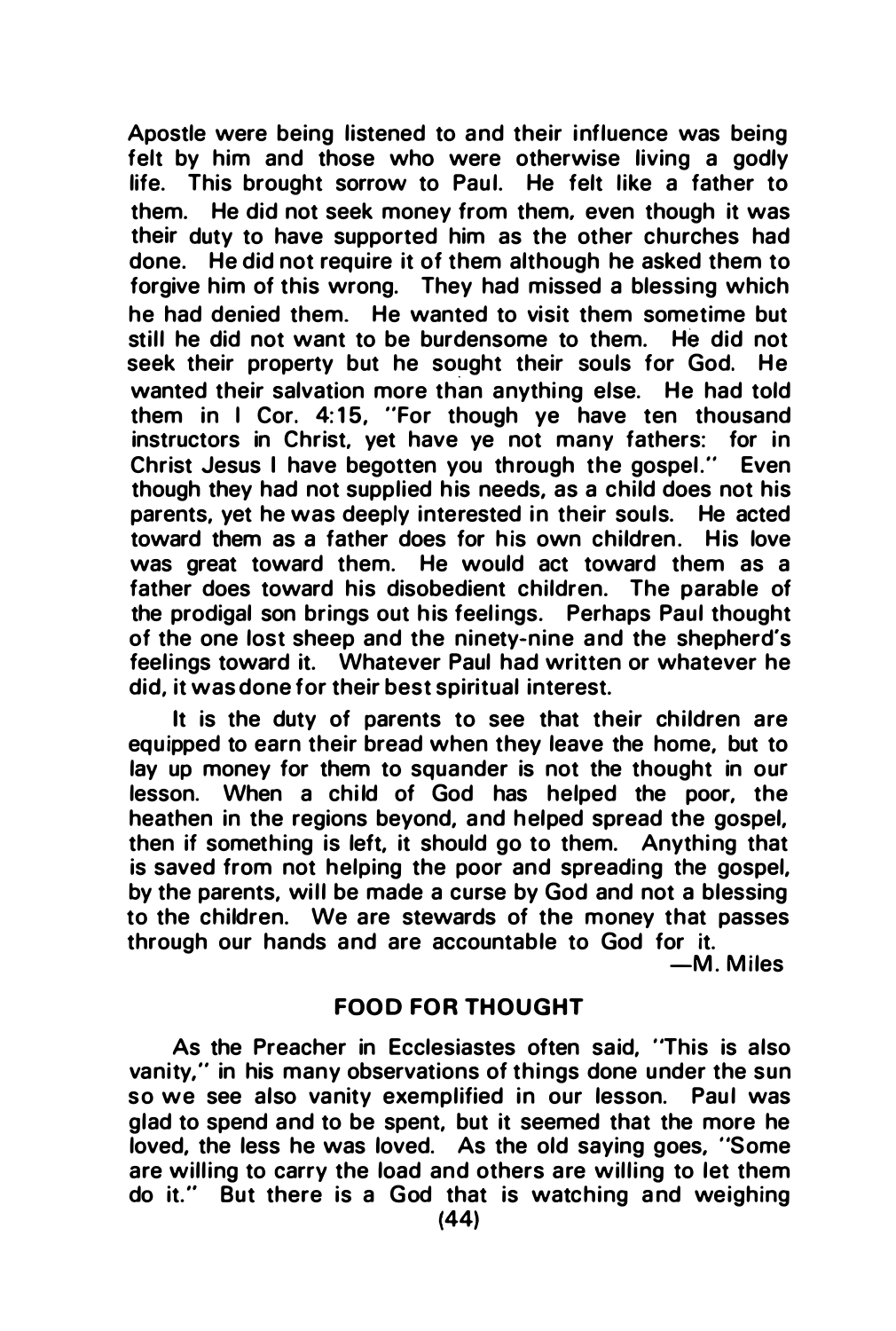Apostle were being listened to and their influence was being felt by him and those who were otherwise living a godly life. This brought sorrow to Paul. He felt like a father to them. He did not seek money from them, even though it was their duty to have supported him as the other churches had done. He did not require it of them although he asked them to forgive him of this wrong. They had missed a blessing which he had denied them. He wanted to visit them sometime but still he did not want to be burdensome to them. He did not seek their property but he sought their souls for God. He wanted their salvation more than anything else. He had told them in I Cor. 4:15, "For though ye have ten thousand instructors in Christ, yet have ye not many fathers: for in Christ Jesus I have begotten you through the gospel." Even though they had not supplied his needs, as a child does not his parents, yet he was deeply interested in their souls. He acted toward them as a father does for his own children. His love was great toward them. He would act toward them as a father does toward his disobedient children. The parable of the prodigal son brings out his feelings. Perhaps Paul thought of the one lost sheep and the ninety-nine and the shepherd's feelings toward it. Whatever Paul had written or whatever he did, it was done for their best spiritual interest.

It is the duty of parents to see that their children are equipped to earn their bread when they leave the home, but to lay up money for them to squander is not the thought in our lesson. When a child of God has helped the poor, the heathen in the regions beyond, and helped spread the gospel, then if something is left, it should go to them. Anything that is saved from not helping the poor and spreading the gospel, by the parents, will be made a curse by God and not a blessing to the children. We are stewards of the money that passes through our hands and are accountable to God for it.

—M. Miles

## FOOD FOR THOUGHT

As the Preacher in Ecclesiastes often said, "This is also vanity," in his many observations of things done under the sun so we see also vanity exemplified in our lesson. Paul was glad to spend and to be spent, but it seemed that the more he loved, the less he was loved. As the old saying goes, "Some are willing to carry the load and others are willing to let them do it." But there is a God that is watching and weighing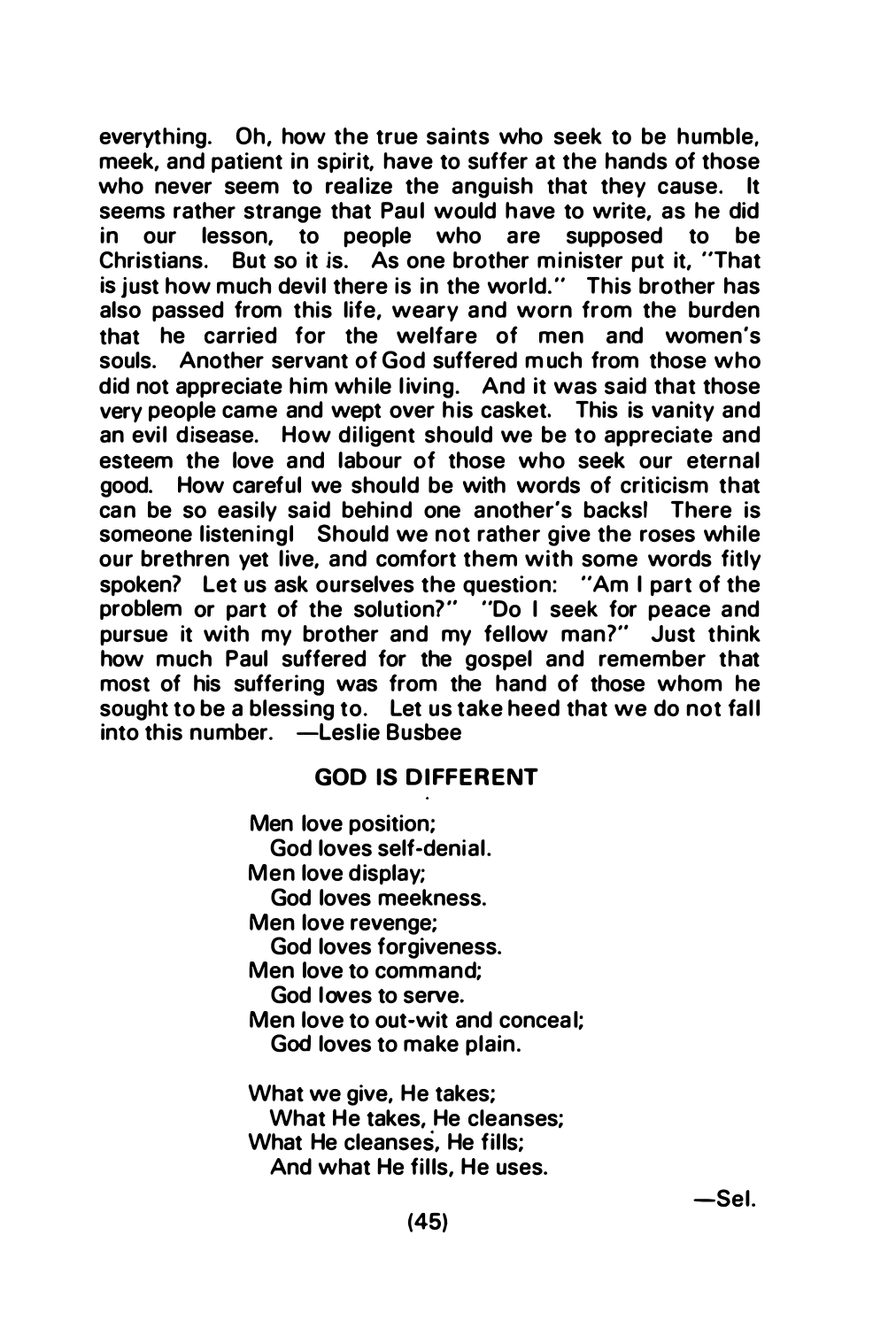everything. Oh, how the true saints who seek to be humble, meek, and patient in spirit, have to suffer at the hands of those who never seem to realize the anguish that they cause. It seems rather strange that Paul would have to write, as he did in our lesson, to people who are supposed to be Christians. But so it is. As one brother minister put it, "That is just how much devil there is in the world." This brother has also passed from this life, weary and worn from the burden that he carried for the welfare of men and women's souls. Another servant of God suffered much from those who did not appreciate him while living. And it was said that those very people came and wept over his casket. This is vanity and an evil disease. How diligent should we be to appreciate and esteem the love and labour of those who seek our eternal good. How careful we should be with words of criticism that can be so easily said behind one another's backs! There is someone listening! Should we not rather give the roses while our brethren yet live, and comfort them with some words fitly spoken? Let us ask ourselves the question: "Am I part of the problem or part of the solution?" "Do I seek for peace and pursue it with my brother and my fellow man?" Just think how much Paul suffered for the gospel and remember that most of his suffering was from the hand of those whom he sought to be a blessing to. Let us take heed that we do not fall into this number. —Leslie Busbee

## GOD IS DIFFERENT

Men love position;
  God loves self-denial.
Men love display;
  God loves meekness.
Men love revenge;
  God loves forgiveness.
Men love to command;
  God loves to serve.
Men love to out-wit and conceal;
  God loves to make plain.

What we give, He takes;
  What He takes, He cleanses;
What He cleanses, He fills;
  And what He fills, He uses.

—Sel.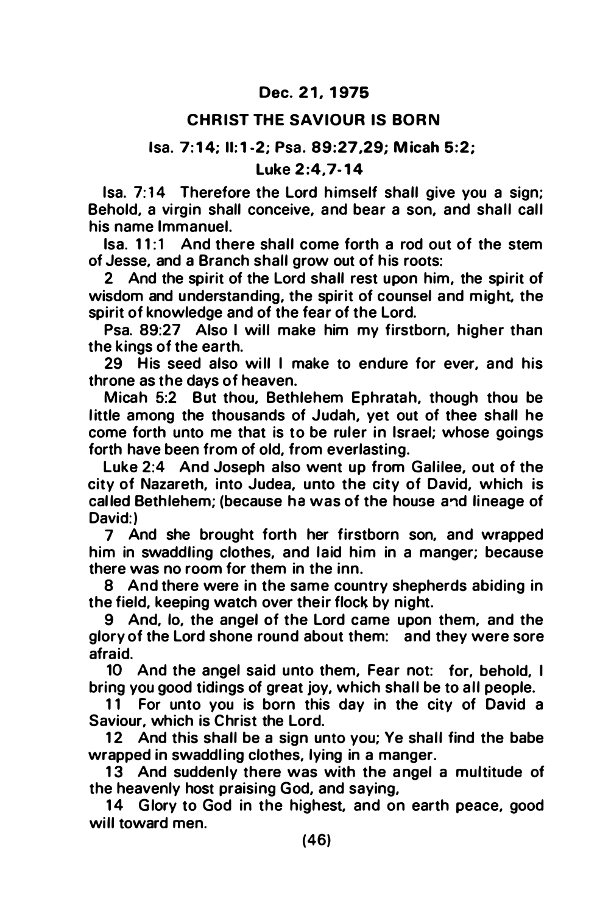**Dec. 21, 1975**

**CHRIST THE SAVIOUR IS BORN**

**Isa. 7:14; II:1-2; Psa. 89:27,29; Micah 5:2;**

**Luke 2:4,7-14**

Isa. 7:14 Therefore the Lord himself shall give you a sign; Behold, a virgin shall conceive, and bear a son, and shall call his name Immanuel.

Isa. 11:1 And there shall come forth a rod out of the stem of Jesse, and a Branch shall grow out of his roots:

2 And the spirit of the Lord shall rest upon him, the spirit of wisdom and understanding, the spirit of counsel and might, the spirit of knowledge and of the fear of the Lord.

Psa. 89:27 Also I will make him my firstborn, higher than the kings of the earth.

29 His seed also will I make to endure for ever, and his throne as the days of heaven.

Micah 5:2 But thou, Bethlehem Ephratah, though thou be little among the thousands of Judah, yet out of thee shall he come forth unto me that is to be ruler in Israel; whose goings forth have been from of old, from everlasting.

Luke 2:4 And Joseph also went up from Galilee, out of the city of Nazareth, into Judea, unto the city of David, which is called Bethlehem; (because he was of the house and lineage of David:)

7 And she brought forth her firstborn son, and wrapped him in swaddling clothes, and laid him in a manger; because there was no room for them in the inn.

8 And there were in the same country shepherds abiding in the field, keeping watch over their flock by night.

9 And, lo, the angel of the Lord came upon them, and the glory of the Lord shone round about them: and they were sore afraid.

10 And the angel said unto them, Fear not: for, behold, I bring you good tidings of great joy, which shall be to all people.

11 For unto you is born this day in the city of David a Saviour, which is Christ the Lord.

12 And this shall be a sign unto you; Ye shall find the babe wrapped in swaddling clothes, lying in a manger.

13 And suddenly there was with the angel a multitude of the heavenly host praising God, and saying,

14 Glory to God in the highest, and on earth peace, good will toward men.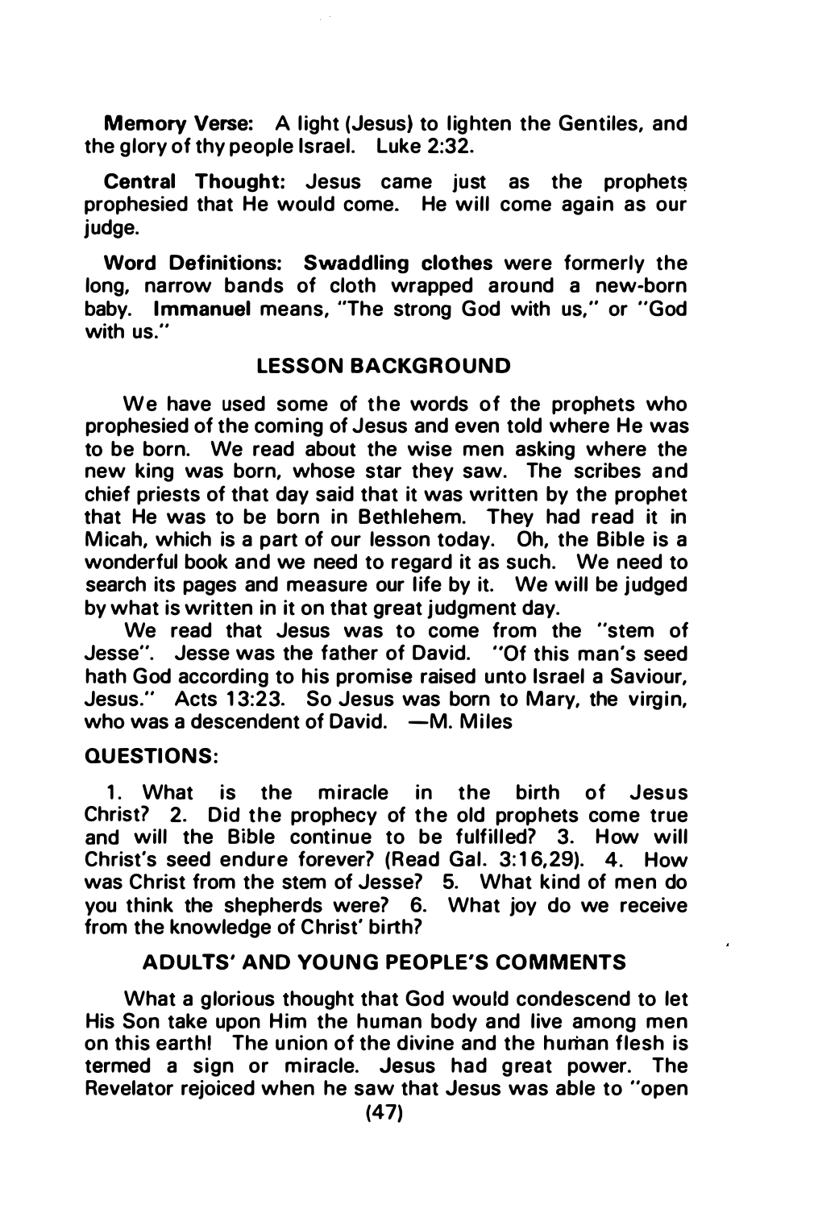**Memory Verse:** A light (Jesus) to lighten the Gentiles, and the glory of thy people Israel. Luke 2:32.

**Central Thought:** Jesus came just as the prophets prophesied that He would come. He will come again as our judge.

**Word Definitions:** **Swaddling clothes** were formerly the long, narrow bands of cloth wrapped around a new-born baby. **Immanuel** means, "The strong God with us," or "God with us."

## LESSON BACKGROUND

We have used some of the words of the prophets who prophesied of the coming of Jesus and even told where He was to be born. We read about the wise men asking where the new king was born, whose star they saw. The scribes and chief priests of that day said that it was written by the prophet that He was to be born in Bethlehem. They had read it in Micah, which is a part of our lesson today. Oh, the Bible is a wonderful book and we need to regard it as such. We need to search its pages and measure our life by it. We will be judged by what is written in it on that great judgment day.

We read that Jesus was to come from the "stem of Jesse". Jesse was the father of David. "Of this man's seed hath God according to his promise raised unto Israel a Saviour, Jesus." Acts 13:23. So Jesus was born to Mary, the virgin, who was a descendent of David. —M. Miles

**QUESTIONS:**

1. What is the miracle in the birth of Jesus Christ? 2. Did the prophecy of the old prophets come true and will the Bible continue to be fulfilled? 3. How will Christ's seed endure forever? (Read Gal. 3:16,29). 4. How was Christ from the stem of Jesse? 5. What kind of men do you think the shepherds were? 6. What joy do we receive from the knowledge of Christ' birth?

## ADULTS' AND YOUNG PEOPLE'S COMMENTS

What a glorious thought that God would condescend to let His Son take upon Him the human body and live among men on this earth! The union of the divine and the human flesh is termed a sign or miracle. Jesus had great power. The Revelator rejoiced when he saw that Jesus was able to "open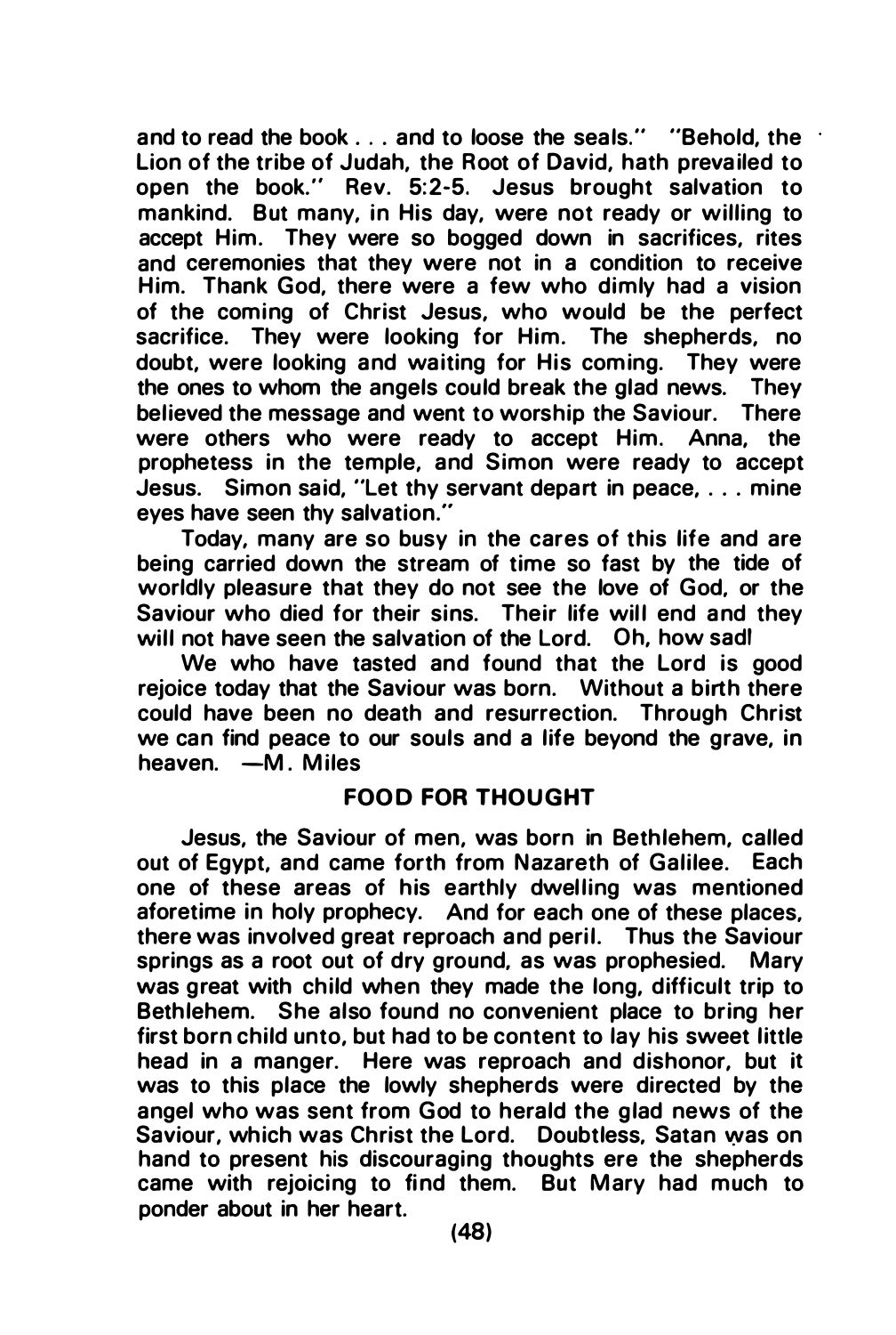and to read the book . . . and to loose the seals." "Behold, the Lion of the tribe of Judah, the Root of David, hath prevailed to open the book." Rev. 5:2-5. Jesus brought salvation to mankind. But many, in His day, were not ready or willing to accept Him. They were so bogged down in sacrifices, rites and ceremonies that they were not in a condition to receive Him. Thank God, there were a few who dimly had a vision of the coming of Christ Jesus, who would be the perfect sacrifice. They were looking for Him. The shepherds, no doubt, were looking and waiting for His coming. They were the ones to whom the angels could break the glad news. They believed the message and went to worship the Saviour. There were others who were ready to accept Him. Anna, the prophetess in the temple, and Simon were ready to accept Jesus. Simon said, "Let thy servant depart in peace, . . . mine eyes have seen thy salvation."

Today, many are so busy in the cares of this life and are being carried down the stream of time so fast by the tide of worldly pleasure that they do not see the love of God, or the Saviour who died for their sins. Their life will end and they will not have seen the salvation of the Lord. Oh, how sad!

We who have tasted and found that the Lord is good rejoice today that the Saviour was born. Without a birth there could have been no death and resurrection. Through Christ we can find peace to our souls and a life beyond the grave, in heaven. —M. Miles

## FOOD FOR THOUGHT

Jesus, the Saviour of men, was born in Bethlehem, called out of Egypt, and came forth from Nazareth of Galilee. Each one of these areas of his earthly dwelling was mentioned aforetime in holy prophecy. And for each one of these places, there was involved great reproach and peril. Thus the Saviour springs as a root out of dry ground, as was prophesied. Mary was great with child when they made the long, difficult trip to Bethlehem. She also found no convenient place to bring her first born child unto, but had to be content to lay his sweet little head in a manger. Here was reproach and dishonor, but it was to this place the lowly shepherds were directed by the angel who was sent from God to herald the glad news of the Saviour, which was Christ the Lord. Doubtless, Satan was on hand to present his discouraging thoughts ere the shepherds came with rejoicing to find them. But Mary had much to ponder about in her heart.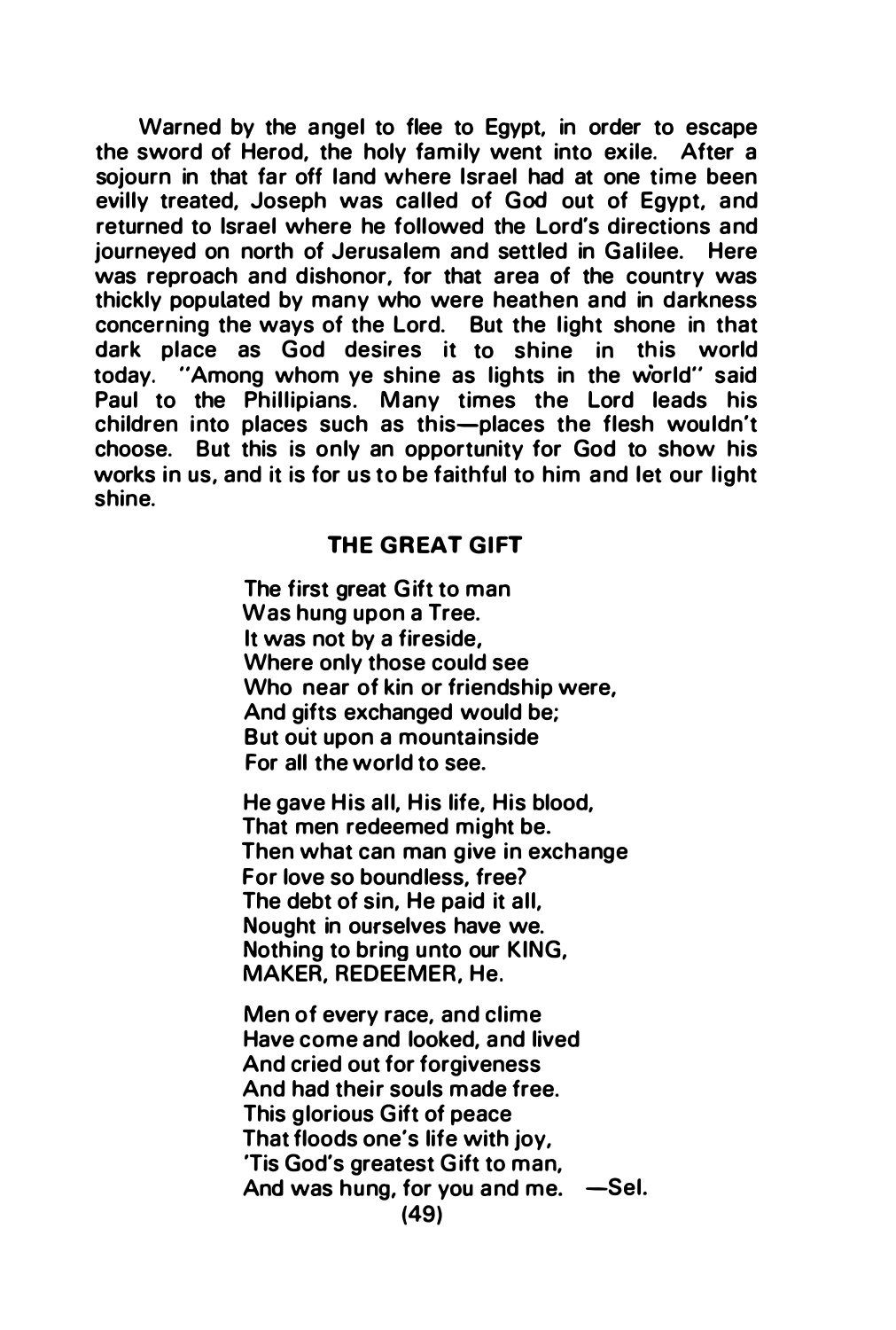Warned by the angel to flee to Egypt, in order to escape the sword of Herod, the holy family went into exile. After a sojourn in that far off land where Israel had at one time been evilly treated, Joseph was called of God out of Egypt, and returned to Israel where he followed the Lord's directions and journeyed on north of Jerusalem and settled in Galilee. Here was reproach and dishonor, for that area of the country was thickly populated by many who were heathen and in darkness concerning the ways of the Lord. But the light shone in that dark place as God desires it to shine in this world today. "Among whom ye shine as lights in the world" said Paul to the Phillipians. Many times the Lord leads his children into places such as this—places the flesh wouldn't choose. But this is only an opportunity for God to show his works in us, and it is for us to be faithful to him and let our light shine.

## THE GREAT GIFT

The first great Gift to man  
Was hung upon a Tree.  
It was not by a fireside,  
Where only those could see  
Who near of kin or friendship were,  
And gifts exchanged would be;  
But out upon a mountainside  
For all the world to see.

He gave His all, His life, His blood,  
That men redeemed might be.  
Then what can man give in exchange  
For love so boundless, free?  
The debt of sin, He paid it all,  
Nought in ourselves have we.  
Nothing to bring unto our KING,  
MAKER, REDEEMER, He.

Men of every race, and clime  
Have come and looked, and lived  
And cried out for forgiveness  
And had their souls made free.  
This glorious Gift of peace  
That floods one's life with joy,  
'Tis God's greatest Gift to man,  
And was hung, for you and me. —Sel.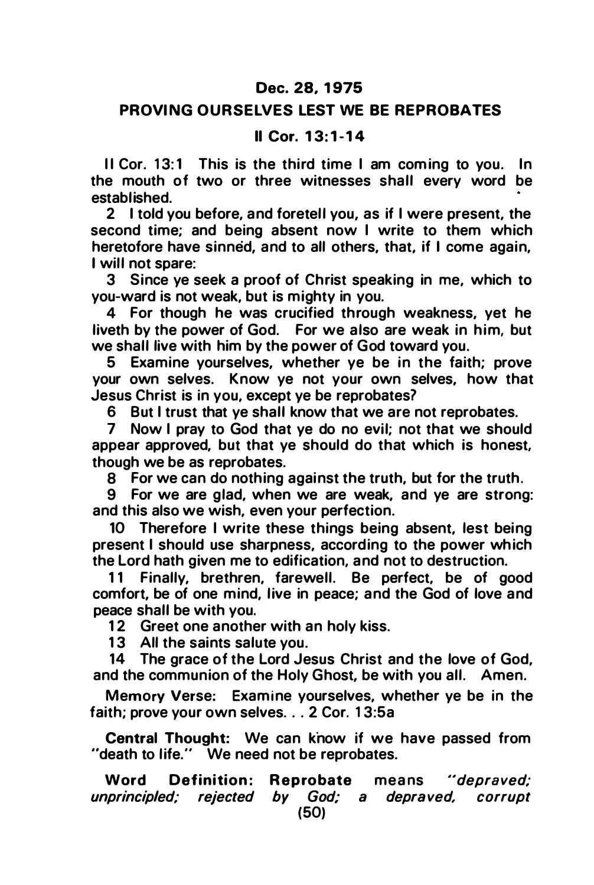**Dec. 28, 1975**

## PROVING OURSELVES LEST WE BE REPROBATES

**II Cor. 13:1-14**

II Cor. 13:1 This is the third time I am coming to you. In the mouth of two or three witnesses shall every word be established.

2 I told you before, and foretell you, as if I were present, the second time; and being absent now I write to them which heretofore have sinned, and to all others, that, if I come again, I will not spare:

3 Since ye seek a proof of Christ speaking in me, which to you-ward is not weak, but is mighty in you.

4 For though he was crucified through weakness, yet he liveth by the power of God. For we also are weak in him, but we shall live with him by the power of God toward you.

5 Examine yourselves, whether ye be in the faith; prove your own selves. Know ye not your own selves, how that Jesus Christ is in you, except ye be reprobates?

6 But I trust that ye shall know that we are not reprobates.

7 Now I pray to God that ye do no evil; not that we should appear approved, but that ye should do that which is honest, though we be as reprobates.

8 For we can do nothing against the truth, but for the truth.

9 For we are glad, when we are weak, and ye are strong: and this also we wish, even your perfection.

10 Therefore I write these things being absent, lest being present I should use sharpness, according to the power which the Lord hath given me to edification, and not to destruction.

11 Finally, brethren, farewell. Be perfect, be of good comfort, be of one mind, live in peace; and the God of love and peace shall be with you.

12 Greet one another with an holy kiss.

13 All the saints salute you.

14 The grace of the Lord Jesus Christ and the love of God, and the communion of the Holy Ghost, be with you all. Amen.

Memory Verse: Examine yourselves, whether ye be in the faith; prove your own selves. . . 2 Cor. 13:5a

**Central Thought:** We can know if we have passed from "death to life." We need not be reprobates.

**Word Definition: Reprobate** means *"depraved; unprincipled; rejected by God; a depraved, corrupt*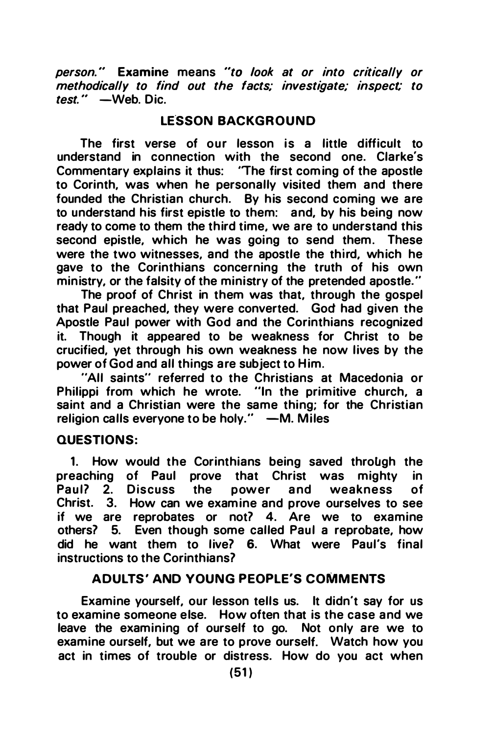*person."* **Examine** means *"to look at or into critically or methodically to find out the facts; investigate; inspect; to test."* —Web. Dic.

## LESSON BACKGROUND

The first verse of our lesson is a little difficult to understand in connection with the second one. Clarke's Commentary explains it thus: "The first coming of the apostle to Corinth, was when he personally visited them and there founded the Christian church. By his second coming we are to understand his first epistle to them: and, by his being now ready to come to them the third time, we are to understand this second epistle, which he was going to send them. These were the two witnesses, and the apostle the third, which he gave to the Corinthians concerning the truth of his own ministry, or the falsity of the ministry of the pretended apostle."

The proof of Christ in them was that, through the gospel that Paul preached, they were converted. God had given the Apostle Paul power with God and the Corinthians recognized it. Though it appeared to be weakness for Christ to be crucified, yet through his own weakness he now lives by the power of God and all things are subject to Him.

"All saints" referred to the Christians at Macedonia or Philippi from which he wrote. "In the primitive church, a saint and a Christian were the same thing; for the Christian religion calls everyone to be holy." —M. Miles

## QUESTIONS:

1. How would the Corinthians being saved through the preaching of Paul prove that Christ was mighty in Paul? 2. Discuss the power and weakness of Christ. 3. How can we examine and prove ourselves to see if we are reprobates or not? 4. Are we to examine others? 5. Even though some called Paul a reprobate, how did he want them to live? 6. What were Paul's final instructions to the Corinthians?

## ADULTS' AND YOUNG PEOPLE'S COMMENTS

Examine yourself, our lesson tells us. It didn't say for us to examine someone else. How often that is the case and we leave the examining of ourself to go. Not only are we to examine ourself, but we are to prove ourself. Watch how you act in times of trouble or distress. How do you act when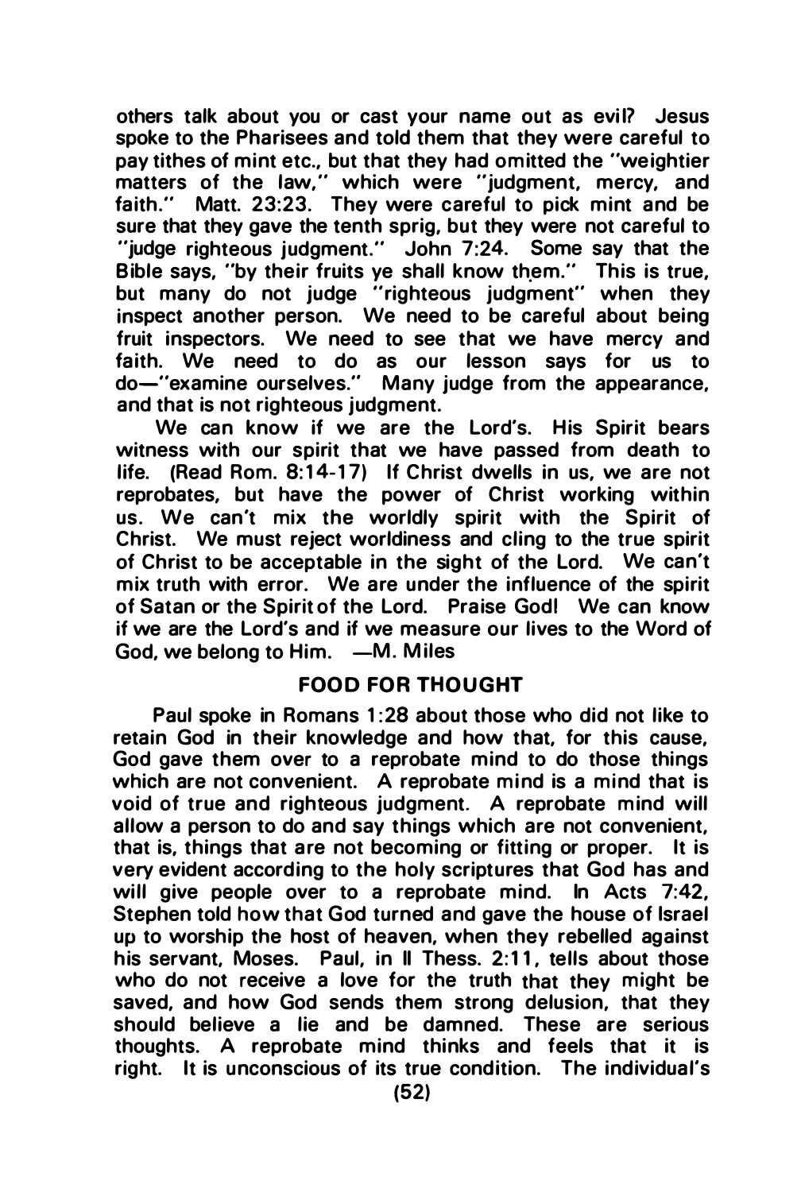others talk about you or cast your name out as evil? Jesus spoke to the Pharisees and told them that they were careful to pay tithes of mint etc., but that they had omitted the "weightier matters of the law," which were "judgment, mercy, and faith." Matt. 23:23. They were careful to pick mint and be sure that they gave the tenth sprig, but they were not careful to "judge righteous judgment." John 7:24. Some say that the Bible says, "by their fruits ye shall know them." This is true, but many do not judge "righteous judgment" when they inspect another person. We need to be careful about being fruit inspectors. We need to see that we have mercy and faith. We need to do as our lesson says for us to do—"examine ourselves." Many judge from the appearance, and that is not righteous judgment.

We can know if we are the Lord's. His Spirit bears witness with our spirit that we have passed from death to life. (Read Rom. 8:14-17) If Christ dwells in us, we are not reprobates, but have the power of Christ working within us. We can't mix the worldly spirit with the Spirit of Christ. We must reject worldiness and cling to the true spirit of Christ to be acceptable in the sight of the Lord. We can't mix truth with error. We are under the influence of the spirit of Satan or the Spirit of the Lord. Praise God! We can know if we are the Lord's and if we measure our lives to the Word of God, we belong to Him. —M. Miles

## FOOD FOR THOUGHT

Paul spoke in Romans 1:28 about those who did not like to retain God in their knowledge and how that, for this cause, God gave them over to a reprobate mind to do those things which are not convenient. A reprobate mind is a mind that is void of true and righteous judgment. A reprobate mind will allow a person to do and say things which are not convenient, that is, things that are not becoming or fitting or proper. It is very evident according to the holy scriptures that God has and will give people over to a reprobate mind. In Acts 7:42, Stephen told how that God turned and gave the house of Israel up to worship the host of heaven, when they rebelled against his servant, Moses. Paul, in II Thess. 2:11, tells about those who do not receive a love for the truth that they might be saved, and how God sends them strong delusion, that they should believe a lie and be damned. These are serious thoughts. A reprobate mind thinks and feels that it is right. It is unconscious of its true condition. The individual's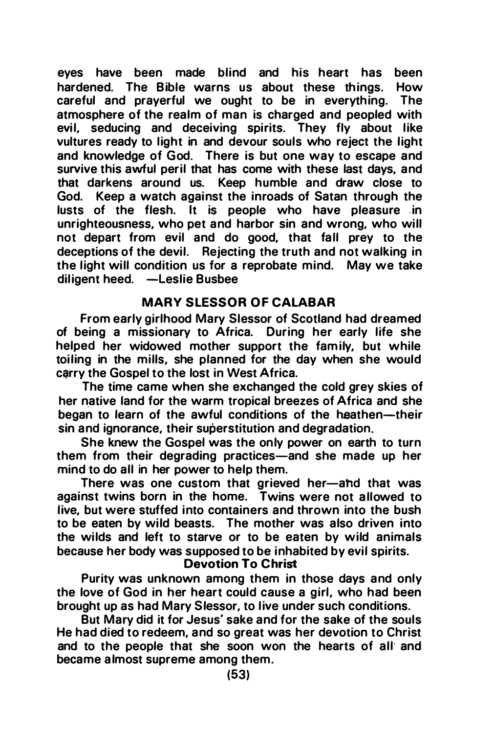eyes have been made blind and his heart has been hardened. The Bible warns us about these things. How careful and prayerful we ought to be in everything. The atmosphere of the realm of man is charged and peopled with evil, seducing and deceiving spirits. They fly about like vultures ready to light in and devour souls who reject the light and knowledge of God. There is but one way to escape and survive this awful peril that has come with these last days, and that darkens around us. Keep humble and draw close to God. Keep a watch against the inroads of Satan through the lusts of the flesh. It is people who have pleasure in unrighteousness, who pet and harbor sin and wrong, who will not depart from evil and do good, that fall prey to the deceptions of the devil. Rejecting the truth and not walking in the light will condition us for a reprobate mind. May we take diligent heed. —Leslie Busbee

## MARY SLESSOR OF CALABAR

From early girlhood Mary Slessor of Scotland had dreamed of being a missionary to Africa. During her early life she helped her widowed mother support the family, but while toiling in the mills, she planned for the day when she would carry the Gospel to the lost in West Africa.

The time came when she exchanged the cold grey skies of her native land for the warm tropical breezes of Africa and she began to learn of the awful conditions of the heathen—their sin and ignorance, their superstition and degradation.

She knew the Gospel was the only power on earth to turn them from their degrading practices—and she made up her mind to do all in her power to help them.

There was one custom that grieved her—and that was against twins born in the home. Twins were not allowed to live, but were stuffed into containers and thrown into the bush to be eaten by wild beasts. The mother was also driven into the wilds and left to starve or to be eaten by wild animals because her body was supposed to be inhabited by evil spirits.

### Devotion To Christ

Purity was unknown among them in those days and only the love of God in her heart could cause a girl, who had been brought up as had Mary Slessor, to live under such conditions.

But Mary did it for Jesus' sake and for the sake of the souls He had died to redeem, and so great was her devotion to Christ and to the people that she soon won the hearts of all and became almost supreme among them.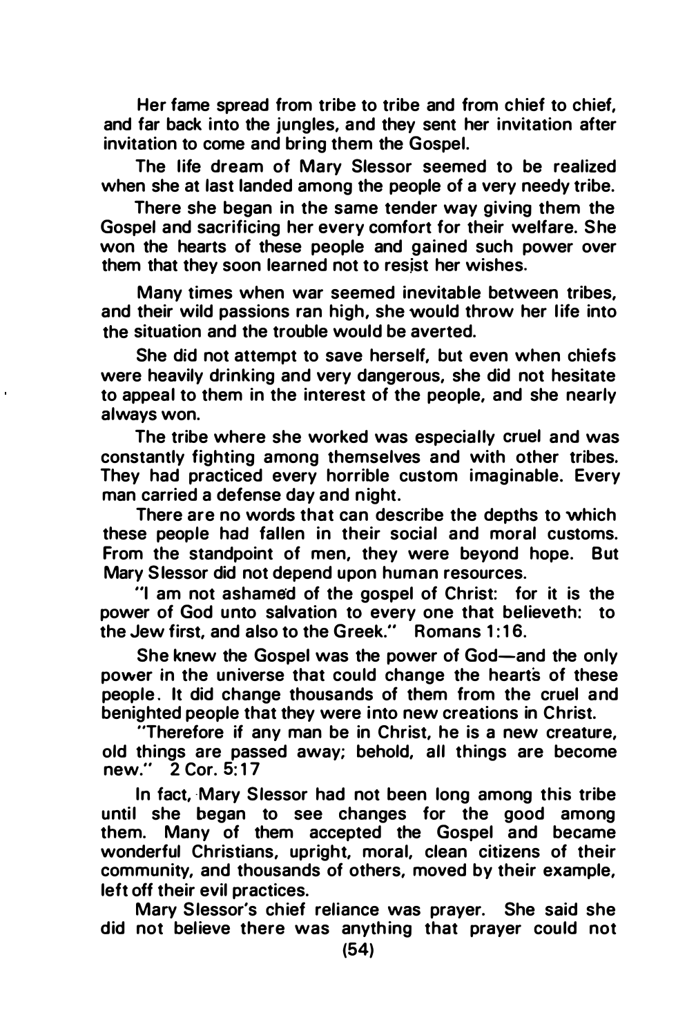Her fame spread from tribe to tribe and from chief to chief, and far back into the jungles, and they sent her invitation after invitation to come and bring them the Gospel.

The life dream of Mary Slessor seemed to be realized when she at last landed among the people of a very needy tribe.

There she began in the same tender way giving them the Gospel and sacrificing her every comfort for their welfare. She won the hearts of these people and gained such power over them that they soon learned not to resist her wishes.

Many times when war seemed inevitable between tribes, and their wild passions ran high, she would throw her life into the situation and the trouble would be averted.

She did not attempt to save herself, but even when chiefs were heavily drinking and very dangerous, she did not hesitate to appeal to them in the interest of the people, and she nearly always won.

The tribe where she worked was especially cruel and was constantly fighting among themselves and with other tribes. They had practiced every horrible custom imaginable. Every man carried a defense day and night.

There are no words that can describe the depths to which these people had fallen in their social and moral customs. From the standpoint of men, they were beyond hope. But Mary Slessor did not depend upon human resources.

"I am not ashamed of the gospel of Christ: for it is the power of God unto salvation to every one that believeth: to the Jew first, and also to the Greek." Romans 1:16.

She knew the Gospel was the power of God—and the only power in the universe that could change the hearts of these people. It did change thousands of them from the cruel and benighted people that they were into new creations in Christ.

"Therefore if any man be in Christ, he is a new creature, old things are passed away; behold, all things are become new." 2 Cor. 5:17

In fact, Mary Slessor had not been long among this tribe until she began to see changes for the good among them. Many of them accepted the Gospel and became wonderful Christians, upright, moral, clean citizens of their community, and thousands of others, moved by their example, left off their evil practices.

Mary Slessor's chief reliance was prayer. She said she did not believe there was anything that prayer could not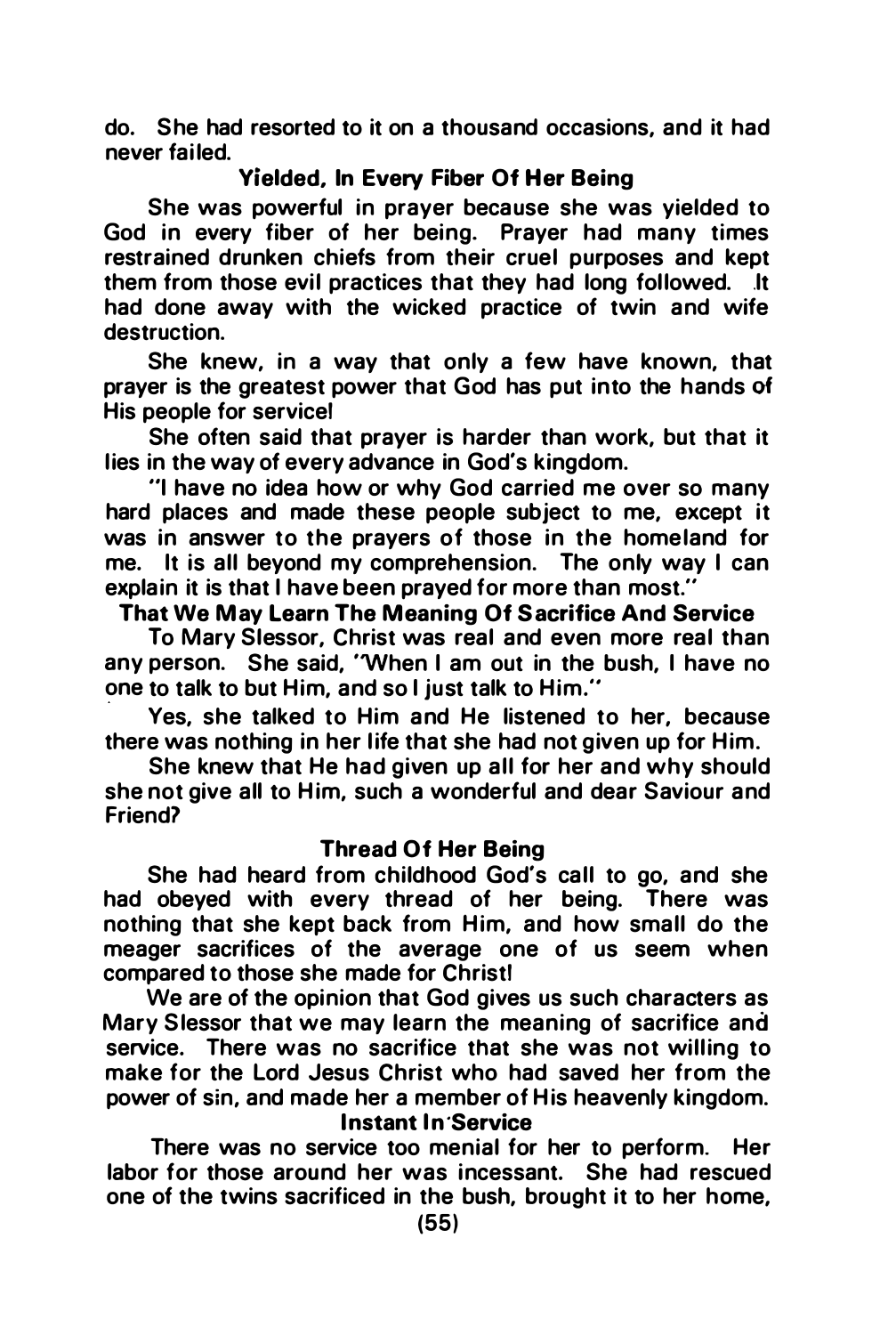do. She had resorted to it on a thousand occasions, and it had never failed.

### Yielded, In Every Fiber Of Her Being

She was powerful in prayer because she was yielded to God in every fiber of her being. Prayer had many times restrained drunken chiefs from their cruel purposes and kept them from those evil practices that they had long followed. It had done away with the wicked practice of twin and wife destruction.

She knew, in a way that only a few have known, that prayer is the greatest power that God has put into the hands of His people for service!

She often said that prayer is harder than work, but that it lies in the way of every advance in God's kingdom.

"I have no idea how or why God carried me over so many hard places and made these people subject to me, except it was in answer to the prayers of those in the homeland for me. It is all beyond my comprehension. The only way I can explain it is that I have been prayed for more than most."

### That We May Learn The Meaning Of Sacrifice And Service

To Mary Slessor, Christ was real and even more real than any person. She said, "When I am out in the bush, I have no one to talk to but Him, and so I just talk to Him."

Yes, she talked to Him and He listened to her, because there was nothing in her life that she had not given up for Him.

She knew that He had given up all for her and why should she not give all to Him, such a wonderful and dear Saviour and Friend?

### Thread Of Her Being

She had heard from childhood God's call to go, and she had obeyed with every thread of her being. There was nothing that she kept back from Him, and how small do the meager sacrifices of the average one of us seem when compared to those she made for Christ!

We are of the opinion that God gives us such characters as Mary Slessor that we may learn the meaning of sacrifice and service. There was no sacrifice that she was not willing to make for the Lord Jesus Christ who had saved her from the power of sin, and made her a member of His heavenly kingdom.

### Instant In Service

There was no service too menial for her to perform. Her labor for those around her was incessant. She had rescued one of the twins sacrificed in the bush, brought it to her home,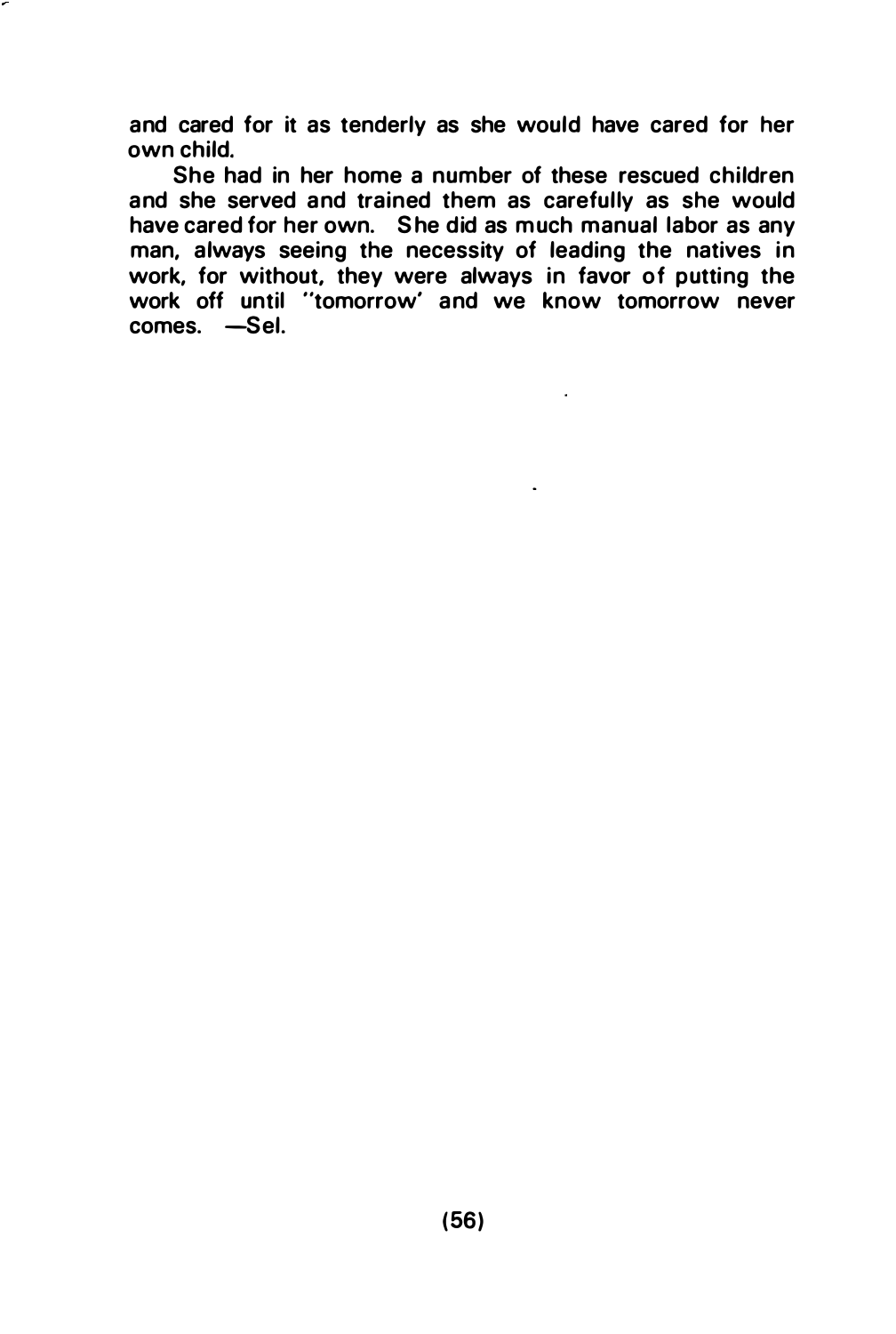and cared for it as tenderly as she would have cared for her own child.

She had in her home a number of these rescued children and she served and trained them as carefully as she would have cared for her own. She did as much manual labor as any man, always seeing the necessity of leading the natives in work, for without, they were always in favor of putting the work off until "tomorrow' and we know tomorrow never comes. —Sel.